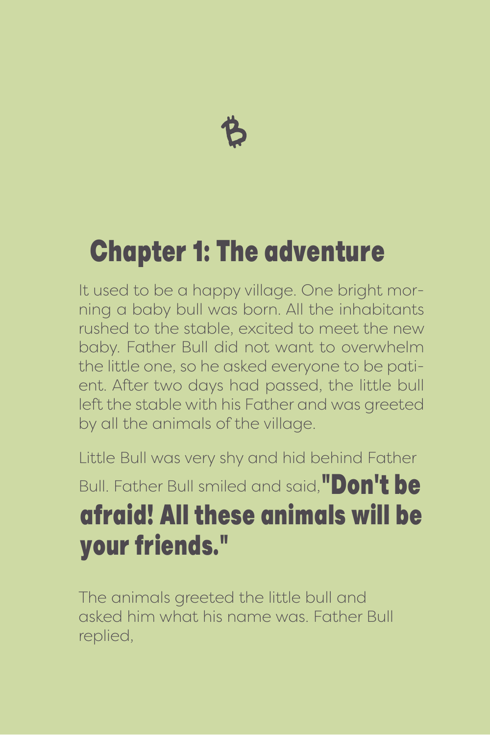₿

## Chapter 1: The adventure

It used to be a happy village. One bright morning a baby bull was born. All the inhabitants rushed to the stable, excited to meet the new baby. Father Bull did not want to overwhelm the little one, so he asked everyone to be patient. After two days had passed, the little bull left the stable with his Father and was greeted by all the animals of the village.

Little Bull was very shy and hid behind Father Bull. Father Bull smiled and said, **"Don't be afraid! All these animals will be your friends."**

The animals greeted the little bull and asked him what his name was. Father Bull replied,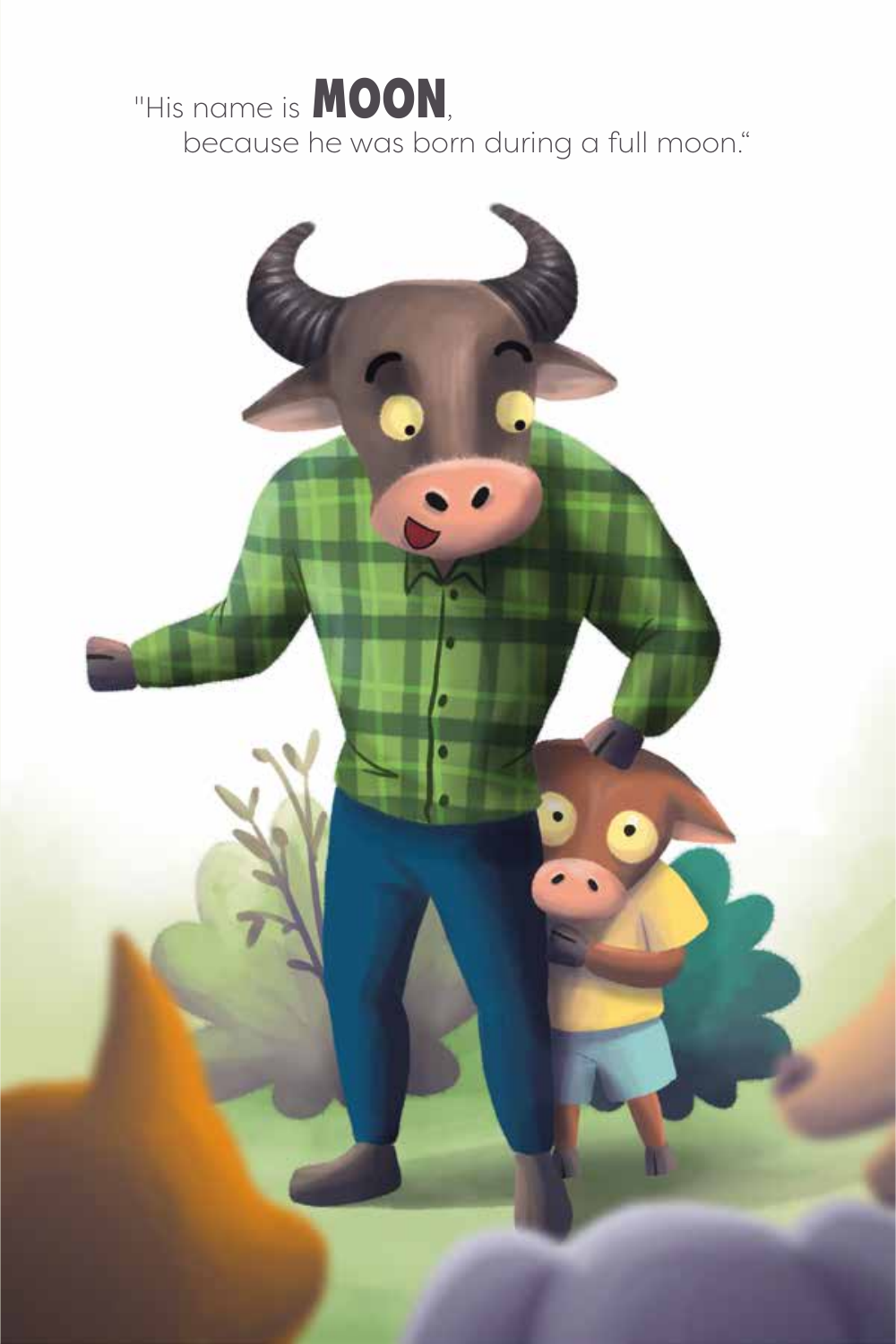"His name is **MOON**,
because he was born during a full moon."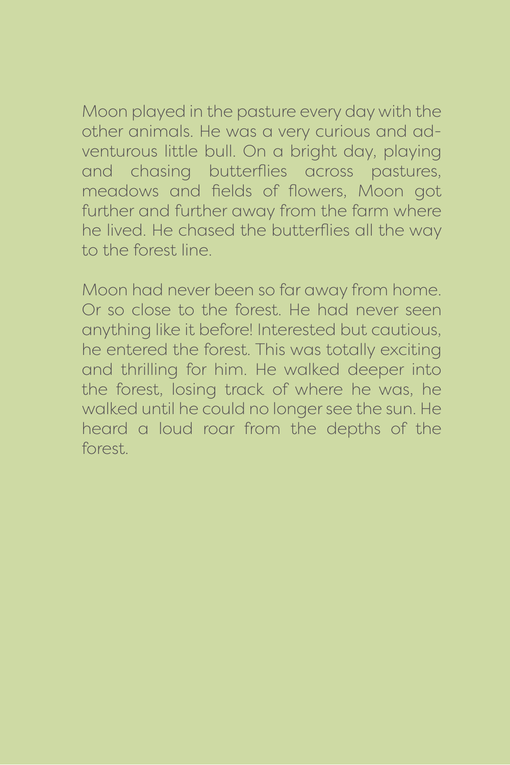Moon played in the pasture every day with the other animals. He was a very curious and adventurous little bull. On a bright day, playing and chasing butterflies across pastures, meadows and fields of flowers, Moon got further and further away from the farm where he lived. He chased the butterflies all the way to the forest line.

Moon had never been so far away from home. Or so close to the forest. He had never seen anything like it before! Interested but cautious, he entered the forest. This was totally exciting and thrilling for him. He walked deeper into the forest, losing track of where he was, he walked until he could no longer see the sun. He heard a loud roar from the depths of the forest.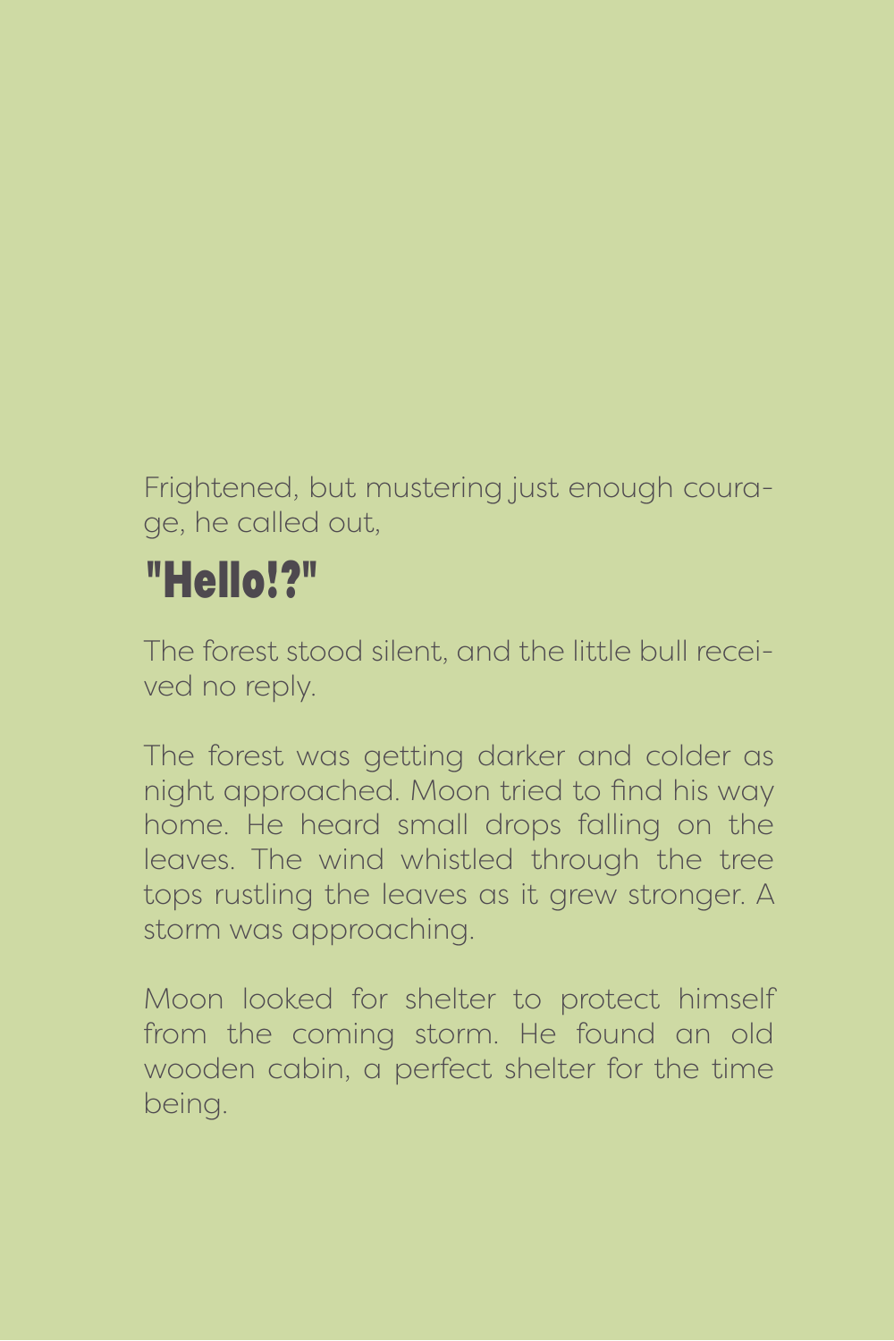Frightened, but mustering just enough courage, he called out,

**"Hello!?"**

The forest stood silent, and the little bull received no reply.

The forest was getting darker and colder as night approached. Moon tried to find his way home. He heard small drops falling on the leaves. The wind whistled through the tree tops rustling the leaves as it grew stronger. A storm was approaching.

Moon looked for shelter to protect himself from the coming storm. He found an old wooden cabin, a perfect shelter for the time being.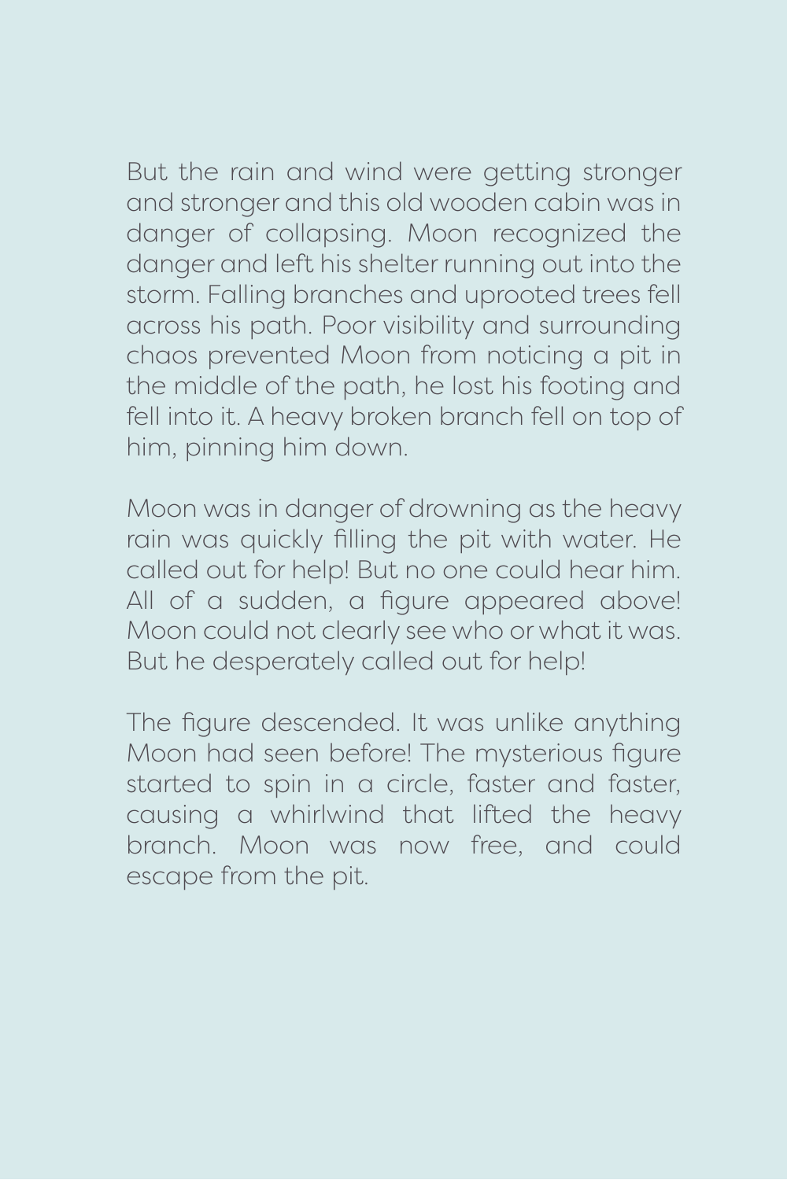But the rain and wind were getting stronger and stronger and this old wooden cabin was in danger of collapsing. Moon recognized the danger and left his shelter running out into the storm. Falling branches and uprooted trees fell across his path. Poor visibility and surrounding chaos prevented Moon from noticing a pit in the middle of the path, he lost his footing and fell into it. A heavy broken branch fell on top of him, pinning him down.

Moon was in danger of drowning as the heavy rain was quickly filling the pit with water. He called out for help! But no one could hear him. All of a sudden, a figure appeared above! Moon could not clearly see who or what it was. But he desperately called out for help!

The figure descended. It was unlike anything Moon had seen before! The mysterious figure started to spin in a circle, faster and faster, causing a whirlwind that lifted the heavy branch. Moon was now free, and could escape from the pit.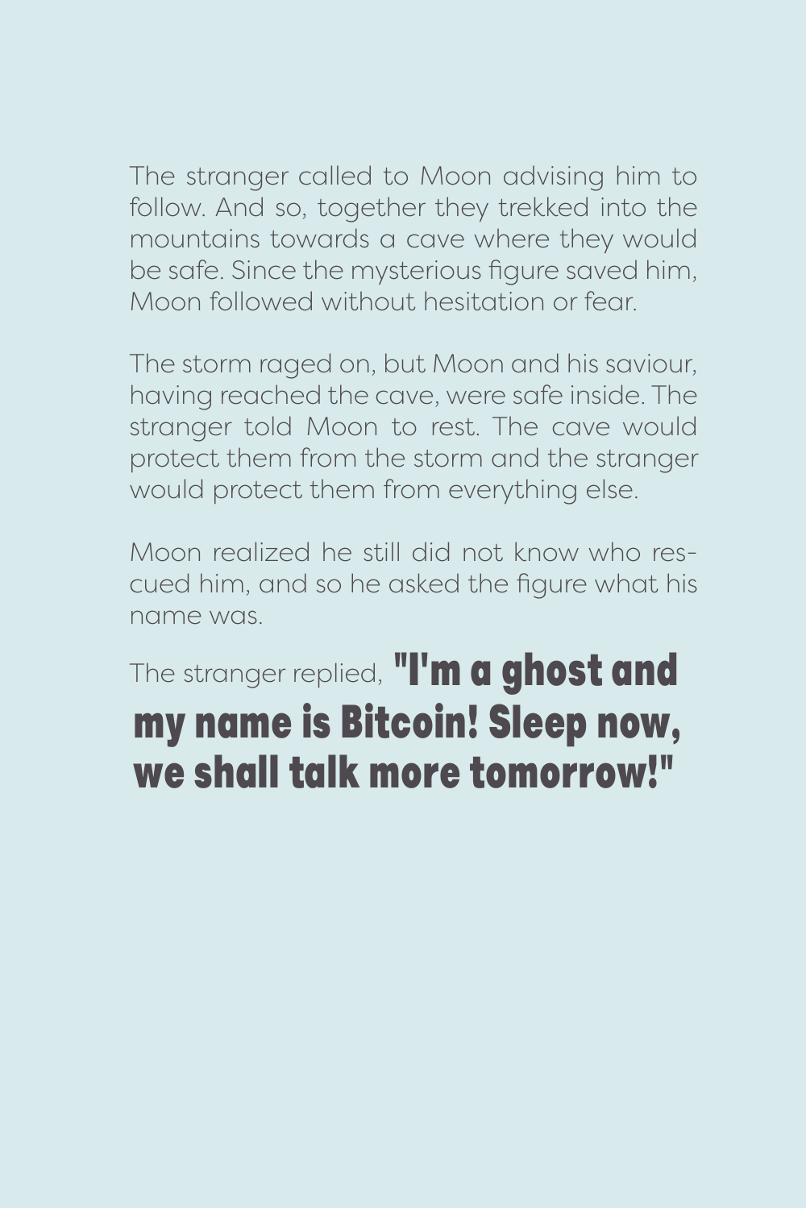The stranger called to Moon advising him to follow. And so, together they trekked into the mountains towards a cave where they would be safe. Since the mysterious figure saved him, Moon followed without hesitation or fear.

The storm raged on, but Moon and his saviour, having reached the cave, were safe inside. The stranger told Moon to rest. The cave would protect them from the storm and the stranger would protect them from everything else.

Moon realized he still did not know who rescued him, and so he asked the figure what his name was.

The stranger replied, **"I'm a ghost and my name is Bitcoin! Sleep now, we shall talk more tomorrow!"**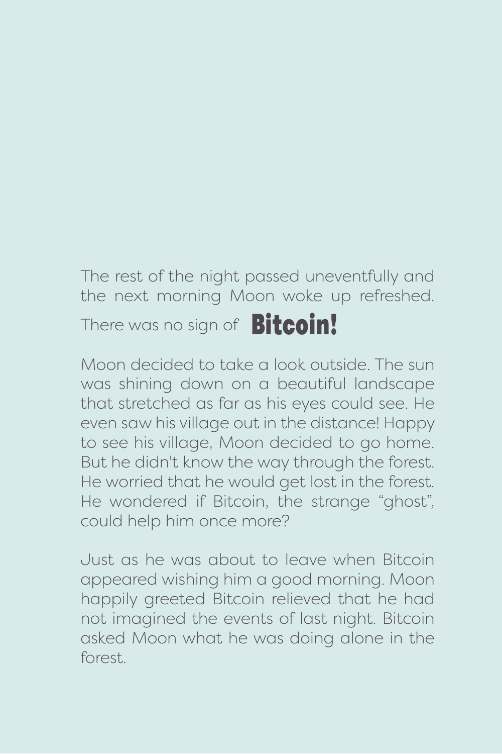The rest of the night passed uneventfully and the next morning Moon woke up refreshed. There was no sign of **Bitcoin!**

Moon decided to take a look outside. The sun was shining down on a beautiful landscape that stretched as far as his eyes could see. He even saw his village out in the distance! Happy to see his village, Moon decided to go home. But he didn't know the way through the forest. He worried that he would get lost in the forest. He wondered if Bitcoin, the strange "ghost", could help him once more?

Just as he was about to leave when Bitcoin appeared wishing him a good morning. Moon happily greeted Bitcoin relieved that he had not imagined the events of last night. Bitcoin asked Moon what he was doing alone in the forest.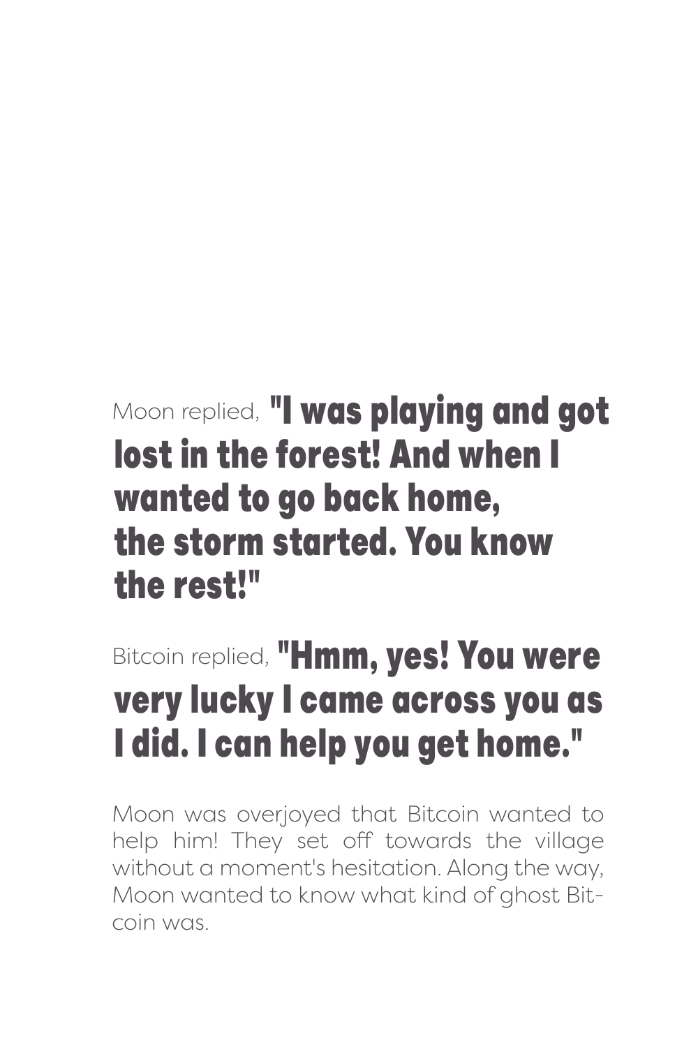Moon replied, **"I was playing and got lost in the forest! And when I wanted to go back home, the storm started. You know the rest!"**

Bitcoin replied, **"Hmm, yes! You were very lucky I came across you as I did. I can help you get home."**

Moon was overjoyed that Bitcoin wanted to help him! They set off towards the village without a moment's hesitation. Along the way, Moon wanted to know what kind of ghost Bitcoin was.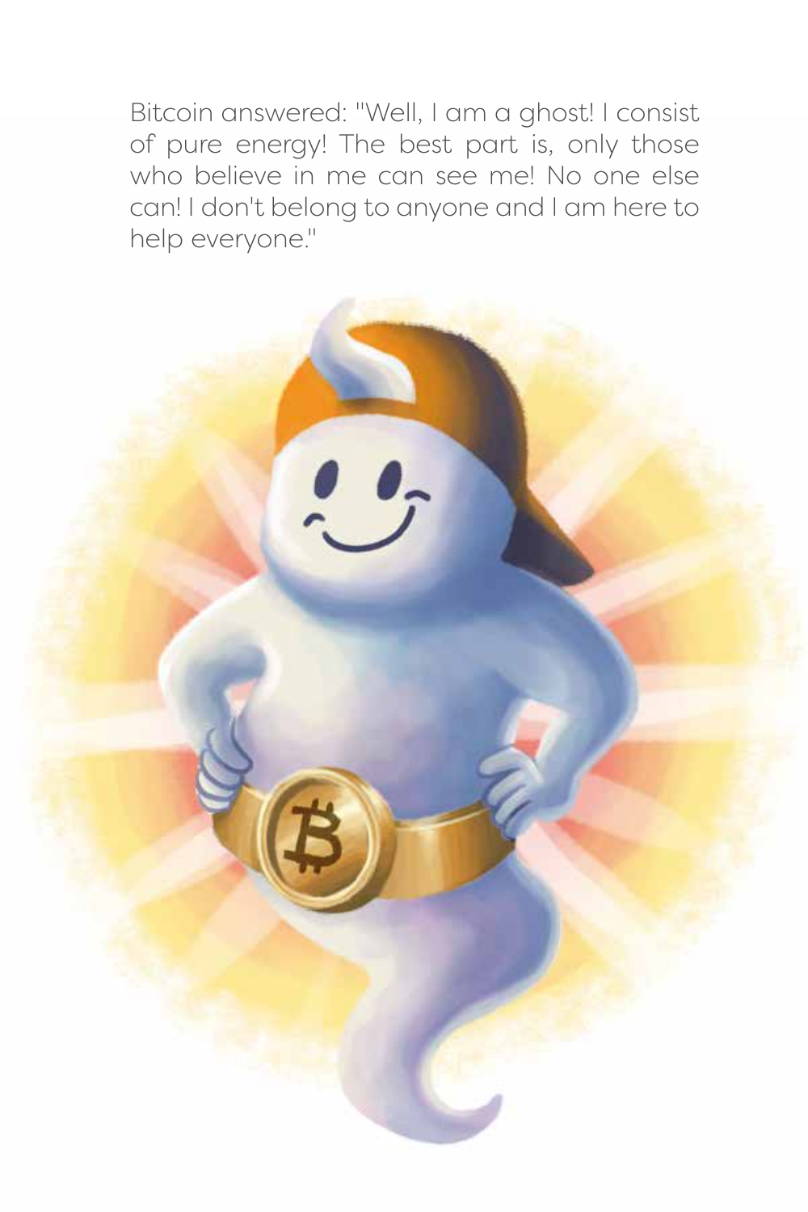Bitcoin answered: "Well, I am a ghost! I consist of pure energy! The best part is, only those who believe in me can see me! No one else can! I don't belong to anyone and I am here to help everyone."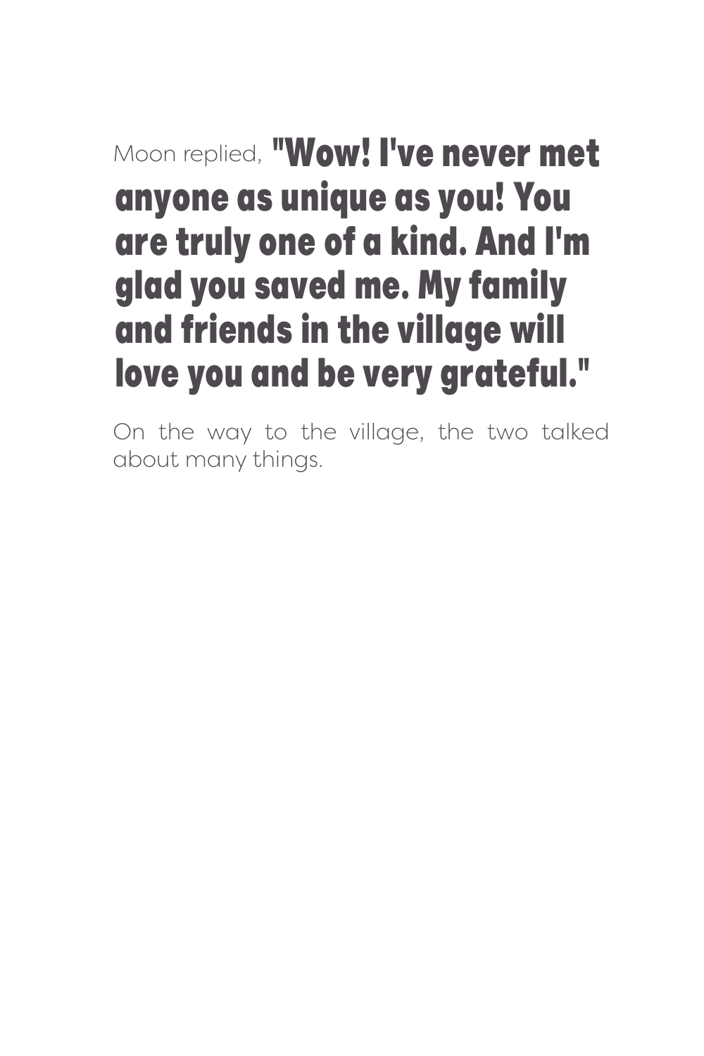Moon replied, **"Wow! I've never met anyone as unique as you! You are truly one of a kind. And I'm glad you saved me. My family and friends in the village will love you and be very grateful."**

On the way to the village, the two talked about many things.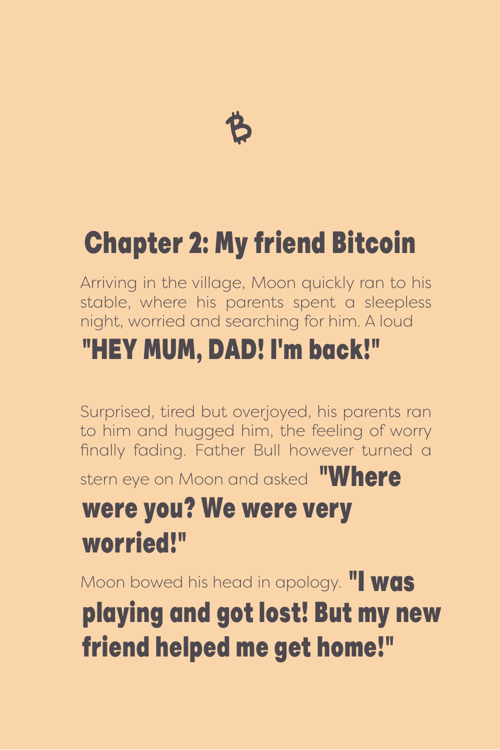## Chapter 2: My friend Bitcoin

Arriving in the village, Moon quickly ran to his stable, where his parents spent a sleepless night, worried and searching for him. A loud

**"HEY MUM, DAD! I'm back!"**

Surprised, tired but overjoyed, his parents ran to him and hugged him, the feeling of worry finally fading. Father Bull however turned a stern eye on Moon and asked **"Where were you? We were very worried!"**

Moon bowed his head in apology. **"I was playing and got lost! But my new friend helped me get home!"**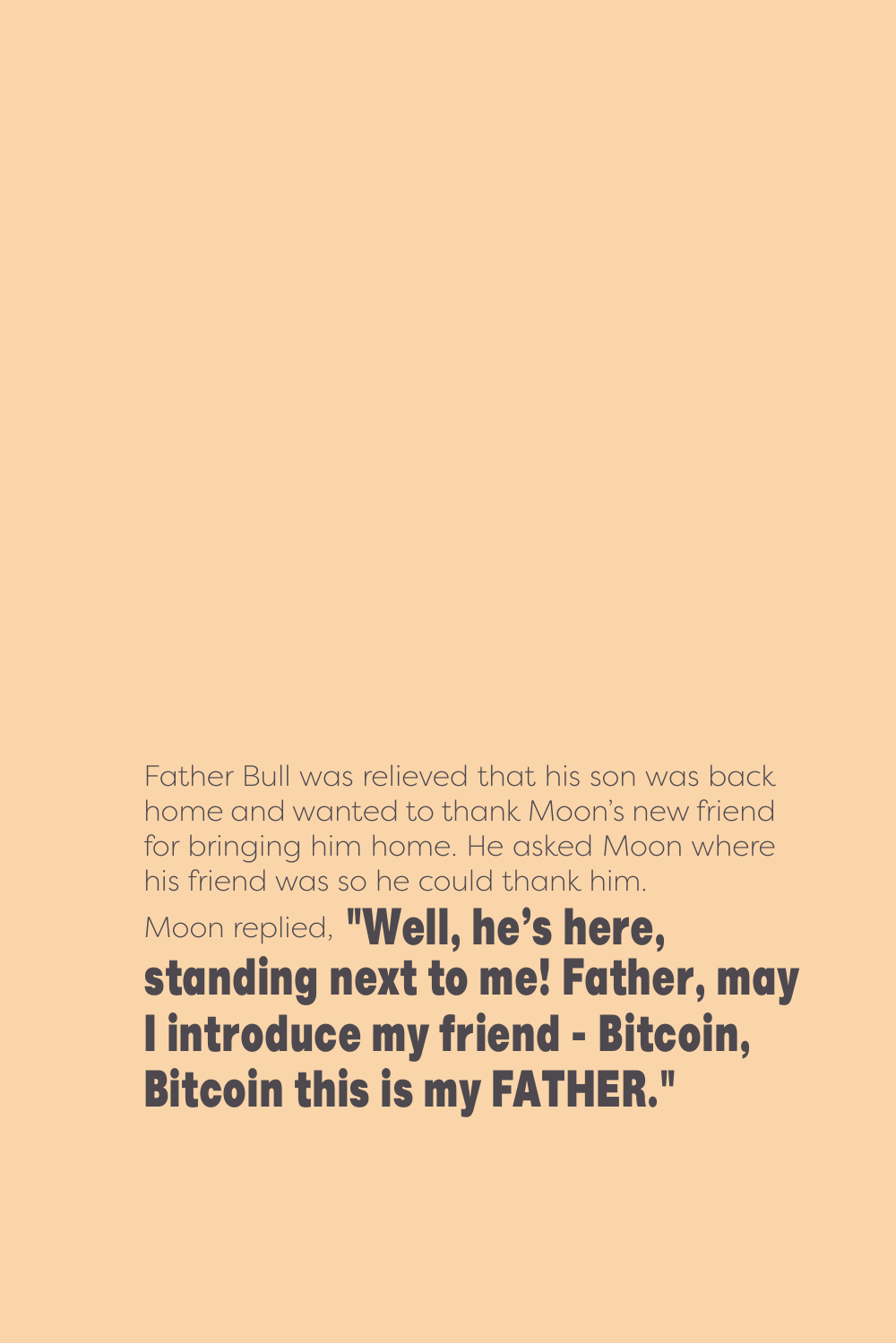Father Bull was relieved that his son was back home and wanted to thank Moon's new friend for bringing him home. He asked Moon where his friend was so he could thank him.

Moon replied, **"Well, he's here, standing next to me! Father, may I introduce my friend - Bitcoin, Bitcoin this is my FATHER."**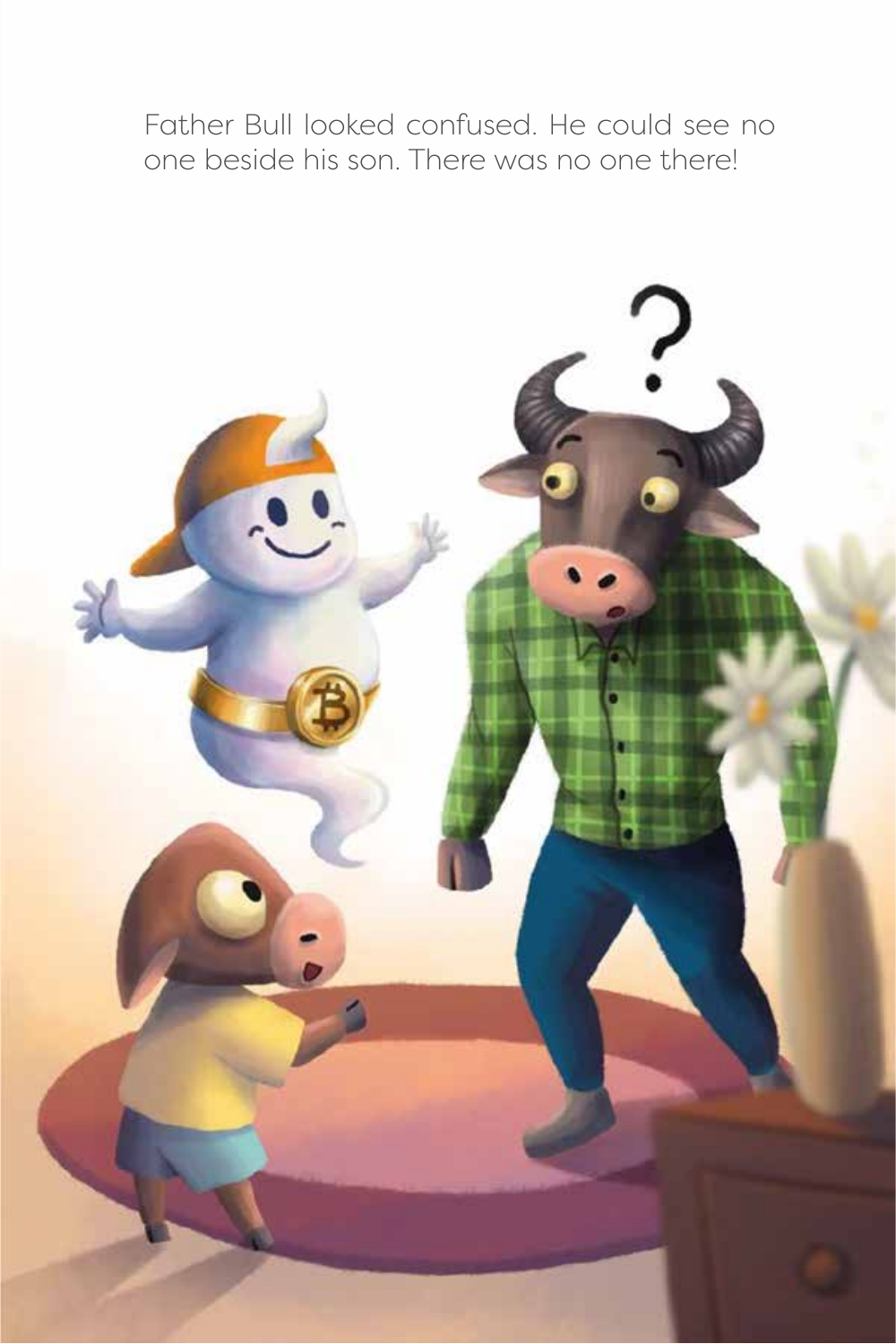Father Bull looked confused. He could see no one beside his son. There was no one there!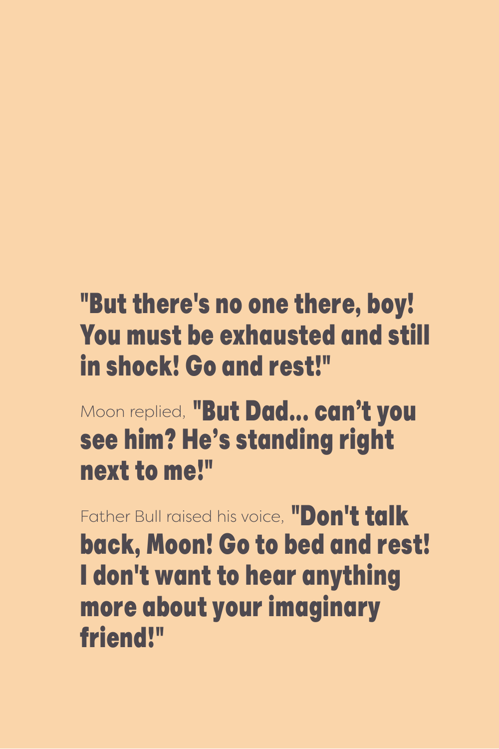**"But there's no one there, boy! You must be exhausted and still in shock! Go and rest!"**

Moon replied, **"But Dad... can't you see him? He's standing right next to me!"**

Father Bull raised his voice, **"Don't talk back, Moon! Go to bed and rest! I don't want to hear anything more about your imaginary friend!"**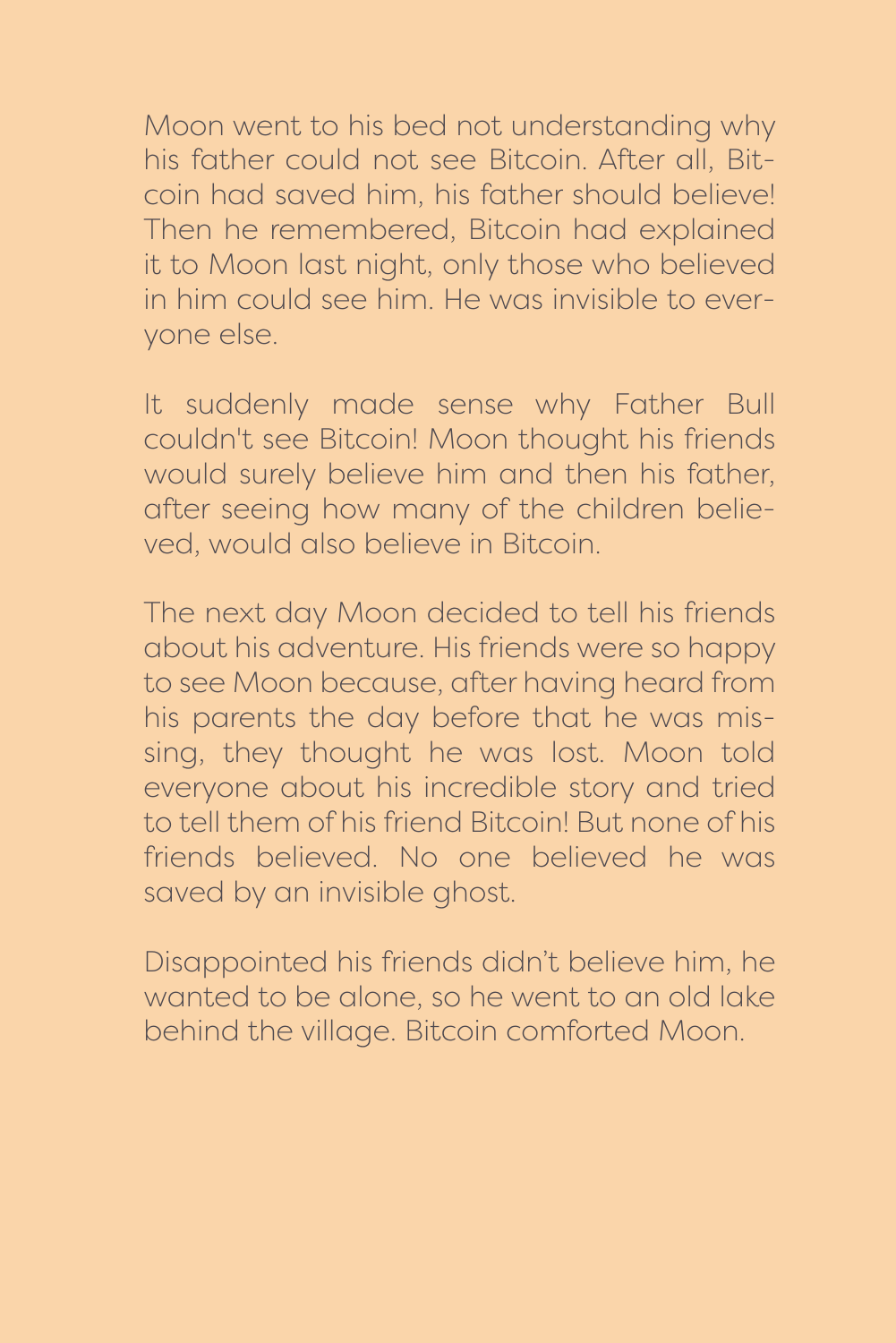Moon went to his bed not understanding why his father could not see Bitcoin. After all, Bitcoin had saved him, his father should believe! Then he remembered, Bitcoin had explained it to Moon last night, only those who believed in him could see him. He was invisible to everyone else.

It suddenly made sense why Father Bull couldn't see Bitcoin! Moon thought his friends would surely believe him and then his father, after seeing how many of the children believed, would also believe in Bitcoin.

The next day Moon decided to tell his friends about his adventure. His friends were so happy to see Moon because, after having heard from his parents the day before that he was missing, they thought he was lost. Moon told everyone about his incredible story and tried to tell them of his friend Bitcoin! But none of his friends believed. No one believed he was saved by an invisible ghost.

Disappointed his friends didn't believe him, he wanted to be alone, so he went to an old lake behind the village. Bitcoin comforted Moon.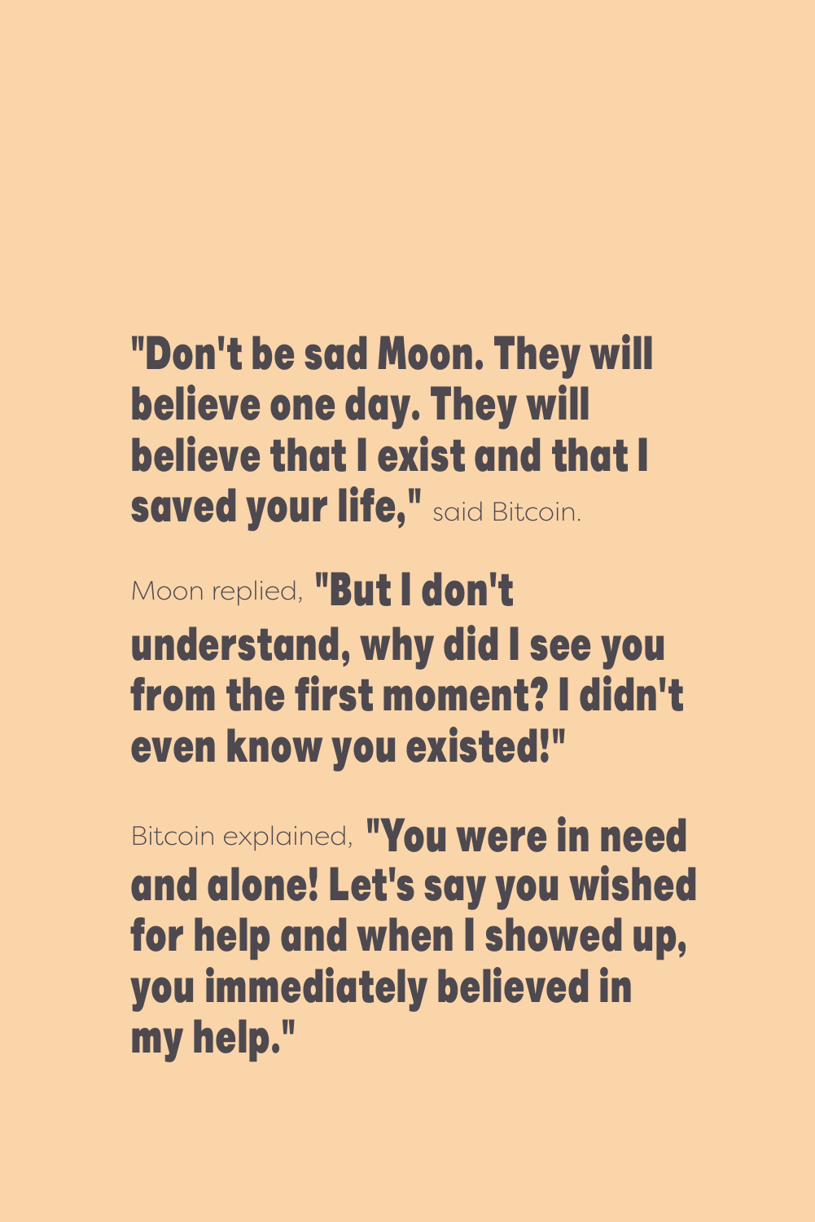**"Don't be sad Moon. They will believe one day. They will believe that I exist and that I saved your life,"** said Bitcoin.

Moon replied, **"But I don't understand, why did I see you from the first moment? I didn't even know you existed!"**

Bitcoin explained, **"You were in need and alone! Let's say you wished for help and when I showed up, you immediately believed in my help."**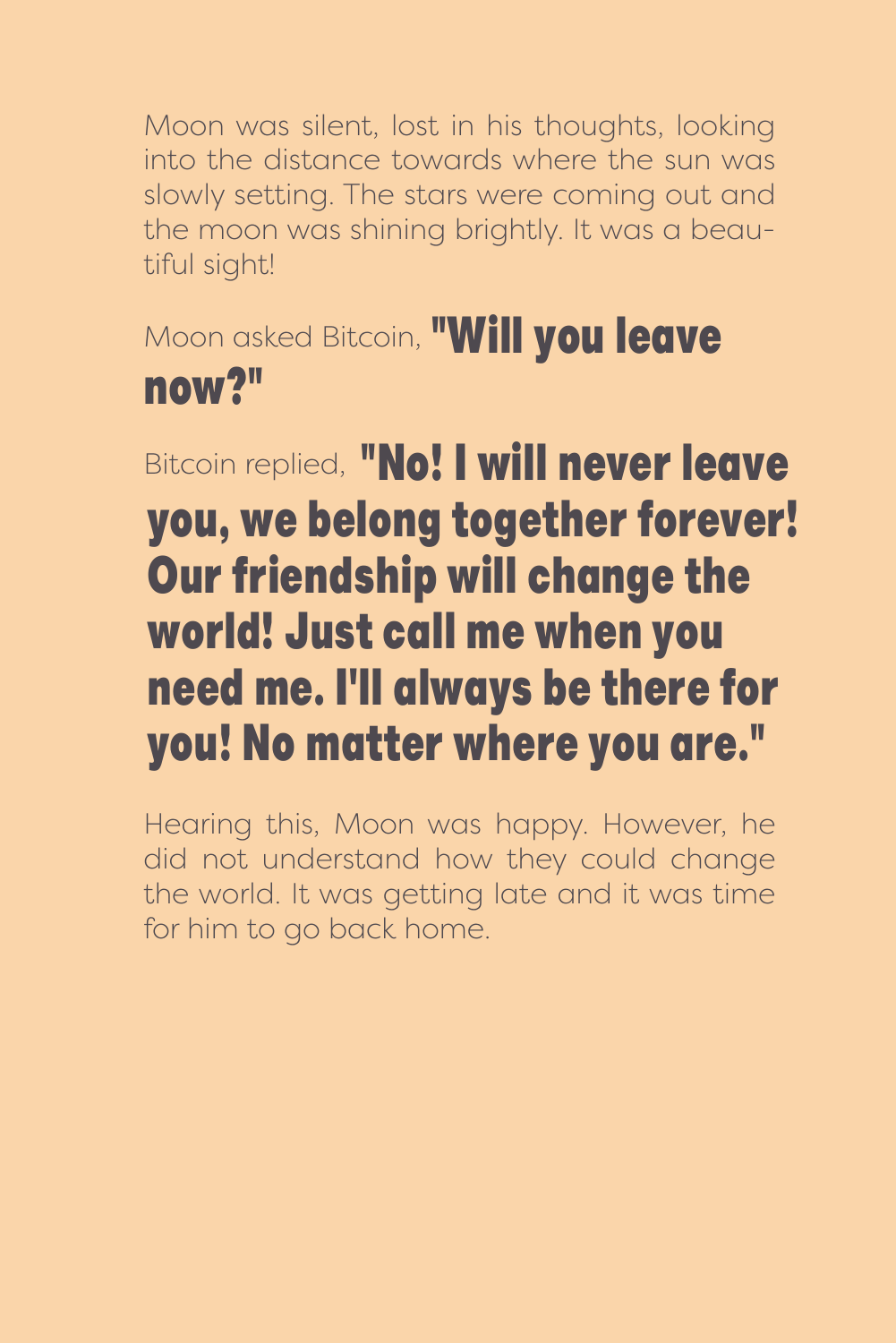Moon was silent, lost in his thoughts, looking into the distance towards where the sun was slowly setting. The stars were coming out and the moon was shining brightly. It was a beautiful sight!

Moon asked Bitcoin, **"Will you leave now?"**

Bitcoin replied, **"No! I will never leave you, we belong together forever! Our friendship will change the world! Just call me when you need me. I'll always be there for you! No matter where you are."**

Hearing this, Moon was happy. However, he did not understand how they could change the world. It was getting late and it was time for him to go back home.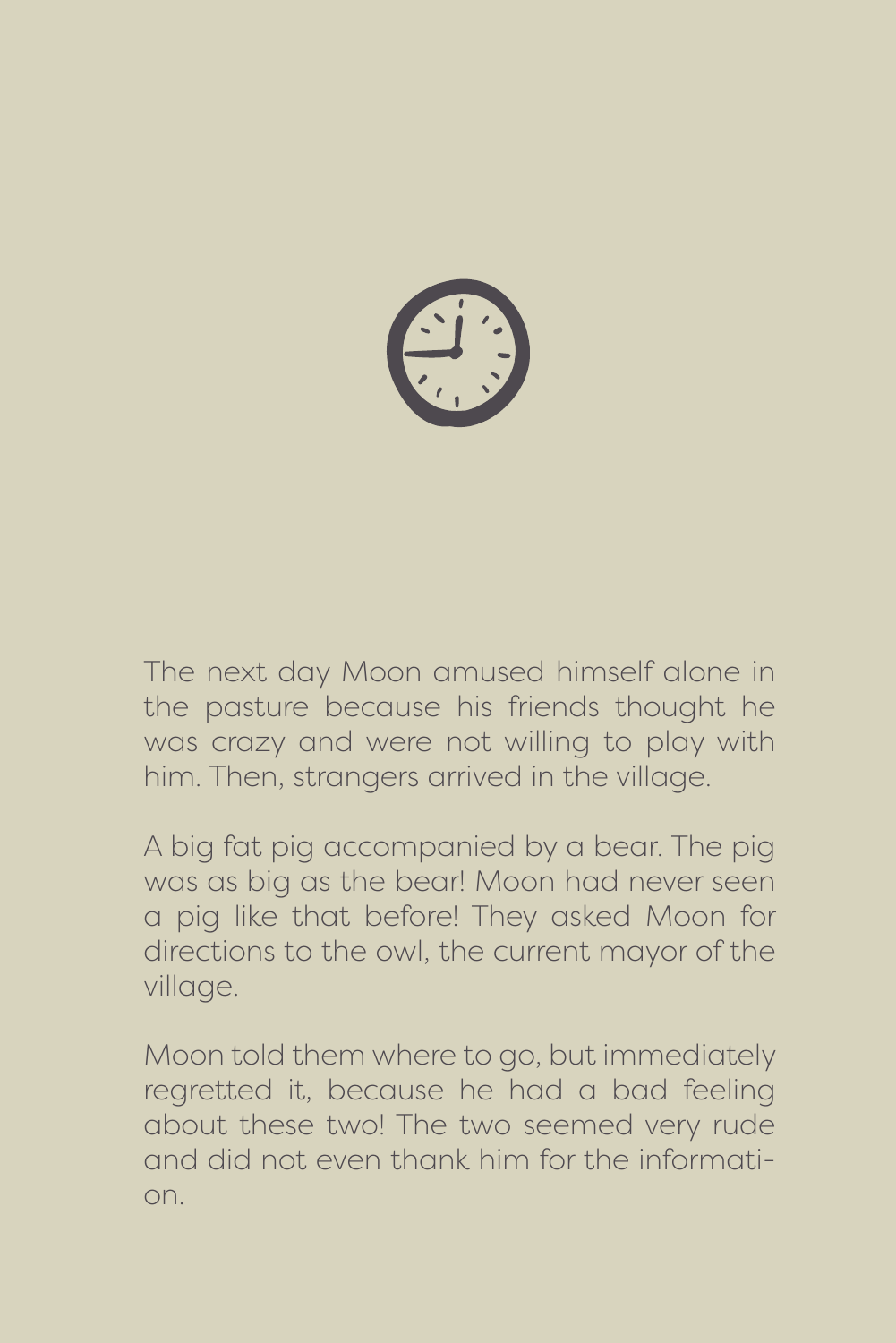The next day Moon amused himself alone in the pasture because his friends thought he was crazy and were not willing to play with him. Then, strangers arrived in the village.

A big fat pig accompanied by a bear. The pig was as big as the bear! Moon had never seen a pig like that before! They asked Moon for directions to the owl, the current mayor of the village.

Moon told them where to go, but immediately regretted it, because he had a bad feeling about these two! The two seemed very rude and did not even thank him for the information.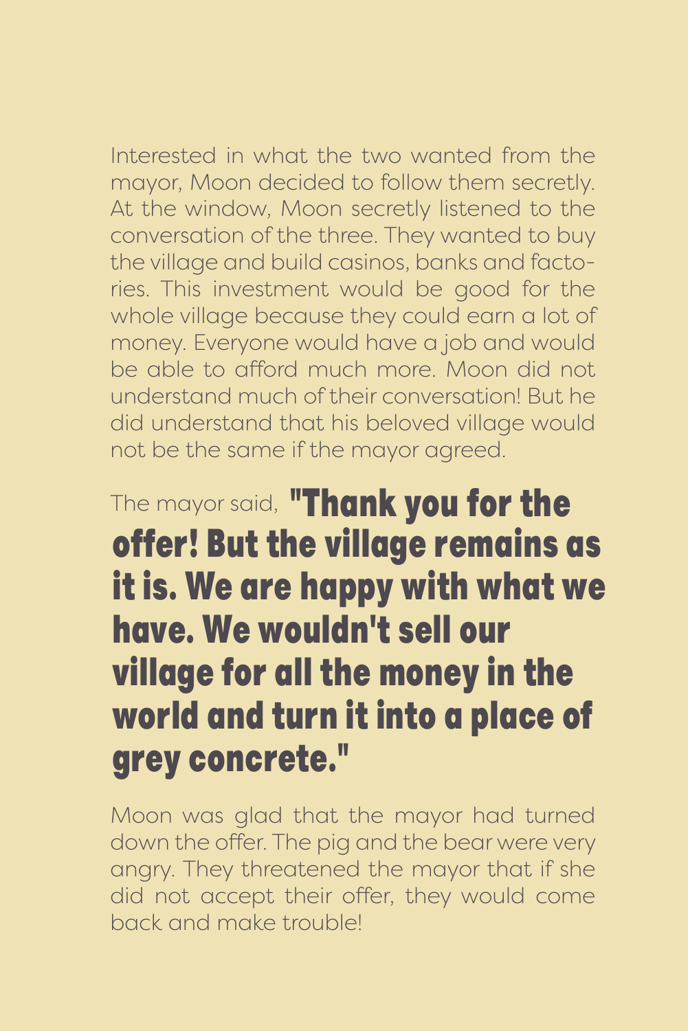Interested in what the two wanted from the mayor, Moon decided to follow them secretly. At the window, Moon secretly listened to the conversation of the three. They wanted to buy the village and build casinos, banks and factories. This investment would be good for the whole village because they could earn a lot of money. Everyone would have a job and would be able to afford much more. Moon did not understand much of their conversation! But he did understand that his beloved village would not be the same if the mayor agreed.

The mayor said, **"Thank you for the offer! But the village remains as it is. We are happy with what we have. We wouldn't sell our village for all the money in the world and turn it into a place of grey concrete."**

Moon was glad that the mayor had turned down the offer. The pig and the bear were very angry. They threatened the mayor that if she did not accept their offer, they would come back and make trouble!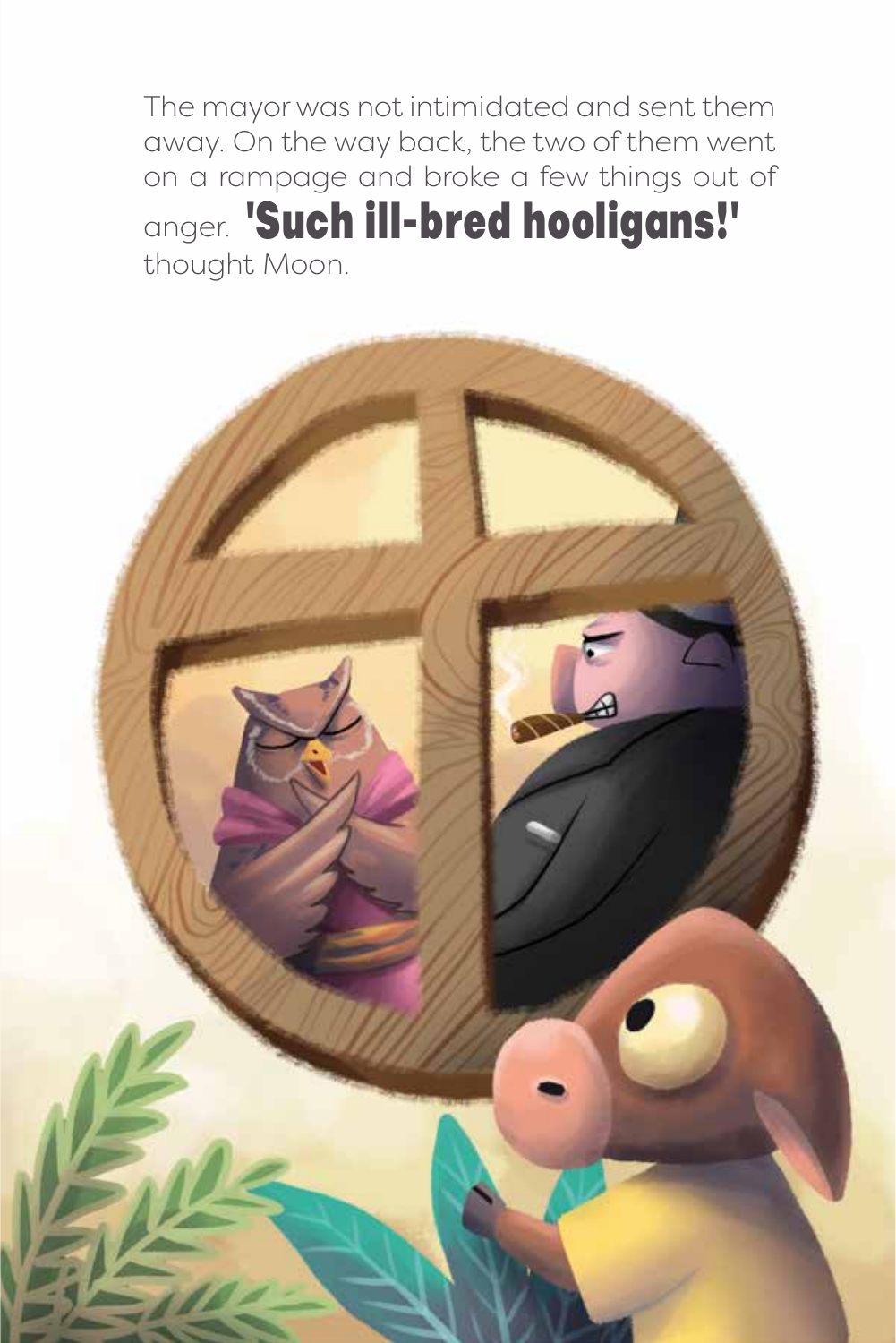The mayor was not intimidated and sent them away. On the way back, the two of them went on a rampage and broke a few things out of anger. **'Such ill-bred hooligans!'** thought Moon.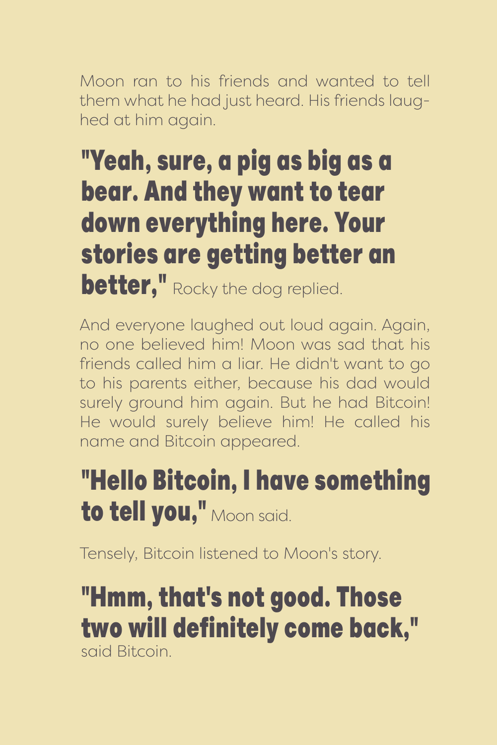Moon ran to his friends and wanted to tell them what he had just heard. His friends laughed at him again.

**"Yeah, sure, a pig as big as a bear. And they want to tear down everything here. Your stories are getting better an better,"** Rocky the dog replied.

And everyone laughed out loud again. Again, no one believed him! Moon was sad that his friends called him a liar. He didn't want to go to his parents either, because his dad would surely ground him again. But he had Bitcoin! He would surely believe him! He called his name and Bitcoin appeared.

**"Hello Bitcoin, I have something to tell you,"** Moon said.

Tensely, Bitcoin listened to Moon's story.

**"Hmm, that's not good. Those two will definitely come back,"** said Bitcoin.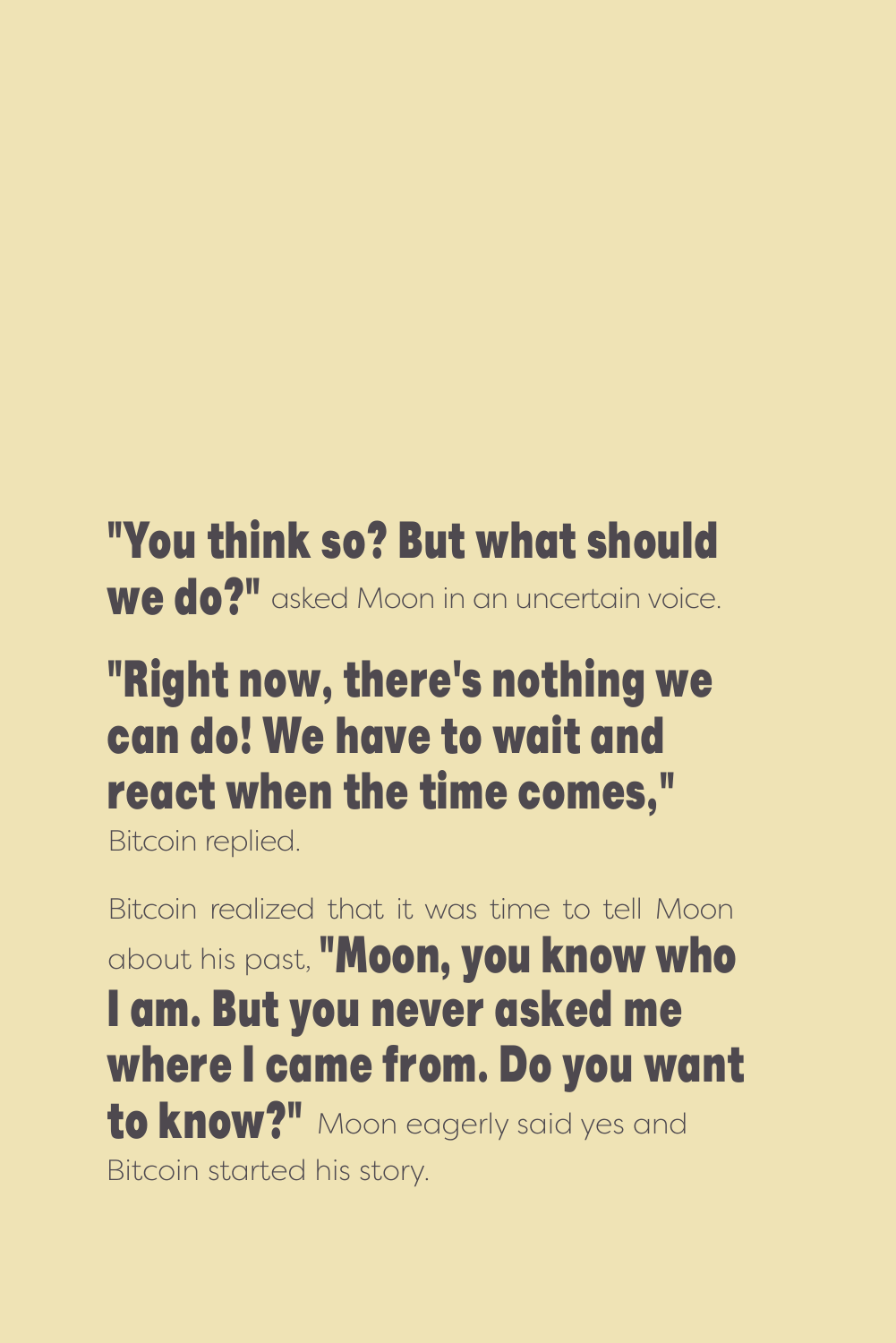**"You think so? But what should we do?"** asked Moon in an uncertain voice.

**"Right now, there's nothing we can do! We have to wait and react when the time comes,"** Bitcoin replied.

Bitcoin realized that it was time to tell Moon about his past, **"Moon, you know who I am. But you never asked me where I came from. Do you want to know?"** Moon eagerly said yes and Bitcoin started his story.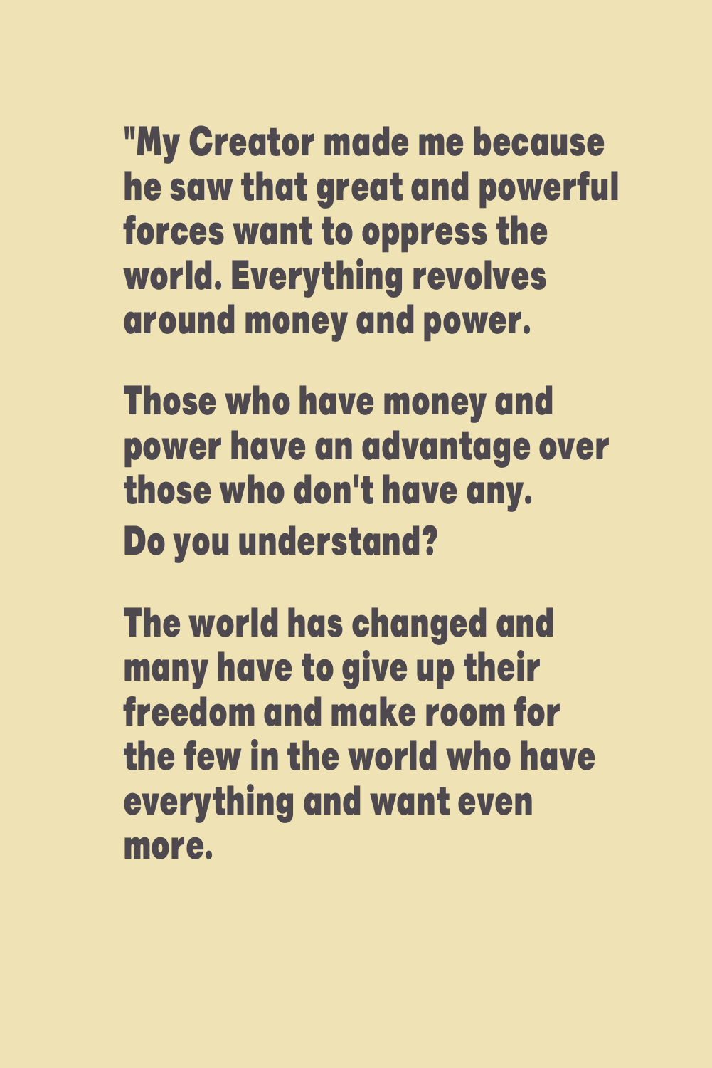"My Creator made me because he saw that great and powerful forces want to oppress the world. Everything revolves around money and power.

Those who have money and power have an advantage over those who don't have any.
Do you understand?

The world has changed and many have to give up their freedom and make room for the few in the world who have everything and want even more.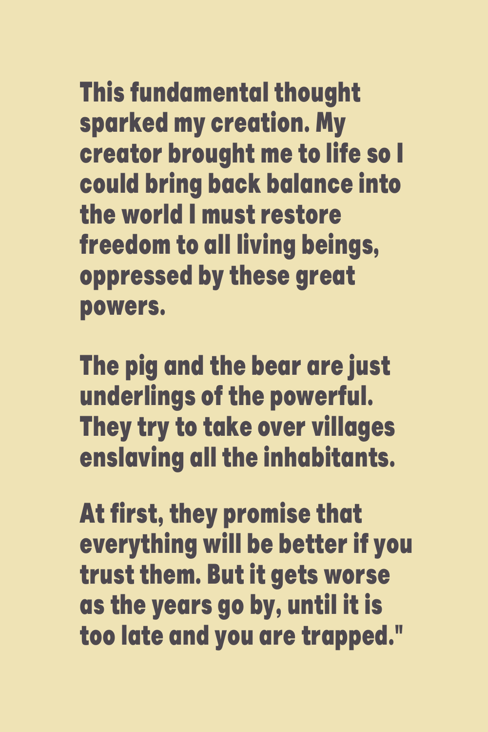This fundamental thought sparked my creation. My creator brought me to life so I could bring back balance into the world I must restore freedom to all living beings, oppressed by these great powers.

The pig and the bear are just underlings of the powerful. They try to take over villages enslaving all the inhabitants.

At first, they promise that everything will be better if you trust them. But it gets worse as the years go by, until it is too late and you are trapped."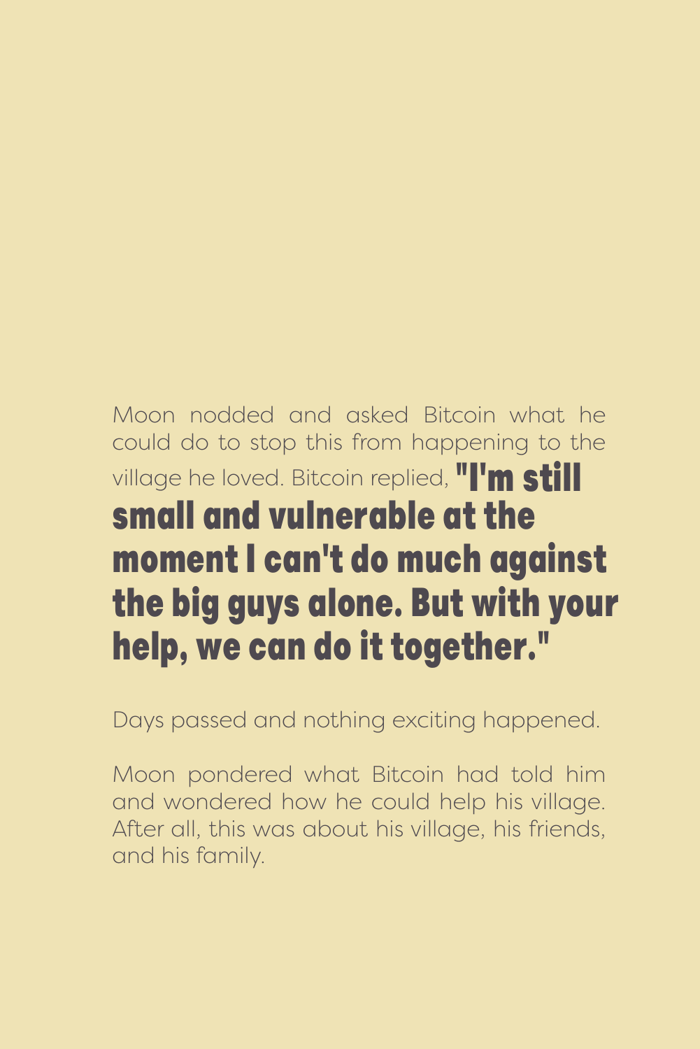Moon nodded and asked Bitcoin what he could do to stop this from happening to the village he loved. Bitcoin replied, **"I'm still small and vulnerable at the moment I can't do much against the big guys alone. But with your help, we can do it together."**

Days passed and nothing exciting happened.

Moon pondered what Bitcoin had told him and wondered how he could help his village. After all, this was about his village, his friends, and his family.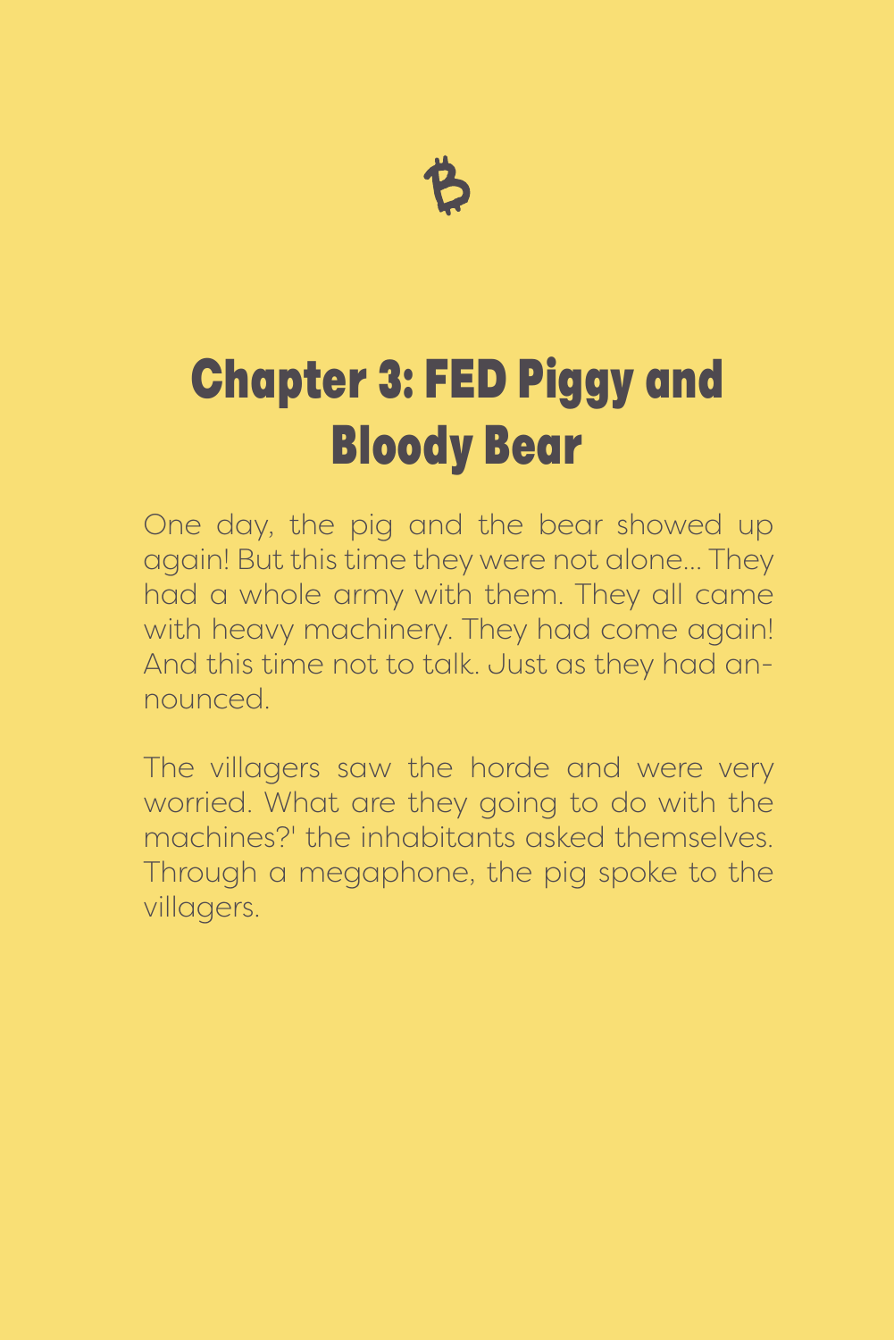# Chapter 3: FED Piggy and Bloody Bear

One day, the pig and the bear showed up again! But this time they were not alone... They had a whole army with them. They all came with heavy machinery. They had come again! And this time not to talk. Just as they had announced.

The villagers saw the horde and were very worried. What are they going to do with the machines?' the inhabitants asked themselves. Through a megaphone, the pig spoke to the villagers.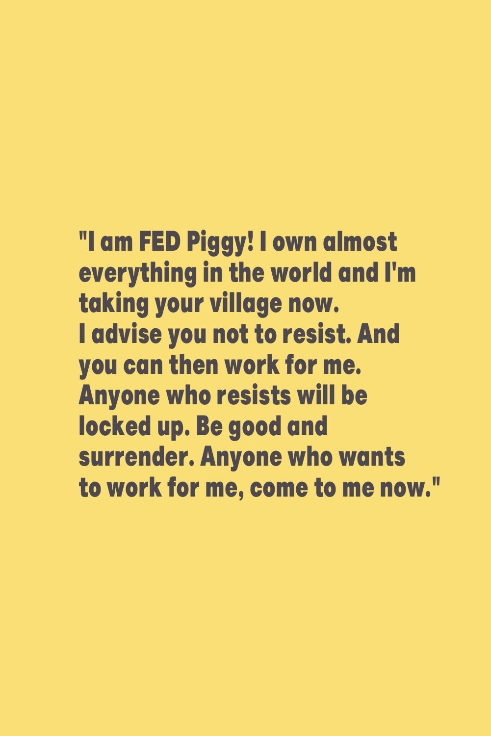"I am FED Piggy! I own almost everything in the world and I'm taking your village now.
I advise you not to resist. And you can then work for me. Anyone who resists will be locked up. Be good and surrender. Anyone who wants to work for me, come to me now."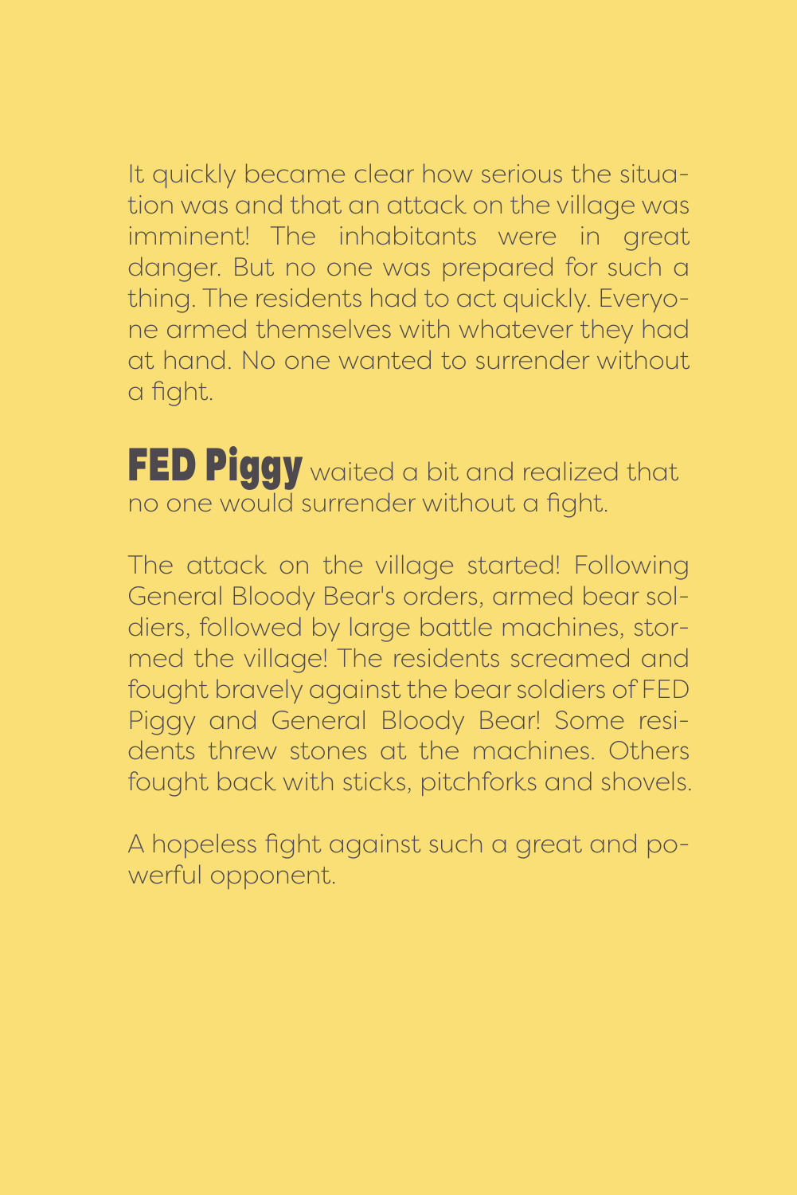It quickly became clear how serious the situation was and that an attack on the village was imminent! The inhabitants were in great danger. But no one was prepared for such a thing. The residents had to act quickly. Everyone armed themselves with whatever they had at hand. No one wanted to surrender without a fight.

**FED Piggy** waited a bit and realized that no one would surrender without a fight.

The attack on the village started! Following General Bloody Bear's orders, armed bear soldiers, followed by large battle machines, stormed the village! The residents screamed and fought bravely against the bear soldiers of FED Piggy and General Bloody Bear! Some residents threw stones at the machines. Others fought back with sticks, pitchforks and shovels.

A hopeless fight against such a great and powerful opponent.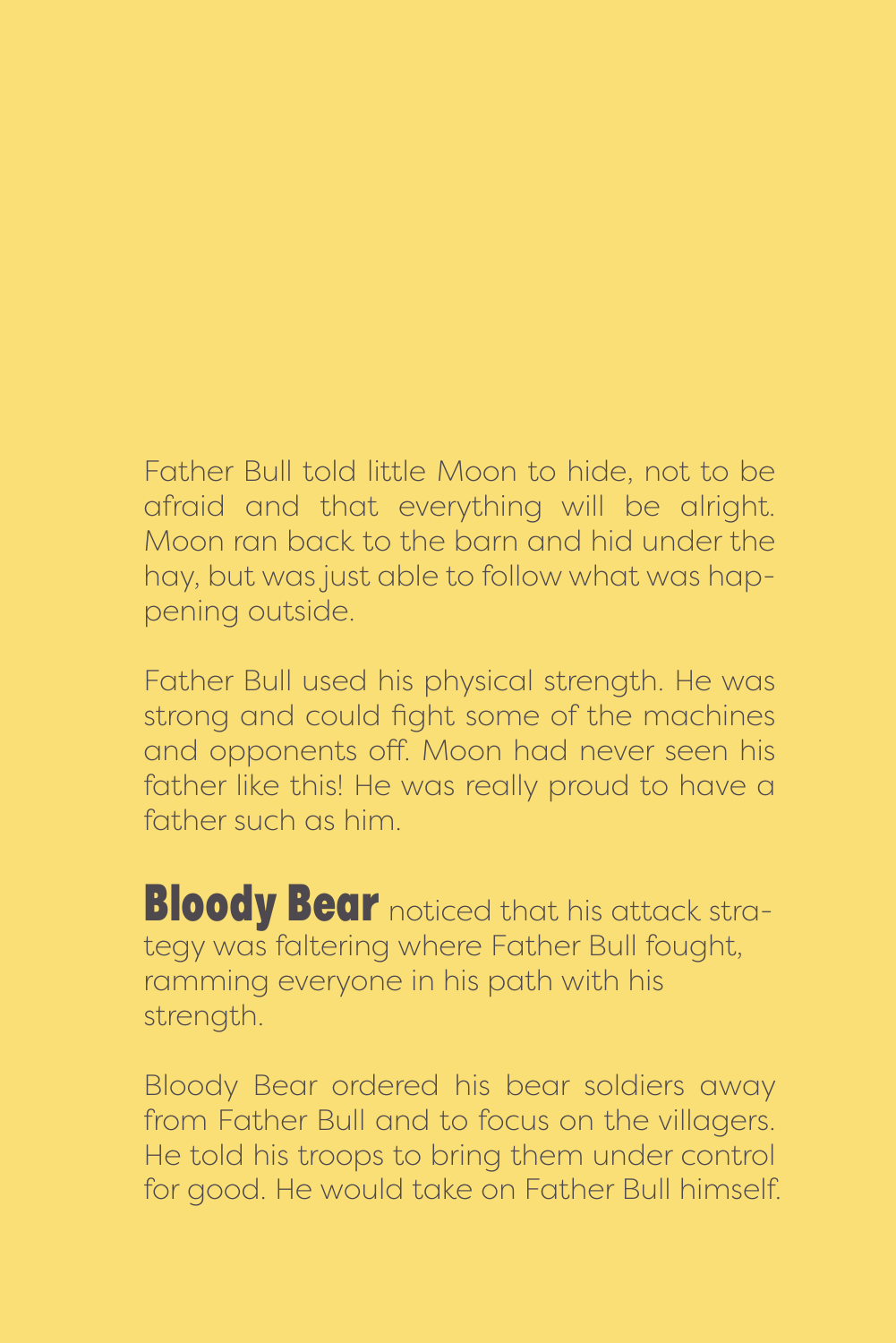Father Bull told little Moon to hide, not to be afraid and that everything will be alright. Moon ran back to the barn and hid under the hay, but was just able to follow what was happening outside.

Father Bull used his physical strength. He was strong and could fight some of the machines and opponents off. Moon had never seen his father like this! He was really proud to have a father such as him.

**Bloody Bear** noticed that his attack strategy was faltering where Father Bull fought, ramming everyone in his path with his strength.

Bloody Bear ordered his bear soldiers away from Father Bull and to focus on the villagers. He told his troops to bring them under control for good. He would take on Father Bull himself.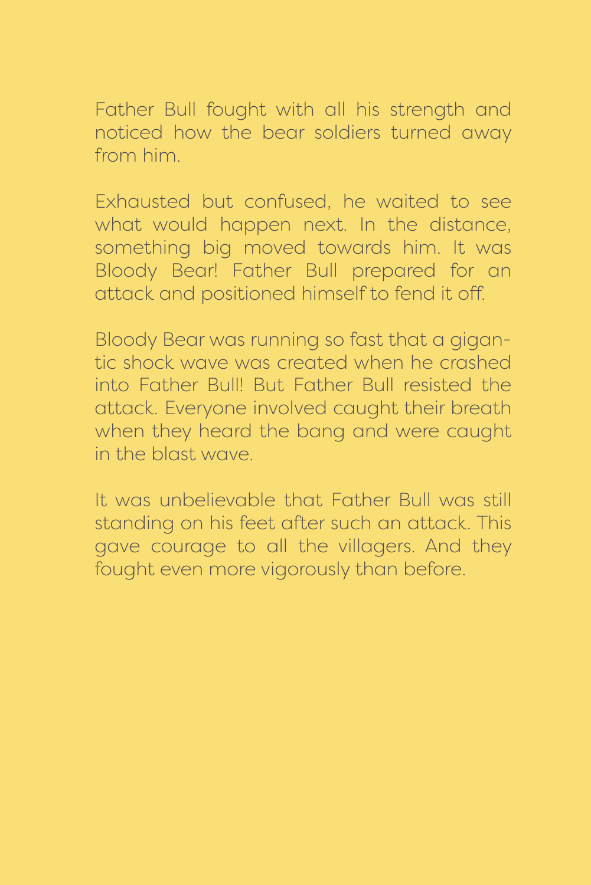Father Bull fought with all his strength and noticed how the bear soldiers turned away from him.

Exhausted but confused, he waited to see what would happen next. In the distance, something big moved towards him. It was Bloody Bear! Father Bull prepared for an attack and positioned himself to fend it off.

Bloody Bear was running so fast that a gigantic shock wave was created when he crashed into Father Bull! But Father Bull resisted the attack. Everyone involved caught their breath when they heard the bang and were caught in the blast wave.

It was unbelievable that Father Bull was still standing on his feet after such an attack. This gave courage to all the villagers. And they fought even more vigorously than before.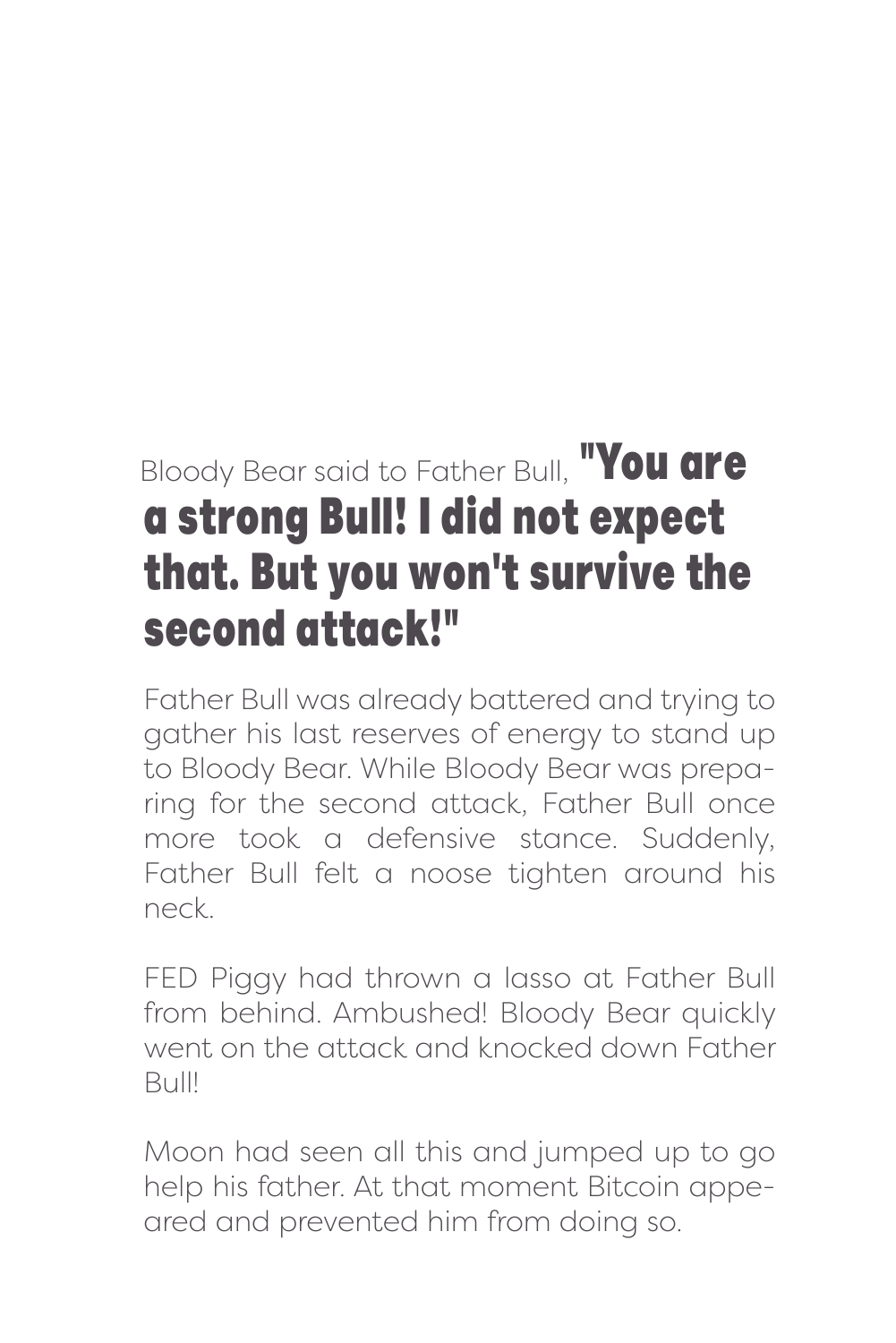Bloody Bear said to Father Bull, **"You are a strong Bull! I did not expect that. But you won't survive the second attack!"**

Father Bull was already battered and trying to gather his last reserves of energy to stand up to Bloody Bear. While Bloody Bear was preparing for the second attack, Father Bull once more took a defensive stance. Suddenly, Father Bull felt a noose tighten around his neck.

FED Piggy had thrown a lasso at Father Bull from behind. Ambushed! Bloody Bear quickly went on the attack and knocked down Father Bull!

Moon had seen all this and jumped up to go help his father. At that moment Bitcoin appeared and prevented him from doing so.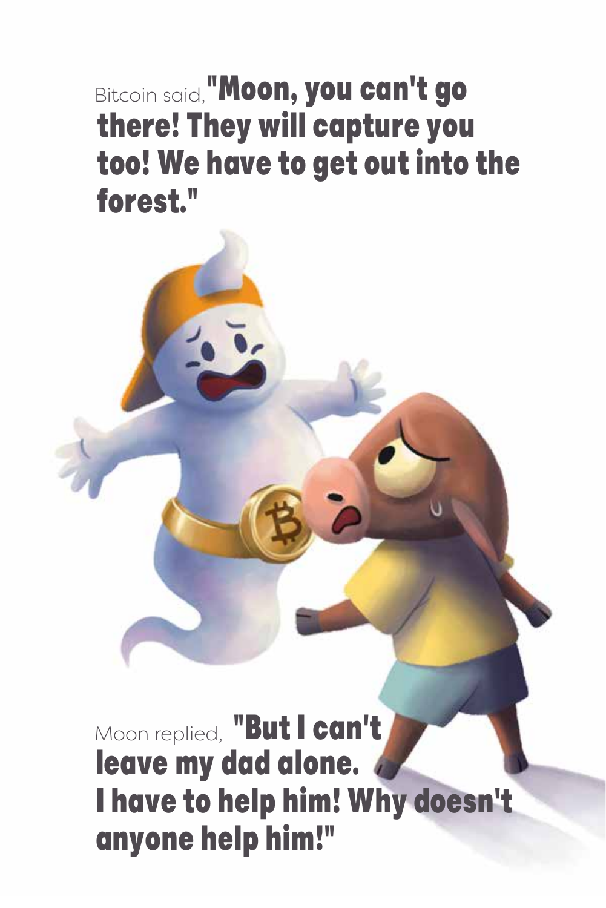Bitcoin said, **"Moon, you can't go there! They will capture you too! We have to get out into the forest."**

Moon replied, **"But I can't leave my dad alone. I have to help him! Why doesn't anyone help him!"**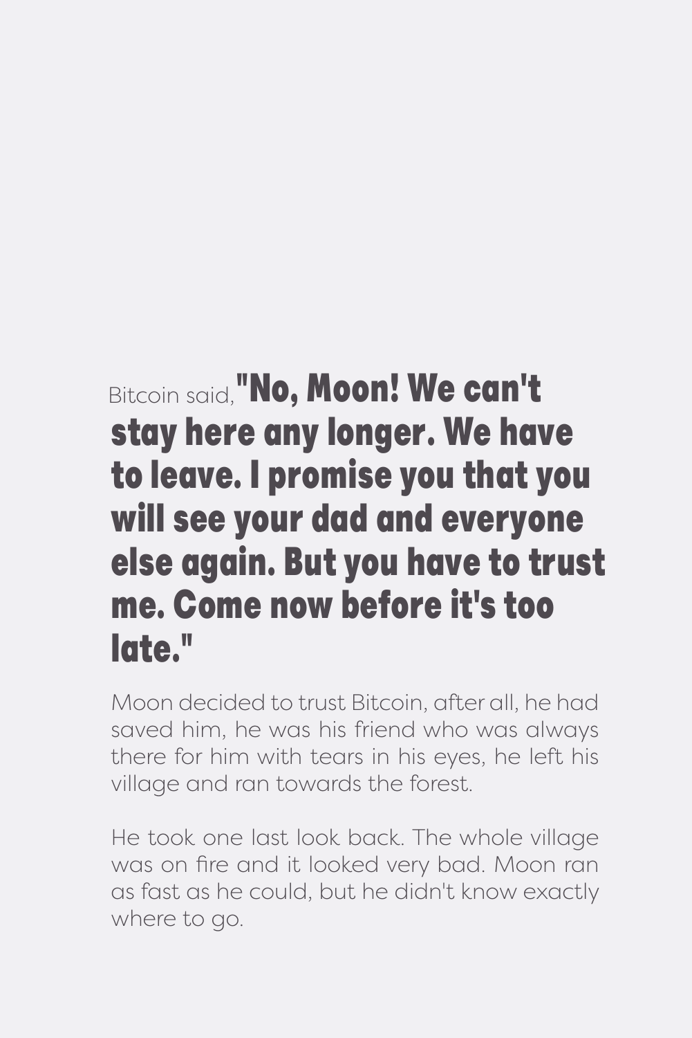Bitcoin said, **"No, Moon! We can't stay here any longer. We have to leave. I promise you that you will see your dad and everyone else again. But you have to trust me. Come now before it's too late."**

Moon decided to trust Bitcoin, after all, he had saved him, he was his friend who was always there for him with tears in his eyes, he left his village and ran towards the forest.

He took one last look back. The whole village was on fire and it looked very bad. Moon ran as fast as he could, but he didn't know exactly where to go.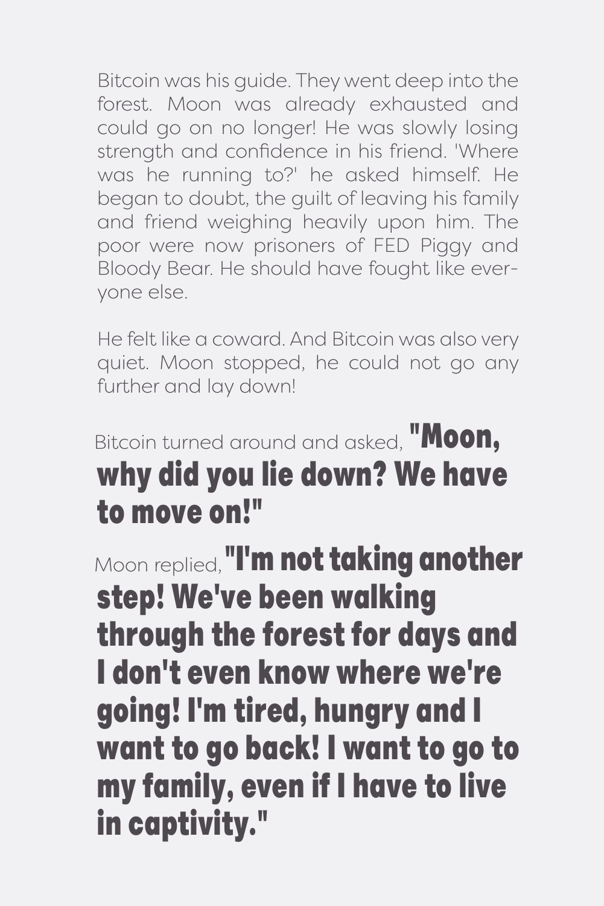Bitcoin was his guide. They went deep into the forest. Moon was already exhausted and could go on no longer! He was slowly losing strength and confidence in his friend. 'Where was he running to?' he asked himself. He began to doubt, the guilt of leaving his family and friend weighing heavily upon him. The poor were now prisoners of FED Piggy and Bloody Bear. He should have fought like everyone else.

He felt like a coward. And Bitcoin was also very quiet. Moon stopped, he could not go any further and lay down!

Bitcoin turned around and asked, **"Moon, why did you lie down? We have to move on!"**

Moon replied, **"I'm not taking another step! We've been walking through the forest for days and I don't even know where we're going! I'm tired, hungry and I want to go back! I want to go to my family, even if I have to live in captivity."**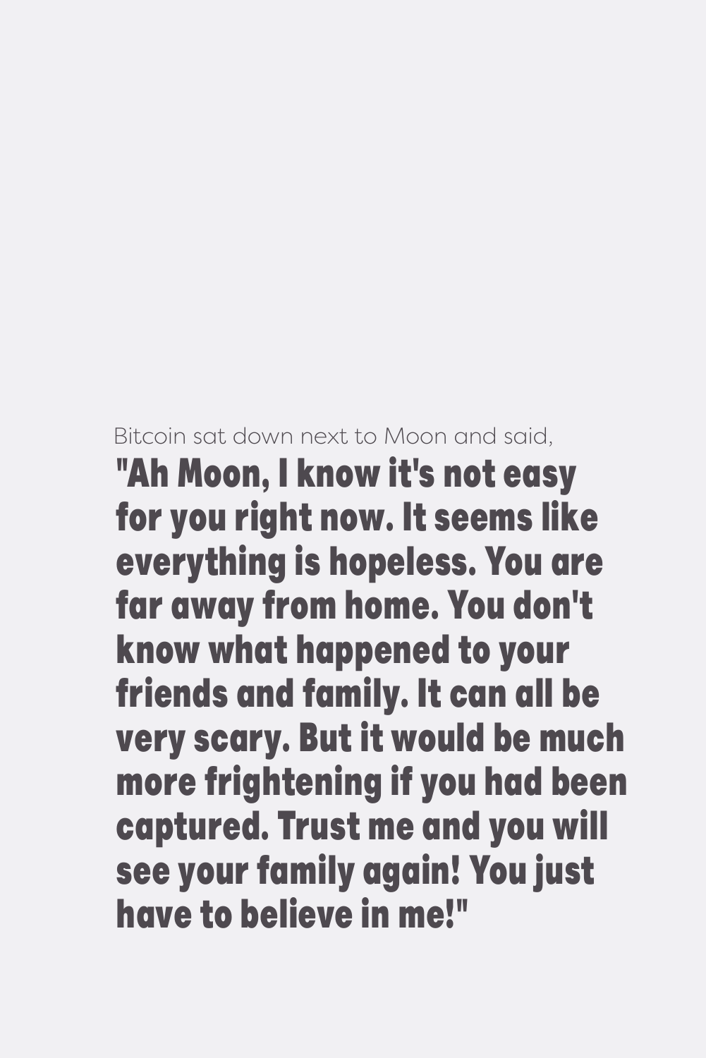Bitcoin sat down next to Moon and said,

**"Ah Moon, I know it's not easy for you right now. It seems like everything is hopeless. You are far away from home. You don't know what happened to your friends and family. It can all be very scary. But it would be much more frightening if you had been captured. Trust me and you will see your family again! You just have to believe in me!"**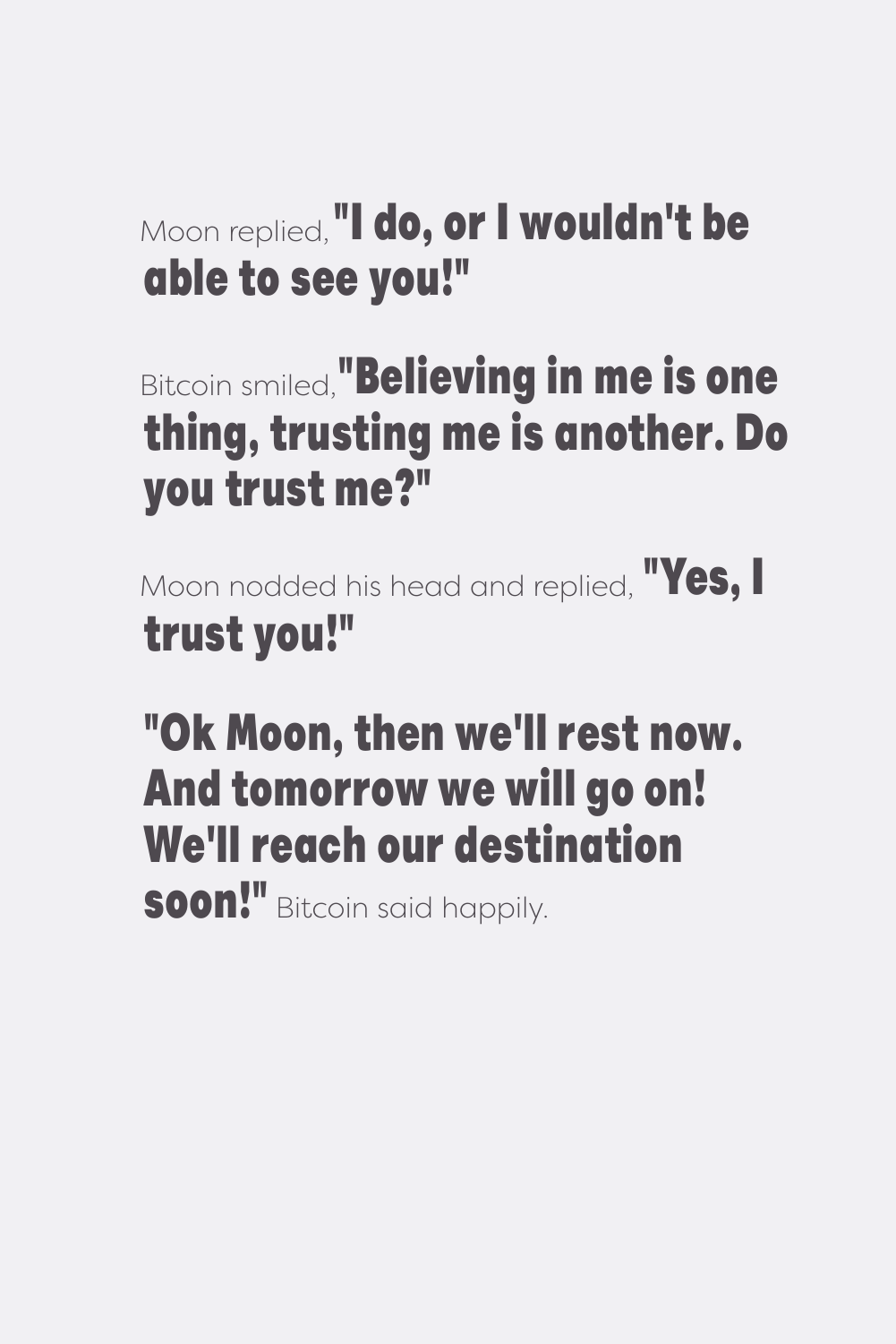Moon replied, **"I do, or I wouldn't be able to see you!"**

Bitcoin smiled, **"Believing in me is one thing, trusting me is another. Do you trust me?"**

Moon nodded his head and replied, **"Yes, I trust you!"**

**"Ok Moon, then we'll rest now. And tomorrow we will go on! We'll reach our destination soon!"** Bitcoin said happily.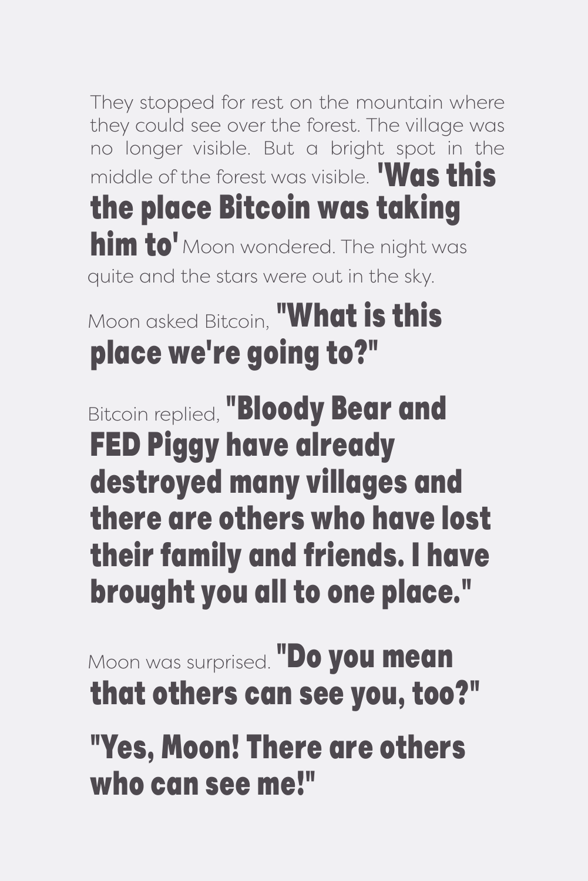They stopped for rest on the mountain where they could see over the forest. The village was no longer visible. But a bright spot in the middle of the forest was visible. **'Was this the place Bitcoin was taking him to'** Moon wondered. The night was quite and the stars were out in the sky.

Moon asked Bitcoin, **"What is this place we're going to?"**

Bitcoin replied, **"Bloody Bear and FED Piggy have already destroyed many villages and there are others who have lost their family and friends. I have brought you all to one place."**

Moon was surprised. **"Do you mean that others can see you, too?"**

**"Yes, Moon! There are others who can see me!"**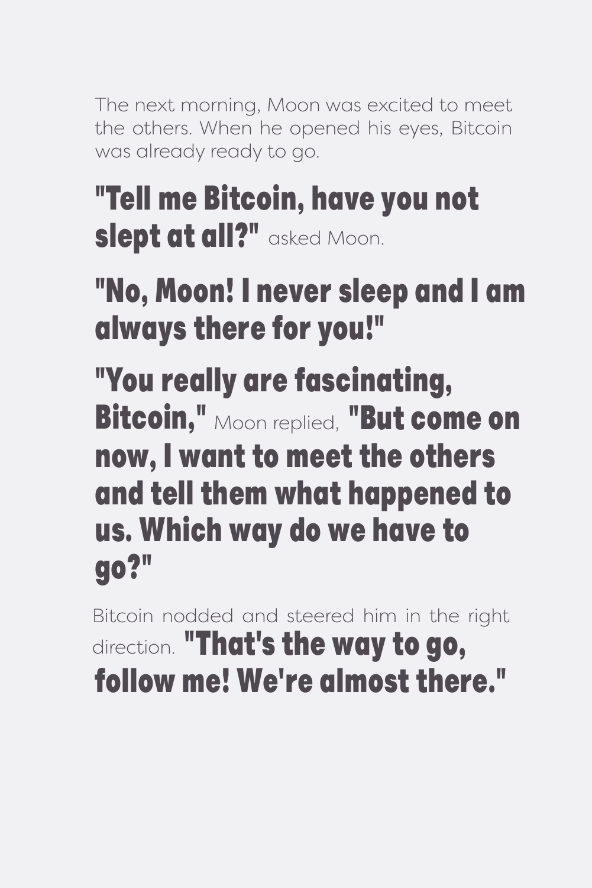The next morning, Moon was excited to meet the others. When he opened his eyes, Bitcoin was already ready to go.

**"Tell me Bitcoin, have you not slept at all?"** asked Moon.

**"No, Moon! I never sleep and I am always there for you!"**

**"You really are fascinating, Bitcoin,"** Moon replied, **"But come on now, I want to meet the others and tell them what happened to us. Which way do we have to go?"**

Bitcoin nodded and steered him in the right direction. **"That's the way to go, follow me! We're almost there."**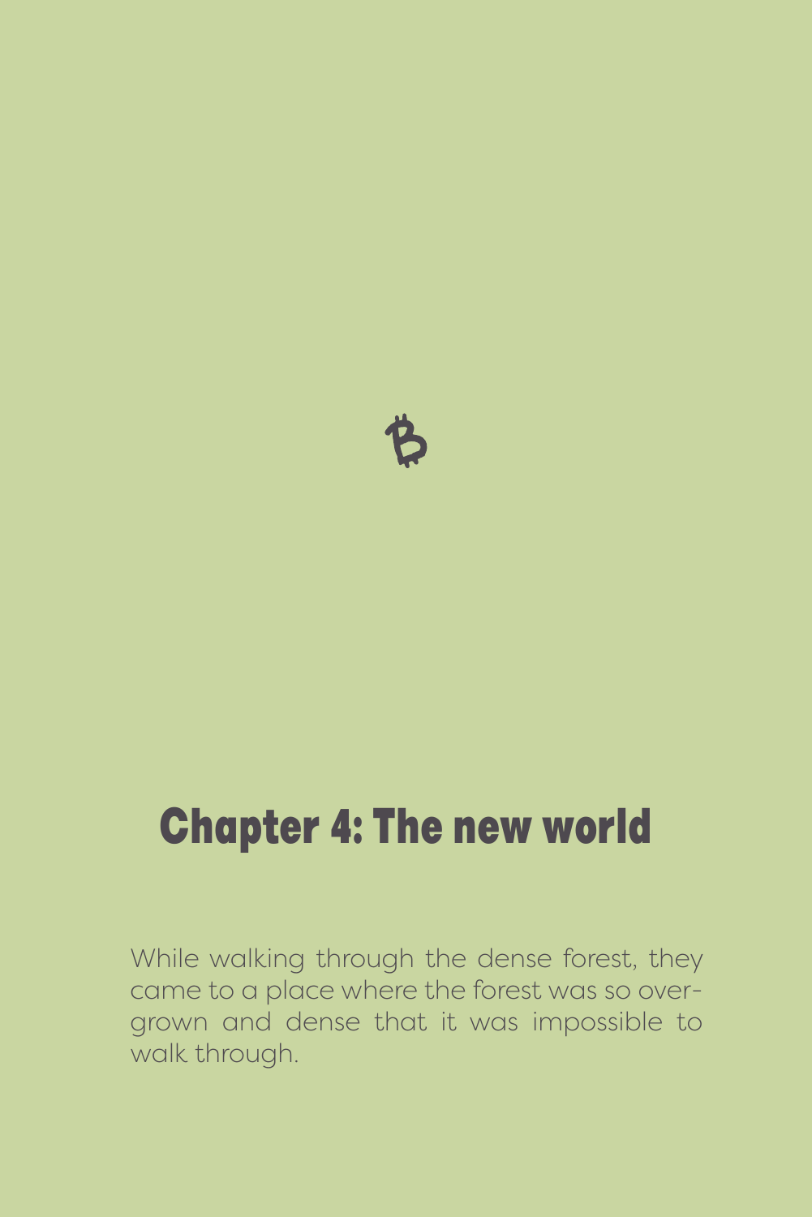# Chapter 4: The new world

While walking through the dense forest, they came to a place where the forest was so overgrown and dense that it was impossible to walk through.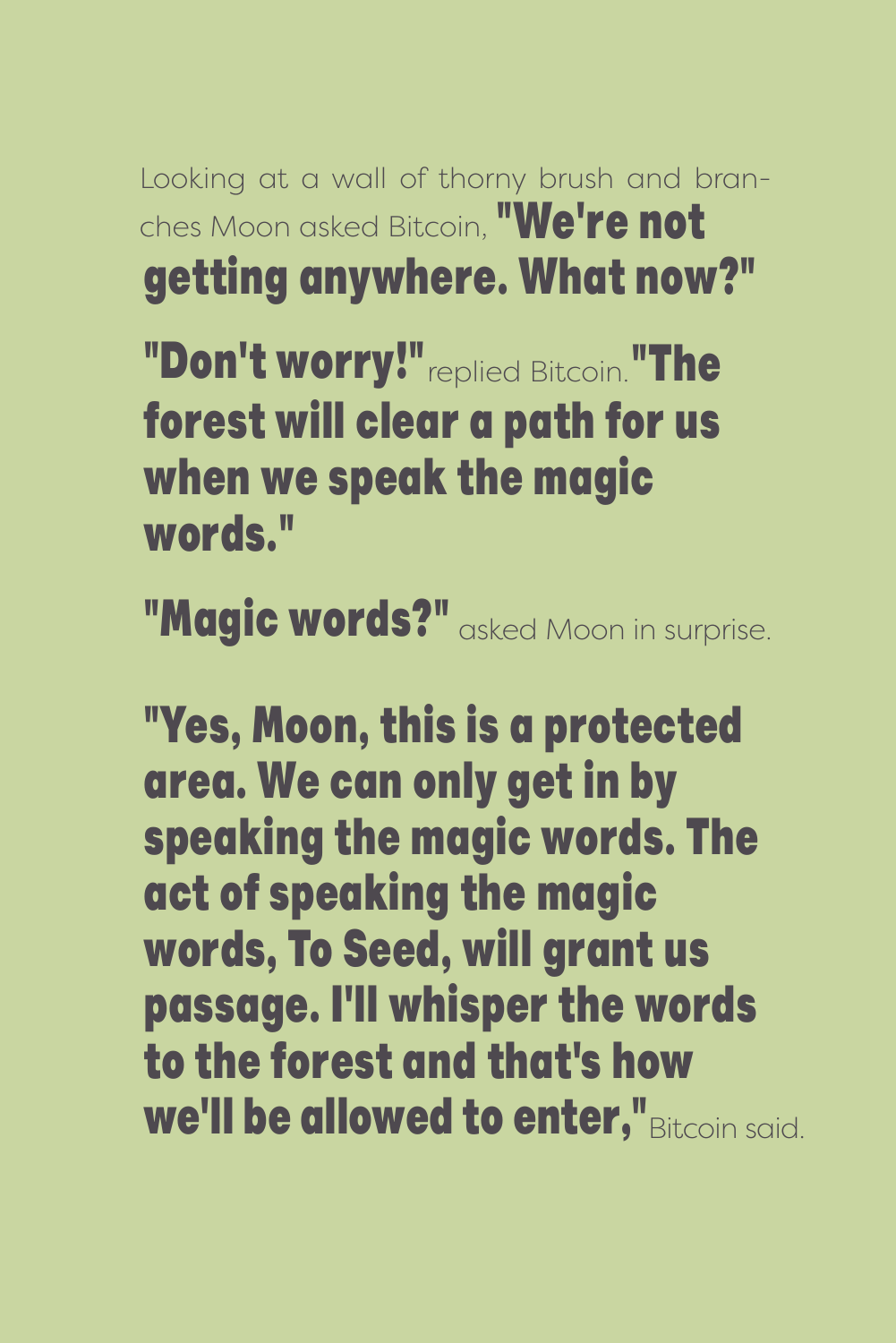Looking at a wall of thorny brush and branches Moon asked Bitcoin, **"We're not getting anywhere. What now?"**

**"Don't worry!"** replied Bitcoin. **"The forest will clear a path for us when we speak the magic words."**

**"Magic words?"** asked Moon in surprise.

**"Yes, Moon, this is a protected area. We can only get in by speaking the magic words. The act of speaking the magic words, To Seed, will grant us passage. I'll whisper the words to the forest and that's how we'll be allowed to enter,"** Bitcoin said.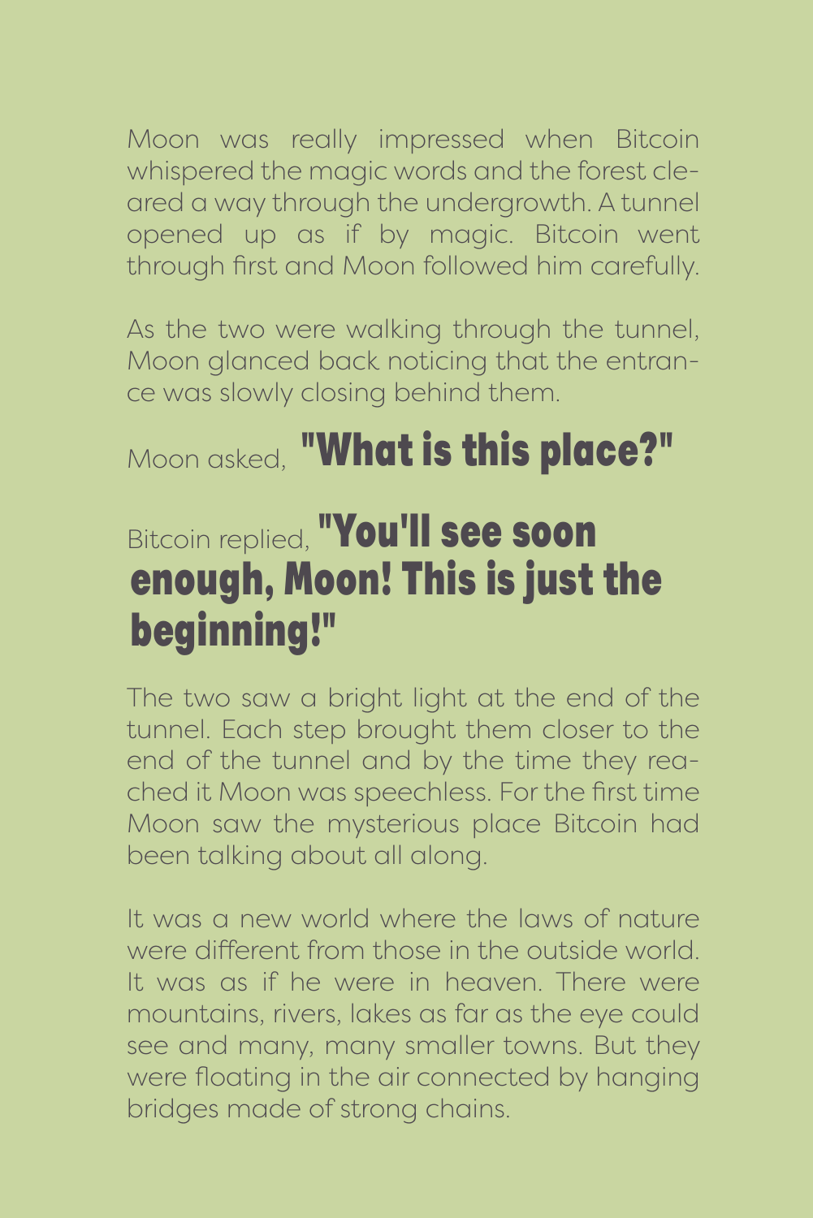Moon was really impressed when Bitcoin whispered the magic words and the forest cleared a way through the undergrowth. A tunnel opened up as if by magic. Bitcoin went through first and Moon followed him carefully.

As the two were walking through the tunnel, Moon glanced back noticing that the entrance was slowly closing behind them.

Moon asked, **"What is this place?"**

Bitcoin replied, **"You'll see soon enough, Moon! This is just the beginning!"**

The two saw a bright light at the end of the tunnel. Each step brought them closer to the end of the tunnel and by the time they reached it Moon was speechless. For the first time Moon saw the mysterious place Bitcoin had been talking about all along.

It was a new world where the laws of nature were different from those in the outside world. It was as if he were in heaven. There were mountains, rivers, lakes as far as the eye could see and many, many smaller towns. But they were floating in the air connected by hanging bridges made of strong chains.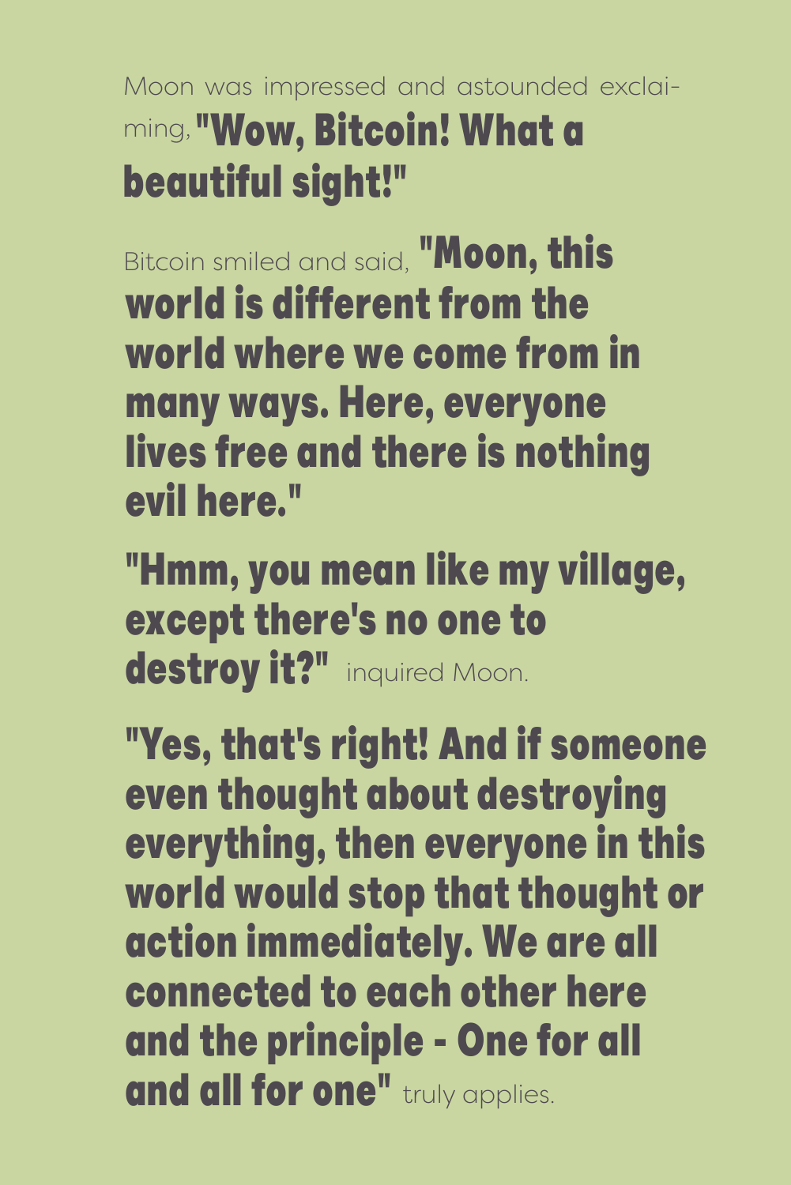Moon was impressed and astounded exclaiming, **"Wow, Bitcoin! What a beautiful sight!"**

Bitcoin smiled and said, **"Moon, this world is different from the world where we come from in many ways. Here, everyone lives free and there is nothing evil here."**

**"Hmm, you mean like my village, except there's no one to destroy it?"** inquired Moon.

**"Yes, that's right! And if someone even thought about destroying everything, then everyone in this world would stop that thought or action immediately. We are all connected to each other here and the principle - One for all and all for one"** truly applies.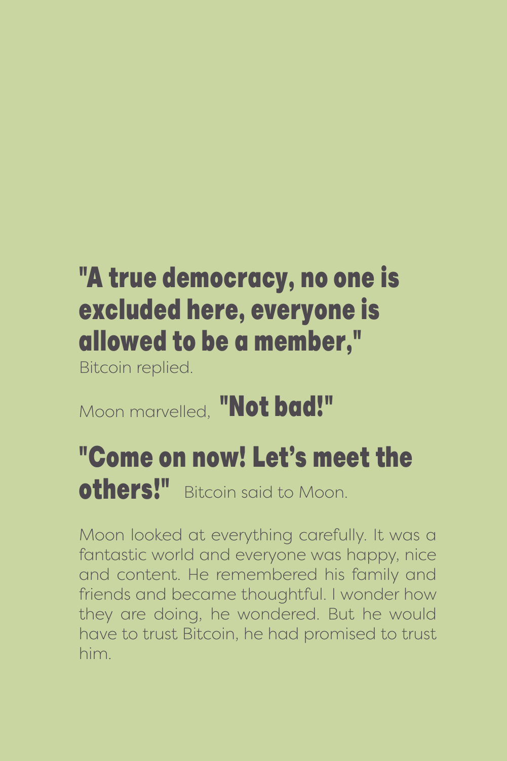**"A true democracy, no one is excluded here, everyone is allowed to be a member,"**
Bitcoin replied.

Moon marvelled, **"Not bad!"**

**"Come on now! Let's meet the others!"** Bitcoin said to Moon.

Moon looked at everything carefully. It was a fantastic world and everyone was happy, nice and content. He remembered his family and friends and became thoughtful. I wonder how they are doing, he wondered. But he would have to trust Bitcoin, he had promised to trust him.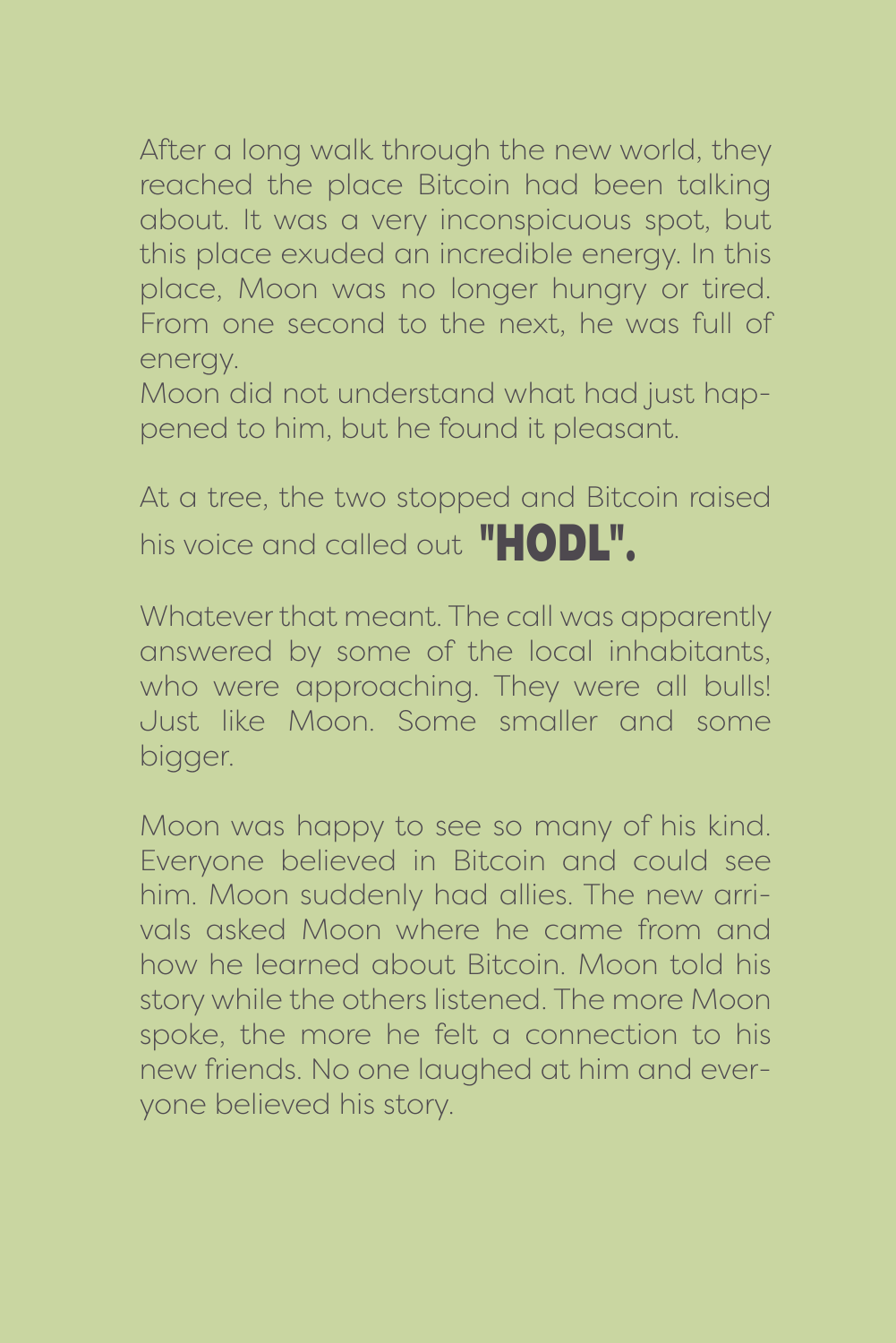After a long walk through the new world, they reached the place Bitcoin had been talking about. It was a very inconspicuous spot, but this place exuded an incredible energy. In this place, Moon was no longer hungry or tired. From one second to the next, he was full of energy.
Moon did not understand what had just happened to him, but he found it pleasant.

At a tree, the two stopped and Bitcoin raised his voice and called out **"HODL".**

Whatever that meant. The call was apparently answered by some of the local inhabitants, who were approaching. They were all bulls! Just like Moon. Some smaller and some bigger.

Moon was happy to see so many of his kind. Everyone believed in Bitcoin and could see him. Moon suddenly had allies. The new arrivals asked Moon where he came from and how he learned about Bitcoin. Moon told his story while the others listened. The more Moon spoke, the more he felt a connection to his new friends. No one laughed at him and everyone believed his story.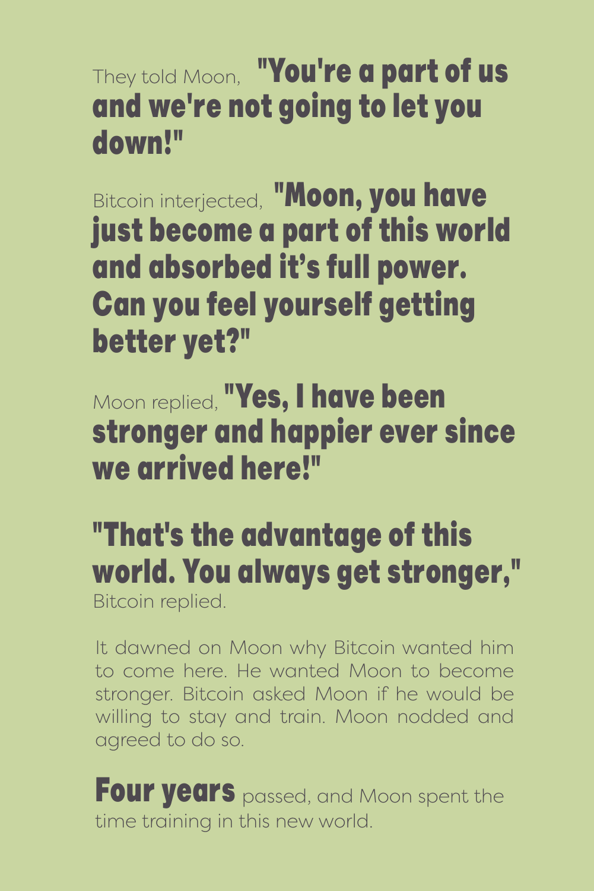They told Moon, **"You're a part of us and we're not going to let you down!"**

Bitcoin interjected, **"Moon, you have just become a part of this world and absorbed it's full power. Can you feel yourself getting better yet?"**

Moon replied, **"Yes, I have been stronger and happier ever since we arrived here!"**

**"That's the advantage of this world. You always get stronger,"** Bitcoin replied.

It dawned on Moon why Bitcoin wanted him to come here. He wanted Moon to become stronger. Bitcoin asked Moon if he would be willing to stay and train. Moon nodded and agreed to do so.

**Four years** passed, and Moon spent the time training in this new world.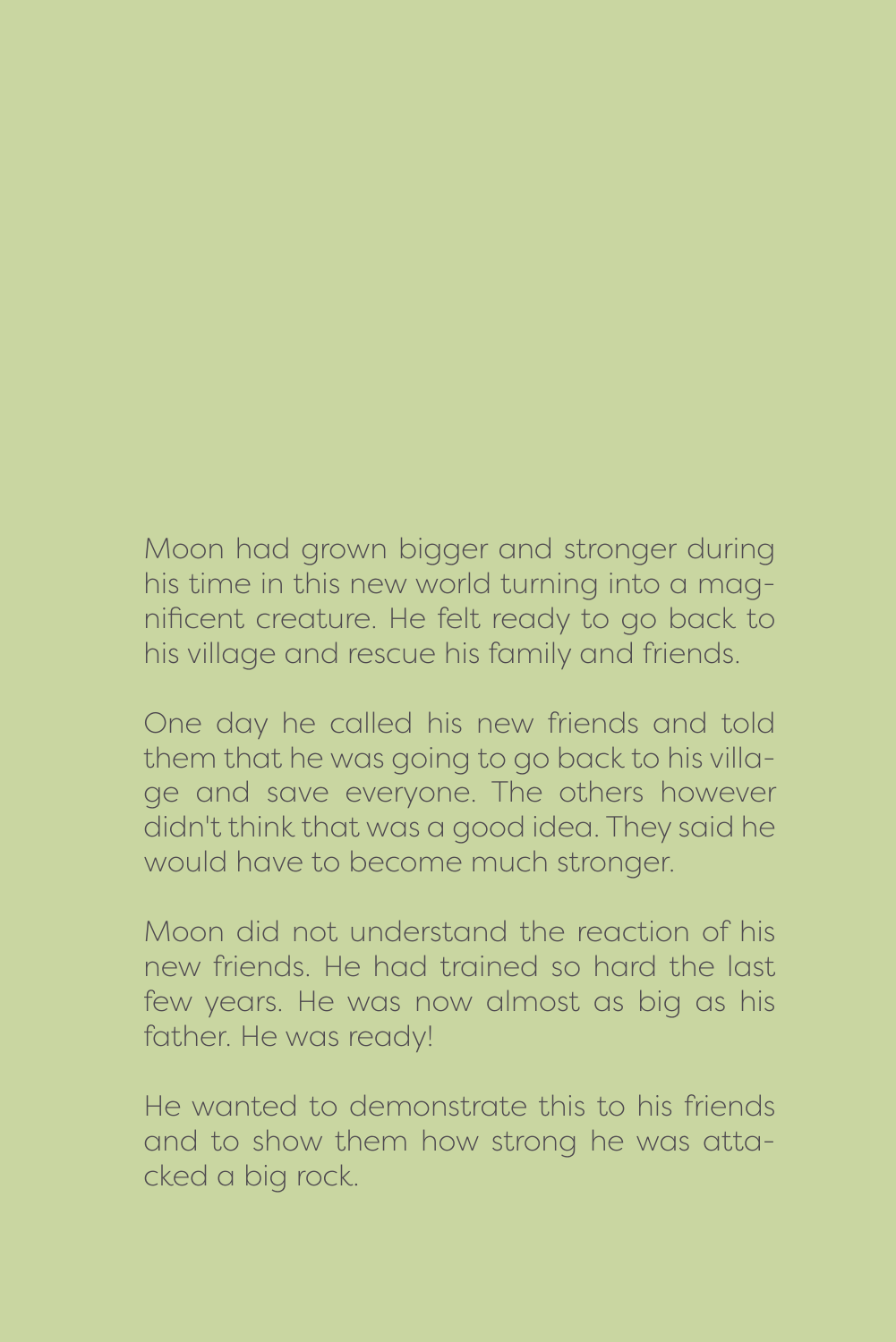Moon had grown bigger and stronger during his time in this new world turning into a magnificent creature. He felt ready to go back to his village and rescue his family and friends.

One day he called his new friends and told them that he was going to go back to his village and save everyone. The others however didn't think that was a good idea. They said he would have to become much stronger.

Moon did not understand the reaction of his new friends. He had trained so hard the last few years. He was now almost as big as his father. He was ready!

He wanted to demonstrate this to his friends and to show them how strong he was attacked a big rock.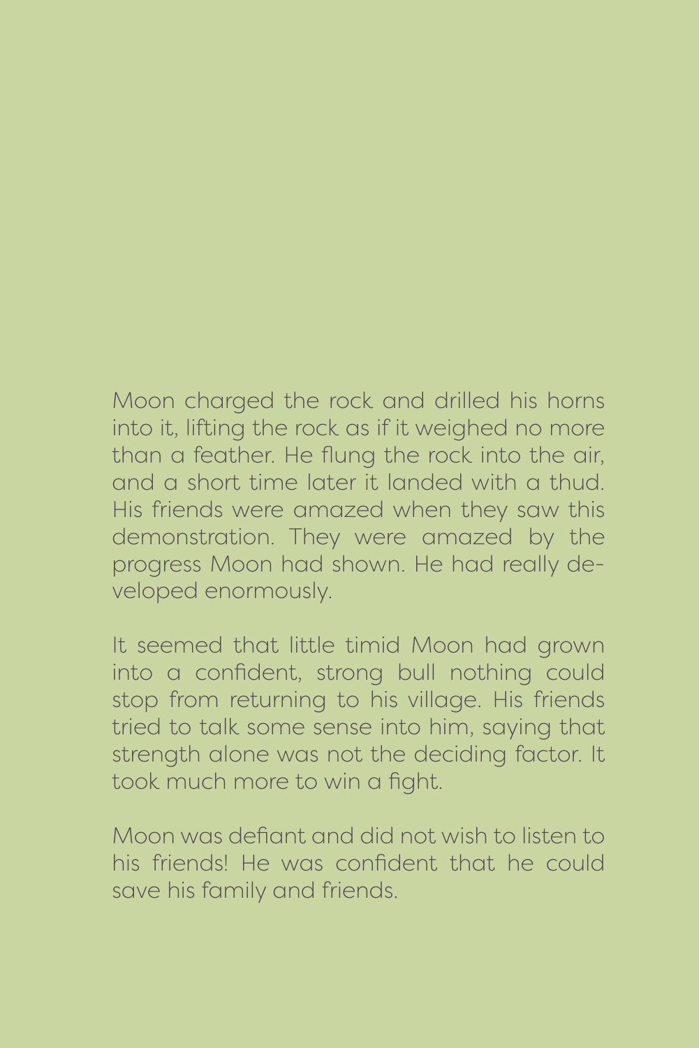Moon charged the rock and drilled his horns into it, lifting the rock as if it weighed no more than a feather. He flung the rock into the air, and a short time later it landed with a thud. His friends were amazed when they saw this demonstration. They were amazed by the progress Moon had shown. He had really developed enormously.

It seemed that little timid Moon had grown into a confident, strong bull nothing could stop from returning to his village. His friends tried to talk some sense into him, saying that strength alone was not the deciding factor. It took much more to win a fight.

Moon was defiant and did not wish to listen to his friends! He was confident that he could save his family and friends.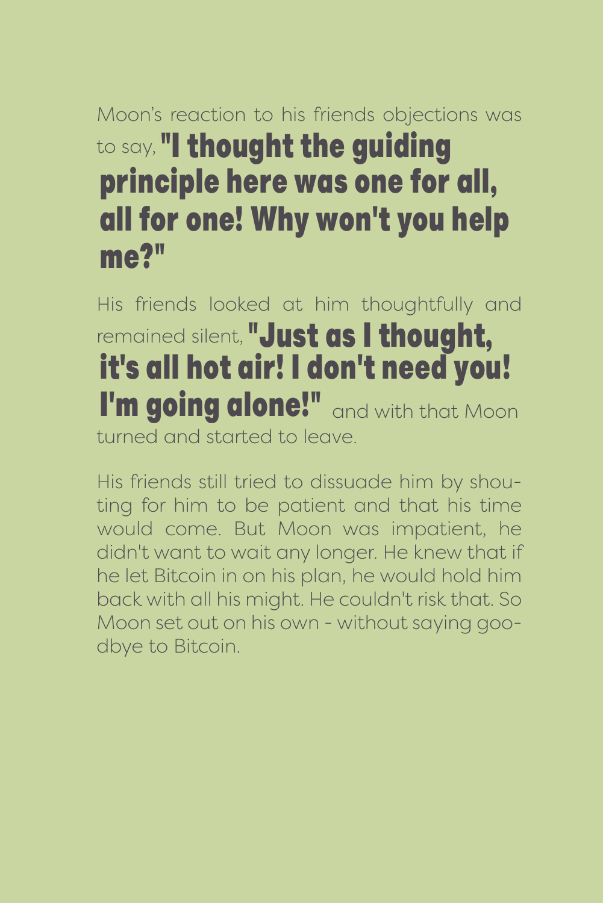Moon's reaction to his friends objections was to say, **"I thought the guiding principle here was one for all, all for one! Why won't you help me?"**

His friends looked at him thoughtfully and remained silent, **"Just as I thought, it's all hot air! I don't need you! I'm going alone!"** and with that Moon turned and started to leave.

His friends still tried to dissuade him by shouting for him to be patient and that his time would come. But Moon was impatient, he didn't want to wait any longer. He knew that if he let Bitcoin in on his plan, he would hold him back with all his might. He couldn't risk that. So Moon set out on his own - without saying goodbye to Bitcoin.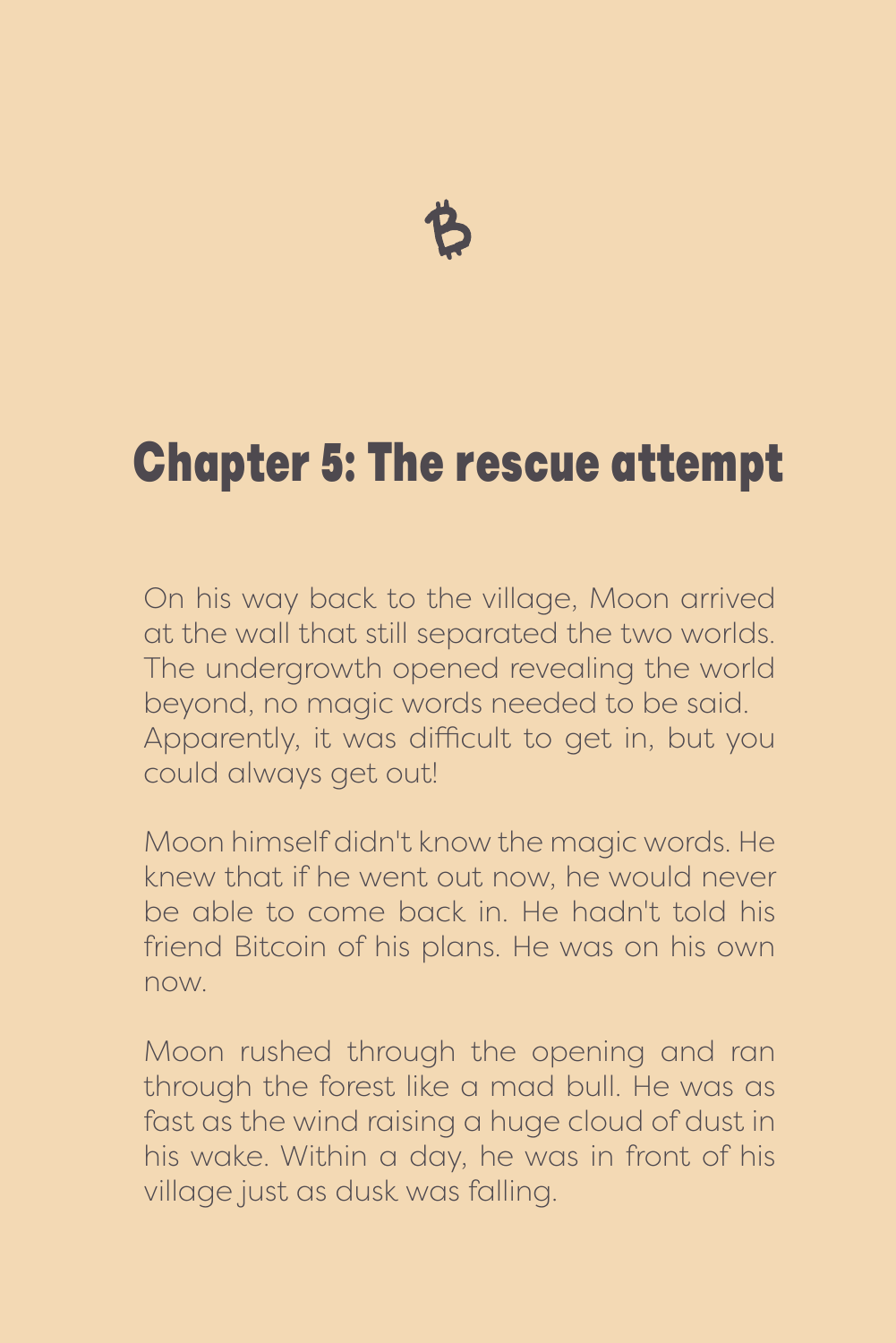# Chapter 5: The rescue attempt

On his way back to the village, Moon arrived at the wall that still separated the two worlds. The undergrowth opened revealing the world beyond, no magic words needed to be said. Apparently, it was difficult to get in, but you could always get out!

Moon himself didn't know the magic words. He knew that if he went out now, he would never be able to come back in. He hadn't told his friend Bitcoin of his plans. He was on his own now.

Moon rushed through the opening and ran through the forest like a mad bull. He was as fast as the wind raising a huge cloud of dust in his wake. Within a day, he was in front of his village just as dusk was falling.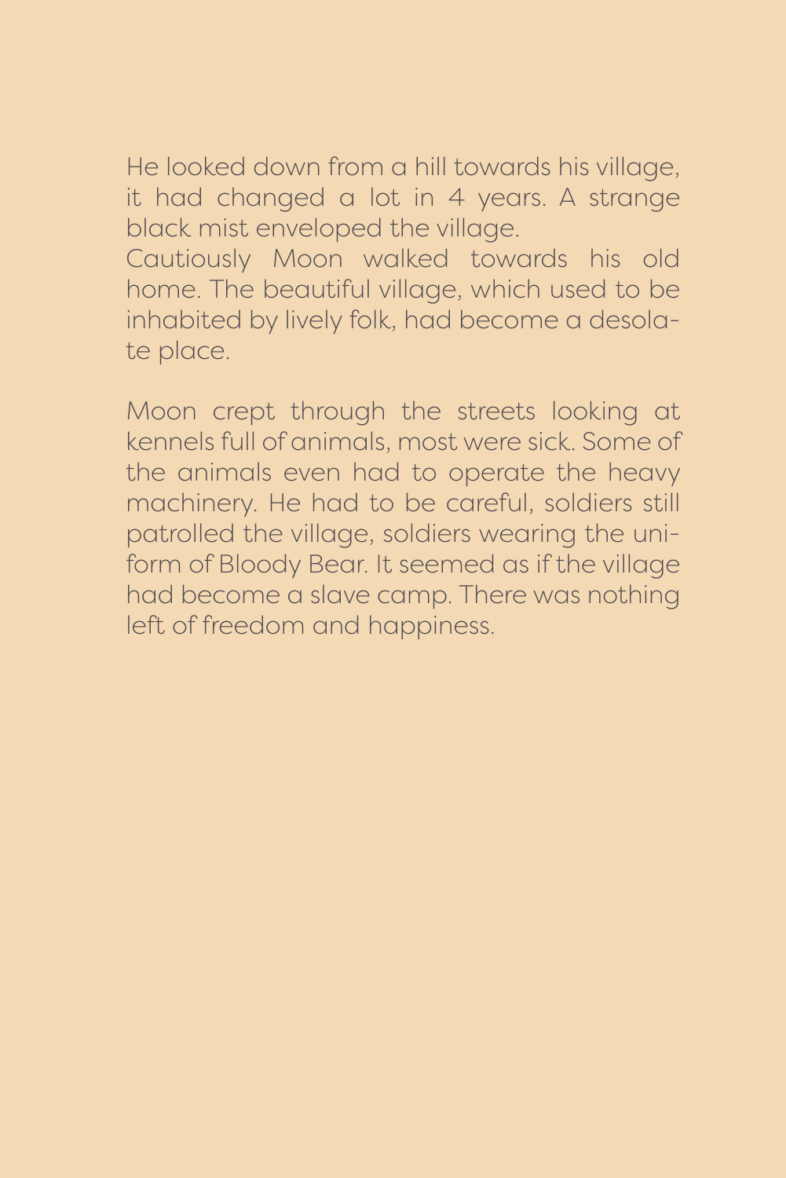He looked down from a hill towards his village, it had changed a lot in 4 years. A strange black mist enveloped the village.
Cautiously Moon walked towards his old home. The beautiful village, which used to be inhabited by lively folk, had become a desolate place.

Moon crept through the streets looking at kennels full of animals, most were sick. Some of the animals even had to operate the heavy machinery. He had to be careful, soldiers still patrolled the village, soldiers wearing the uniform of Bloody Bear. It seemed as if the village had become a slave camp. There was nothing left of freedom and happiness.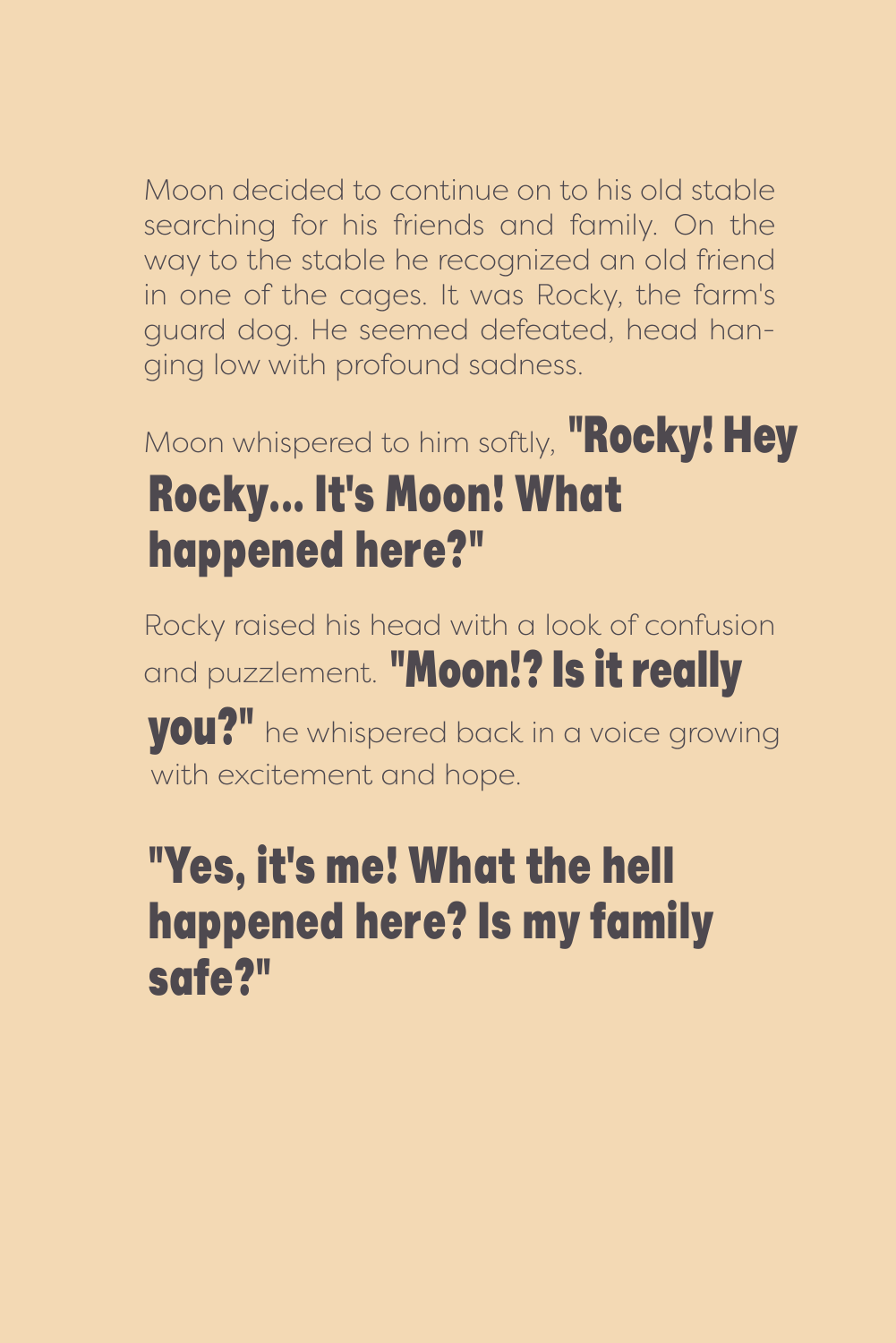Moon decided to continue on to his old stable searching for his friends and family. On the way to the stable he recognized an old friend in one of the cages. It was Rocky, the farm's guard dog. He seemed defeated, head hanging low with profound sadness.

Moon whispered to him softly, **"Rocky! Hey Rocky... It's Moon! What happened here?"**

Rocky raised his head with a look of confusion and puzzlement. **"Moon!? Is it really you?"** he whispered back in a voice growing with excitement and hope.

**"Yes, it's me! What the hell happened here? Is my family safe?"**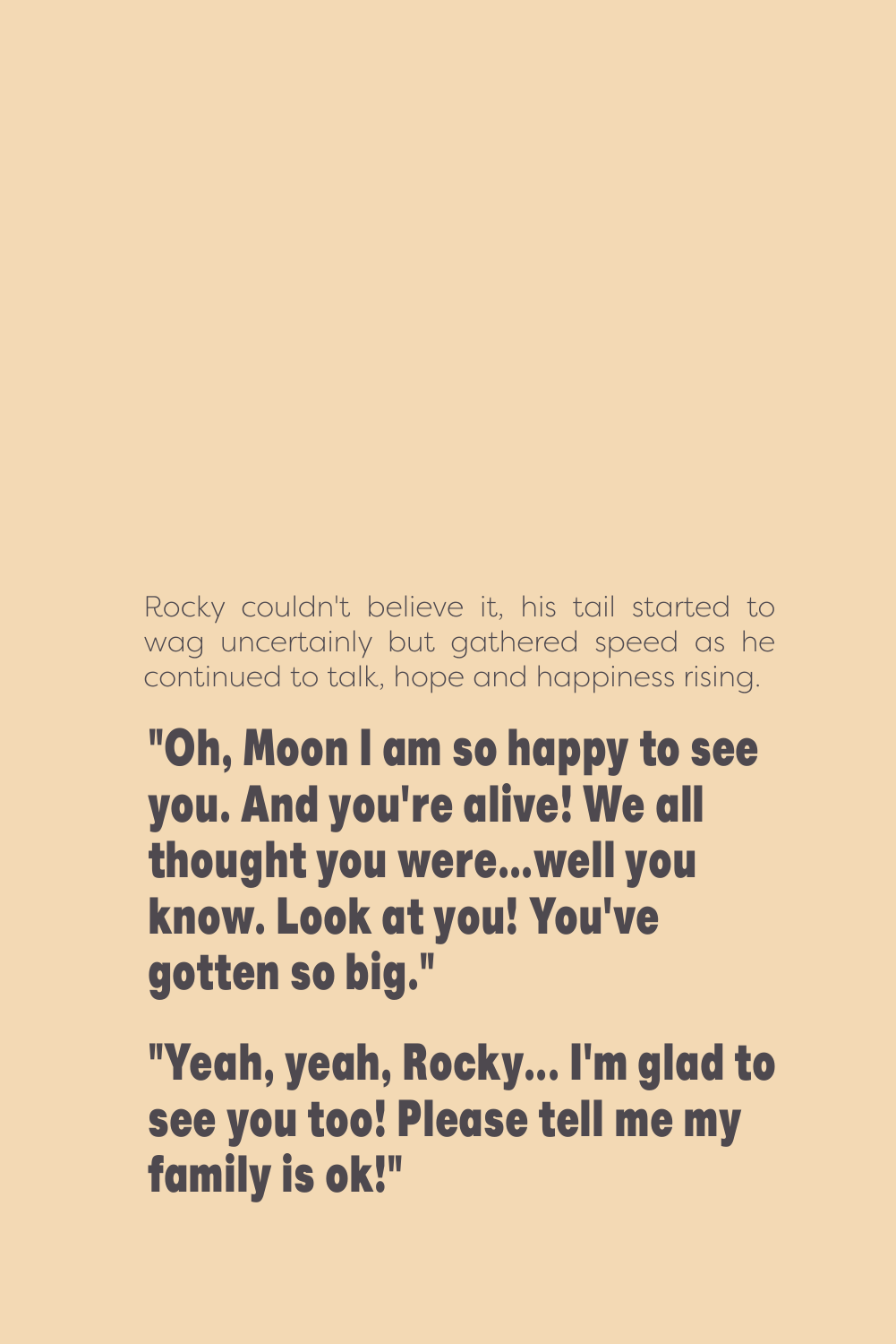Rocky couldn't believe it, his tail started to wag uncertainly but gathered speed as he continued to talk, hope and happiness rising.

**"Oh, Moon I am so happy to see you. And you're alive! We all thought you were...well you know. Look at you! You've gotten so big."**

**"Yeah, yeah, Rocky... I'm glad to see you too! Please tell me my family is ok!"**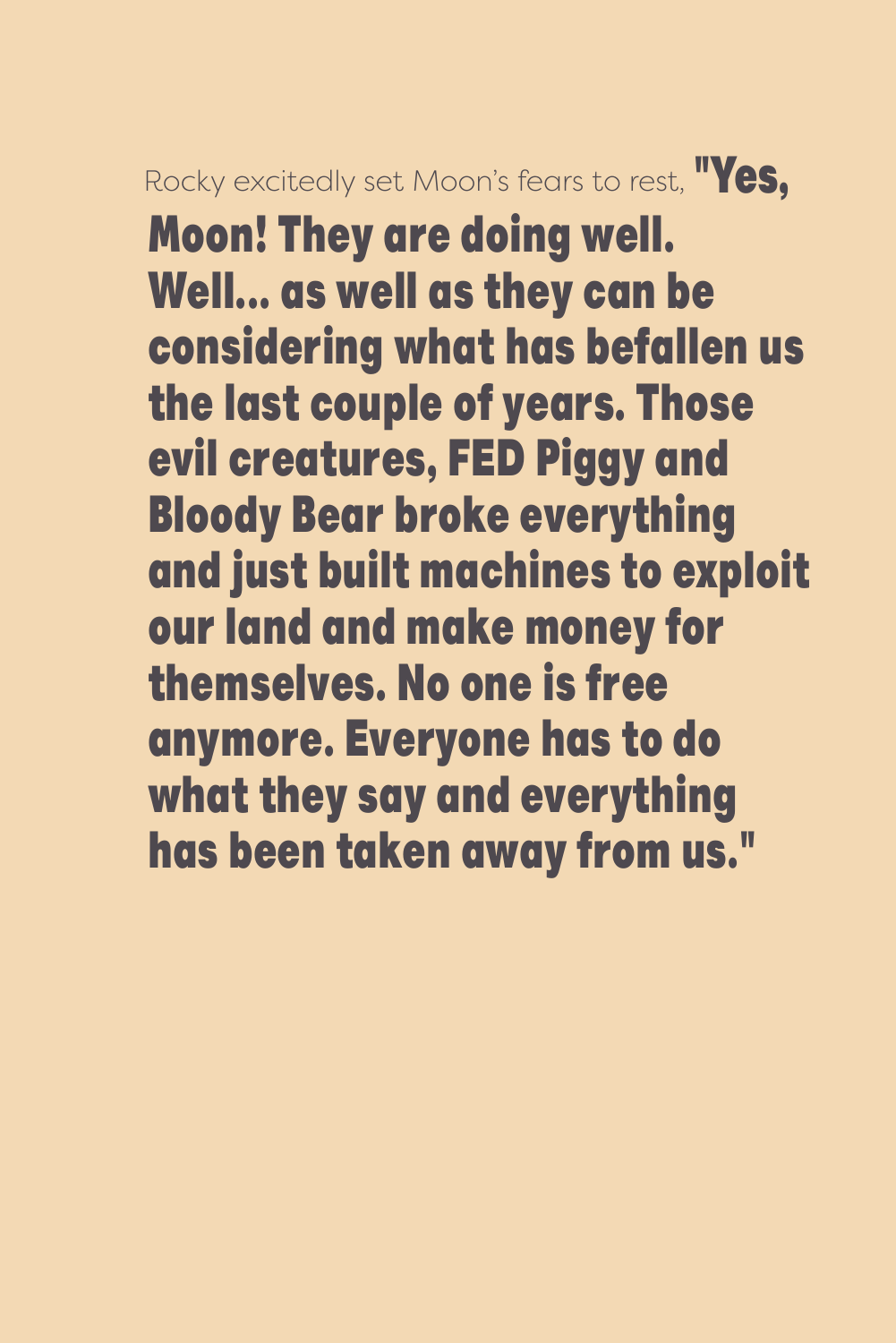Rocky excitedly set Moon's fears to rest, **"Yes, Moon! They are doing well. Well... as well as they can be considering what has befallen us the last couple of years. Those evil creatures, FED Piggy and Bloody Bear broke everything and just built machines to exploit our land and make money for themselves. No one is free anymore. Everyone has to do what they say and everything has been taken away from us."**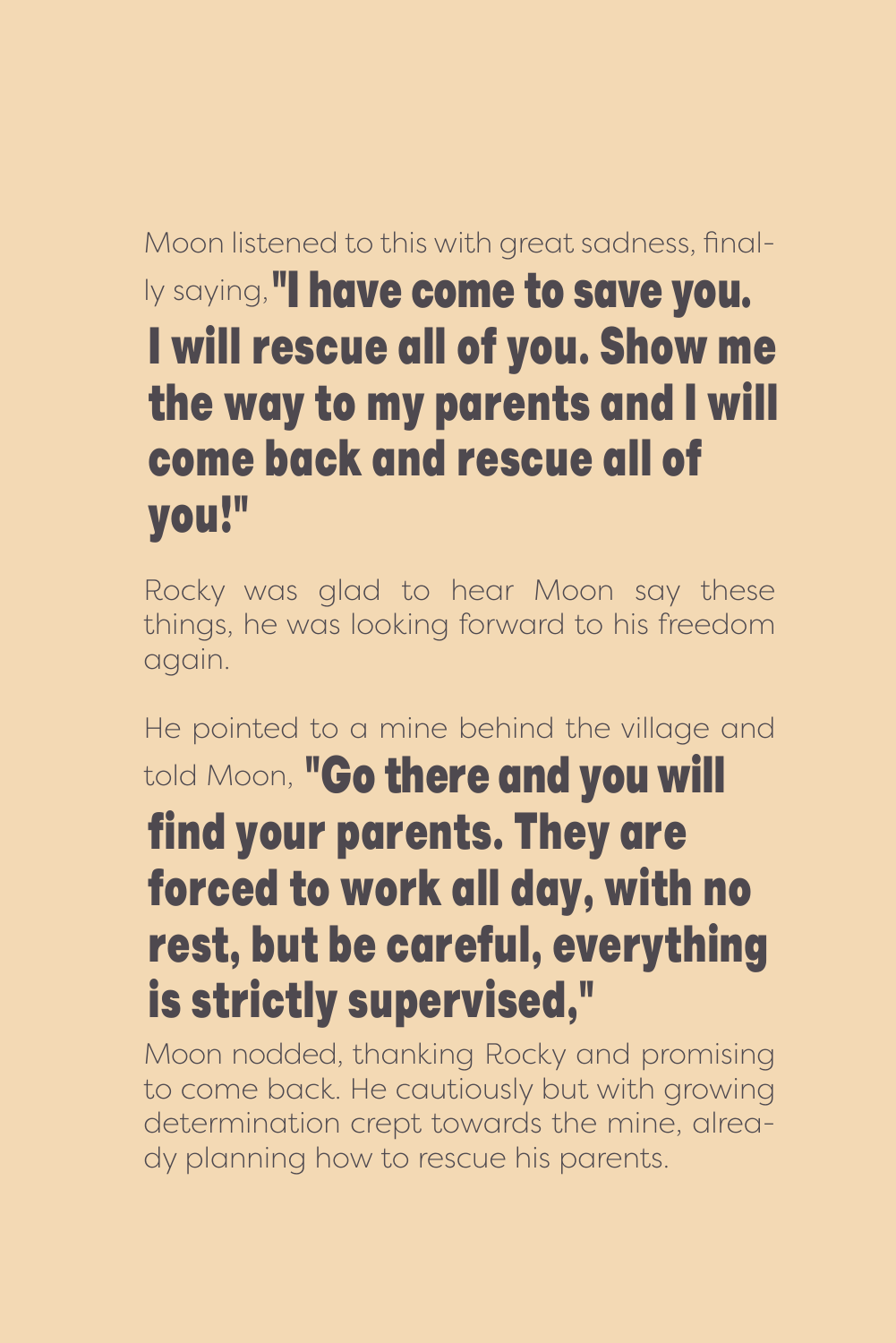Moon listened to this with great sadness, finally saying, **"I have come to save you. I will rescue all of you. Show me the way to my parents and I will come back and rescue all of you!"**

Rocky was glad to hear Moon say these things, he was looking forward to his freedom again.

He pointed to a mine behind the village and told Moon, **"Go there and you will find your parents. They are forced to work all day, with no rest, but be careful, everything is strictly supervised,"**

Moon nodded, thanking Rocky and promising to come back. He cautiously but with growing determination crept towards the mine, already planning how to rescue his parents.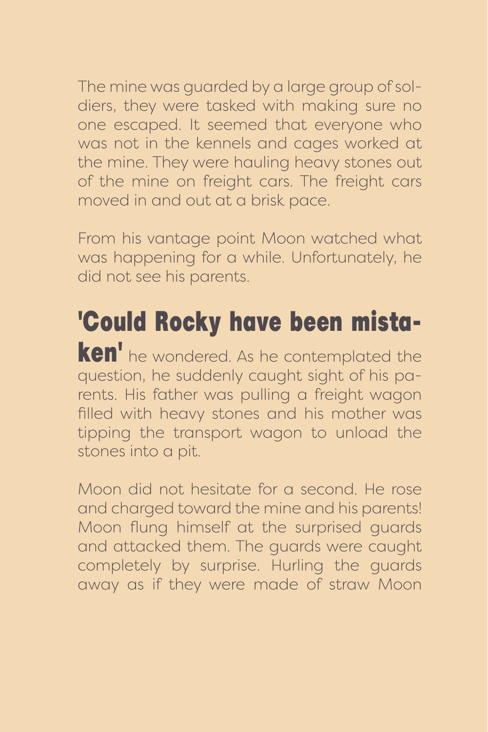The mine was guarded by a large group of soldiers, they were tasked with making sure no one escaped. It seemed that everyone who was not in the kennels and cages worked at the mine. They were hauling heavy stones out of the mine on freight cars. The freight cars moved in and out at a brisk pace.

From his vantage point Moon watched what was happening for a while. Unfortunately, he did not see his parents.

**'Could Rocky have been mistaken'** he wondered. As he contemplated the question, he suddenly caught sight of his parents. His father was pulling a freight wagon filled with heavy stones and his mother was tipping the transport wagon to unload the stones into a pit.

Moon did not hesitate for a second. He rose and charged toward the mine and his parents! Moon flung himself at the surprised guards and attacked them. The guards were caught completely by surprise. Hurling the guards away as if they were made of straw Moon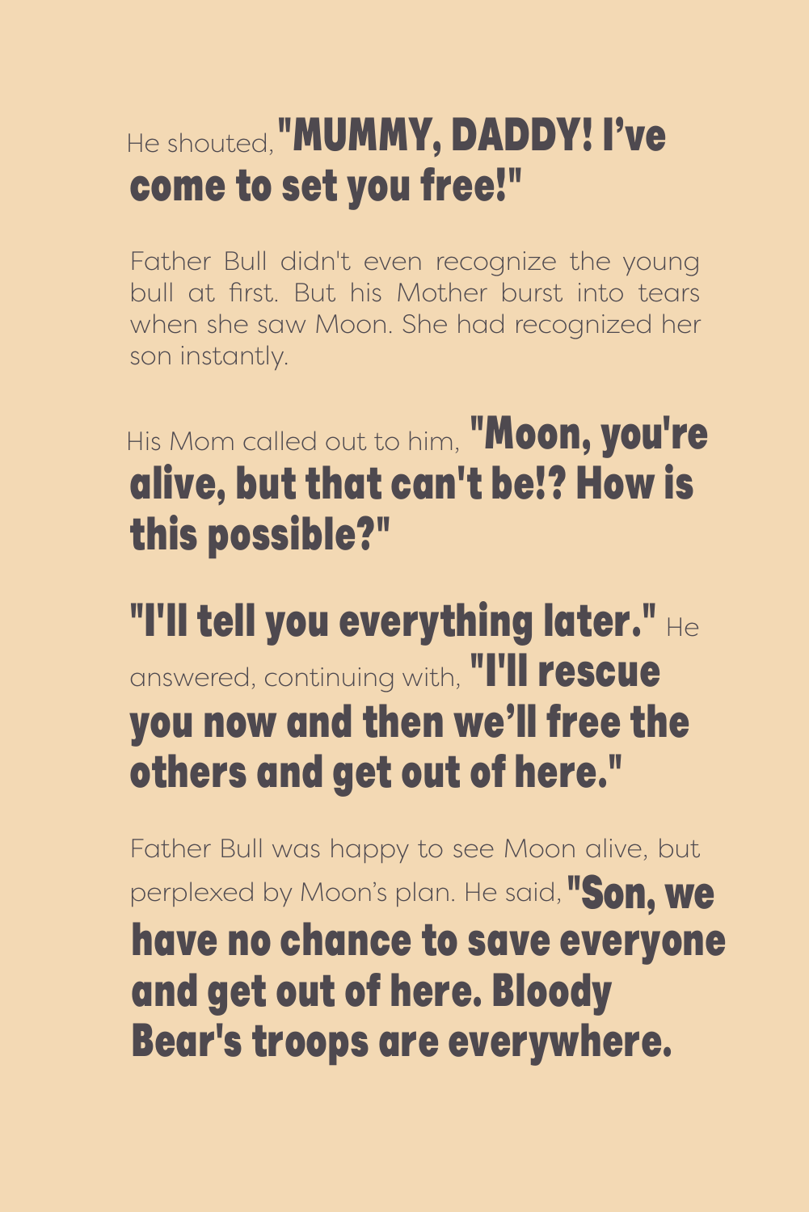He shouted, **"MUMMY, DADDY! I've come to set you free!"**

Father Bull didn't even recognize the young bull at first. But his Mother burst into tears when she saw Moon. She had recognized her son instantly.

His Mom called out to him, **"Moon, you're alive, but that can't be!? How is this possible?"**

**"I'll tell you everything later."** He answered, continuing with, **"I'll rescue you now and then we'll free the others and get out of here."**

Father Bull was happy to see Moon alive, but perplexed by Moon's plan. He said, **"Son, we have no chance to save everyone and get out of here. Bloody Bear's troops are everywhere.**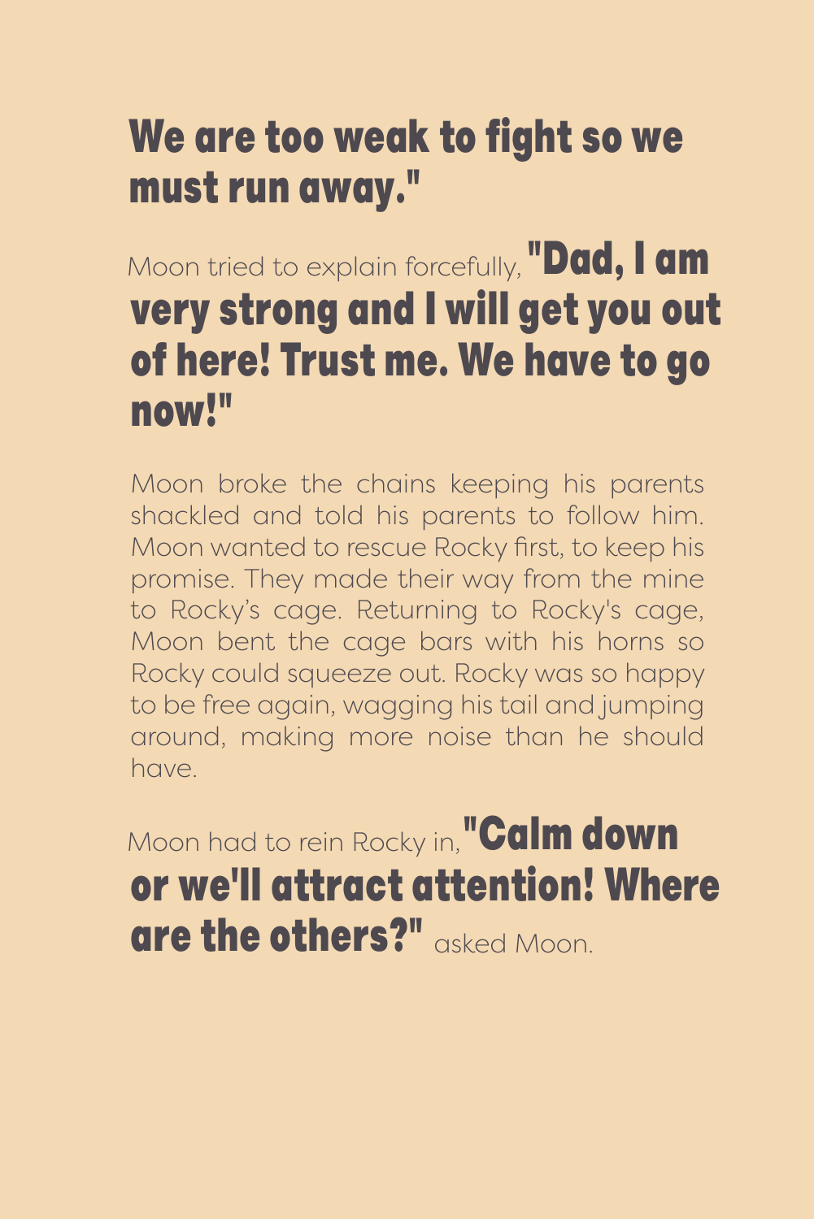**We are too weak to fight so we must run away."**

Moon tried to explain forcefully, **"Dad, I am very strong and I will get you out of here! Trust me. We have to go now!"**

Moon broke the chains keeping his parents shackled and told his parents to follow him. Moon wanted to rescue Rocky first, to keep his promise. They made their way from the mine to Rocky's cage. Returning to Rocky's cage, Moon bent the cage bars with his horns so Rocky could squeeze out. Rocky was so happy to be free again, wagging his tail and jumping around, making more noise than he should have.

Moon had to rein Rocky in, **"Calm down or we'll attract attention! Where are the others?"** asked Moon.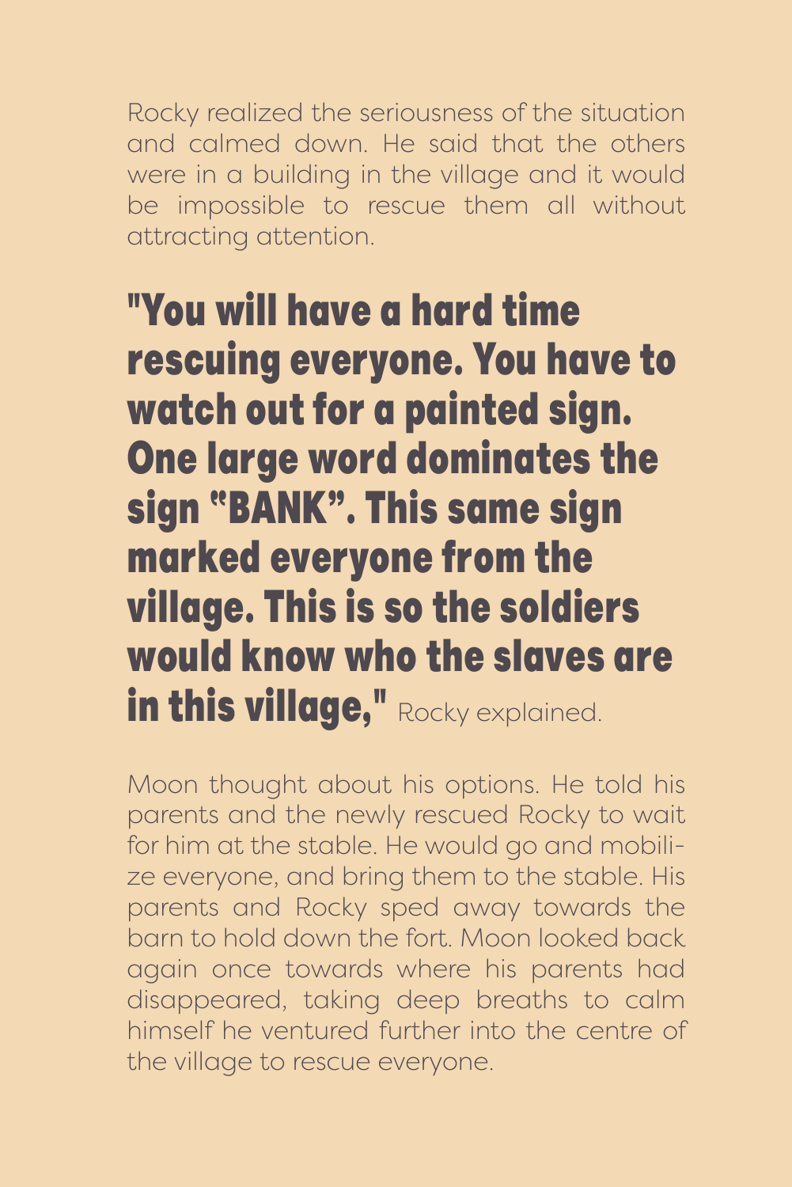Rocky realized the seriousness of the situation and calmed down. He said that the others were in a building in the village and it would be impossible to rescue them all without attracting attention.

**"You will have a hard time rescuing everyone. You have to watch out for a painted sign. One large word dominates the sign "BANK". This same sign marked everyone from the village. This is so the soldiers would know who the slaves are in this village,"** Rocky explained.

Moon thought about his options. He told his parents and the newly rescued Rocky to wait for him at the stable. He would go and mobilize everyone, and bring them to the stable. His parents and Rocky sped away towards the barn to hold down the fort. Moon looked back again once towards where his parents had disappeared, taking deep breaths to calm himself he ventured further into the centre of the village to rescue everyone.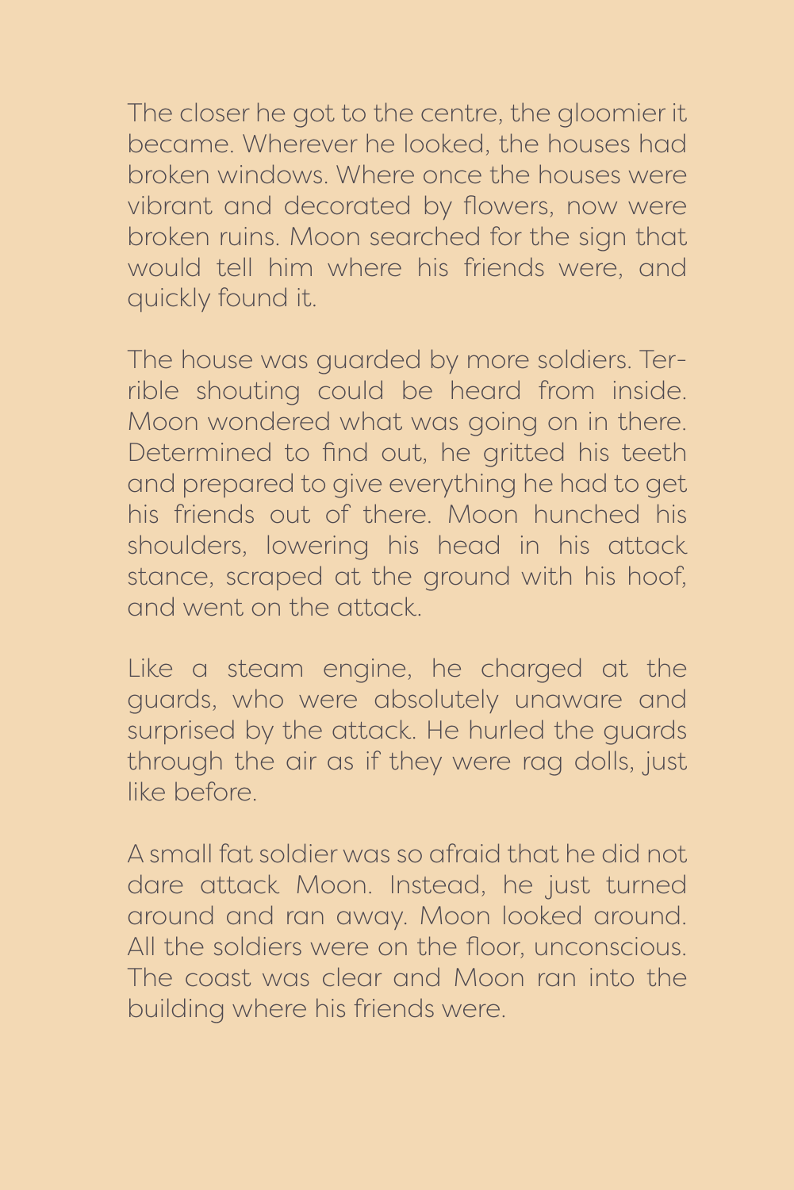The closer he got to the centre, the gloomier it became. Wherever he looked, the houses had broken windows. Where once the houses were vibrant and decorated by flowers, now were broken ruins. Moon searched for the sign that would tell him where his friends were, and quickly found it.

The house was guarded by more soldiers. Terrible shouting could be heard from inside. Moon wondered what was going on in there. Determined to find out, he gritted his teeth and prepared to give everything he had to get his friends out of there. Moon hunched his shoulders, lowering his head in his attack stance, scraped at the ground with his hoof, and went on the attack.

Like a steam engine, he charged at the guards, who were absolutely unaware and surprised by the attack. He hurled the guards through the air as if they were rag dolls, just like before.

A small fat soldier was so afraid that he did not dare attack Moon. Instead, he just turned around and ran away. Moon looked around. All the soldiers were on the floor, unconscious. The coast was clear and Moon ran into the building where his friends were.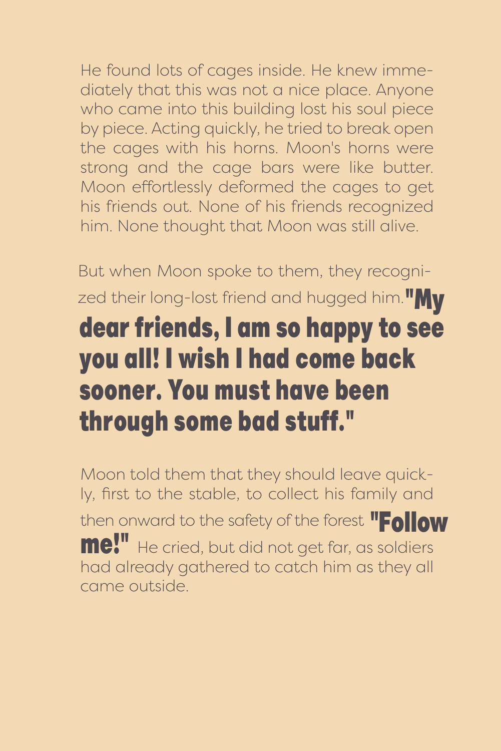He found lots of cages inside. He knew immediately that this was not a nice place. Anyone who came into this building lost his soul piece by piece. Acting quickly, he tried to break open the cages with his horns. Moon's horns were strong and the cage bars were like butter. Moon effortlessly deformed the cages to get his friends out. None of his friends recognized him. None thought that Moon was still alive.

But when Moon spoke to them, they recognized their long-lost friend and hugged him. **"My dear friends, I am so happy to see you all! I wish I had come back sooner. You must have been through some bad stuff."**

Moon told them that they should leave quickly, first to the stable, to collect his family and then onward to the safety of the forest **"Follow me!"** He cried, but did not get far, as soldiers had already gathered to catch him as they all came outside.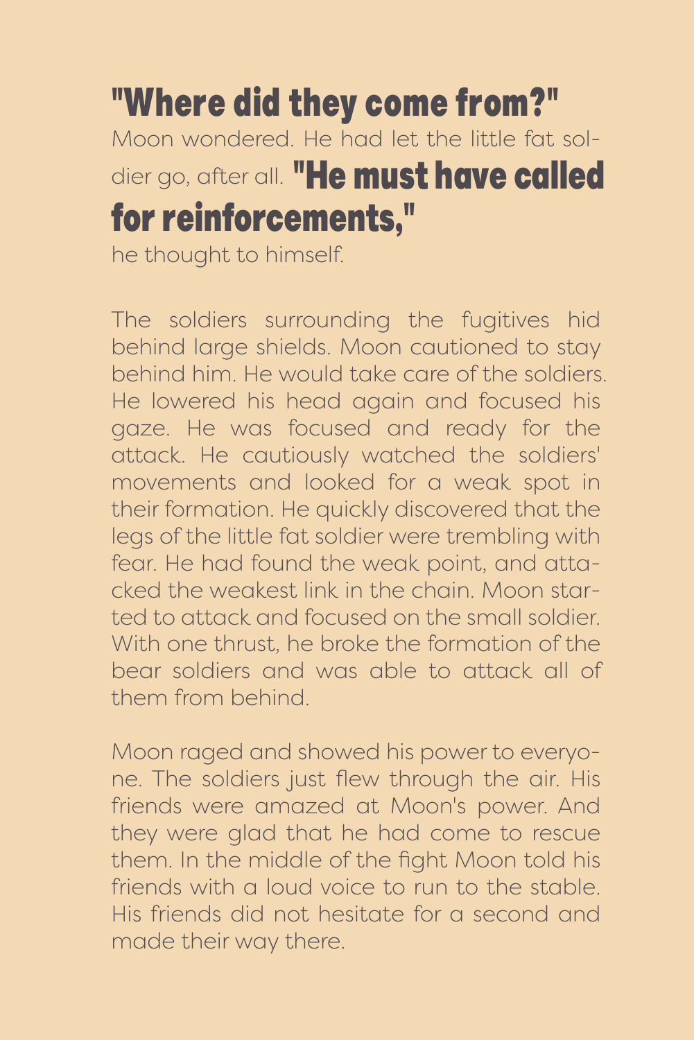**"Where did they come from?"** Moon wondered. He had let the little fat soldier go, after all. **"He must have called for reinforcements,"** he thought to himself.

The soldiers surrounding the fugitives hid behind large shields. Moon cautioned to stay behind him. He would take care of the soldiers. He lowered his head again and focused his gaze. He was focused and ready for the attack. He cautiously watched the soldiers' movements and looked for a weak spot in their formation. He quickly discovered that the legs of the little fat soldier were trembling with fear. He had found the weak point, and attacked the weakest link in the chain. Moon started to attack and focused on the small soldier. With one thrust, he broke the formation of the bear soldiers and was able to attack all of them from behind.

Moon raged and showed his power to everyone. The soldiers just flew through the air. His friends were amazed at Moon's power. And they were glad that he had come to rescue them. In the middle of the fight Moon told his friends with a loud voice to run to the stable. His friends did not hesitate for a second and made their way there.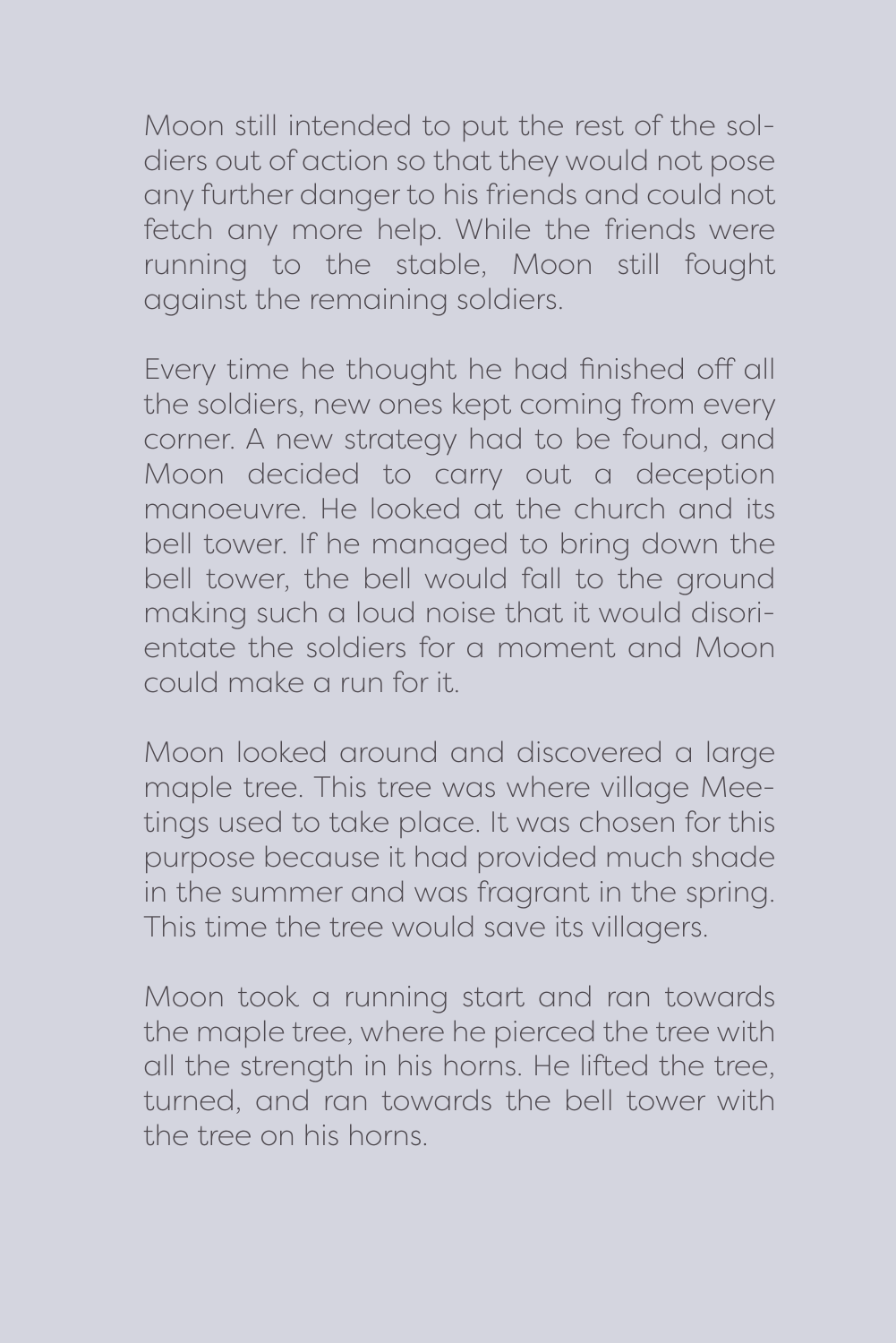Moon still intended to put the rest of the soldiers out of action so that they would not pose any further danger to his friends and could not fetch any more help. While the friends were running to the stable, Moon still fought against the remaining soldiers.

Every time he thought he had finished off all the soldiers, new ones kept coming from every corner. A new strategy had to be found, and Moon decided to carry out a deception manoeuvre. He looked at the church and its bell tower. If he managed to bring down the bell tower, the bell would fall to the ground making such a loud noise that it would disorientate the soldiers for a moment and Moon could make a run for it.

Moon looked around and discovered a large maple tree. This tree was where village Meetings used to take place. It was chosen for this purpose because it had provided much shade in the summer and was fragrant in the spring. This time the tree would save its villagers.

Moon took a running start and ran towards the maple tree, where he pierced the tree with all the strength in his horns. He lifted the tree, turned, and ran towards the bell tower with the tree on his horns.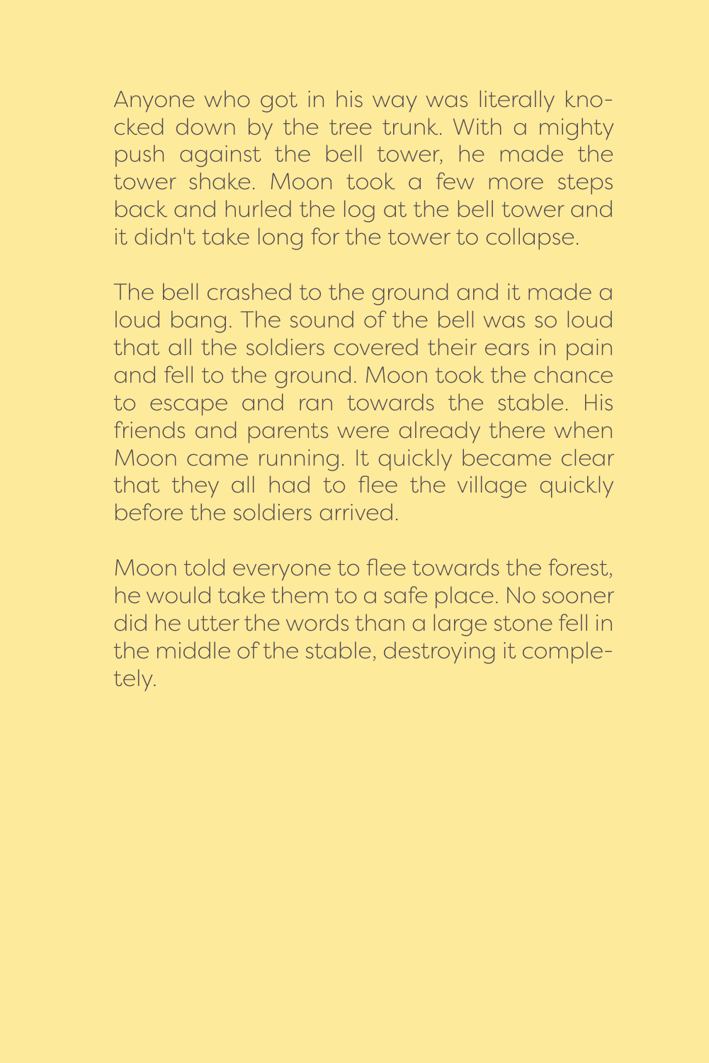Anyone who got in his way was literally knocked down by the tree trunk. With a mighty push against the bell tower, he made the tower shake. Moon took a few more steps back and hurled the log at the bell tower and it didn't take long for the tower to collapse.

The bell crashed to the ground and it made a loud bang. The sound of the bell was so loud that all the soldiers covered their ears in pain and fell to the ground. Moon took the chance to escape and ran towards the stable. His friends and parents were already there when Moon came running. It quickly became clear that they all had to flee the village quickly before the soldiers arrived.

Moon told everyone to flee towards the forest, he would take them to a safe place. No sooner did he utter the words than a large stone fell in the middle of the stable, destroying it completely.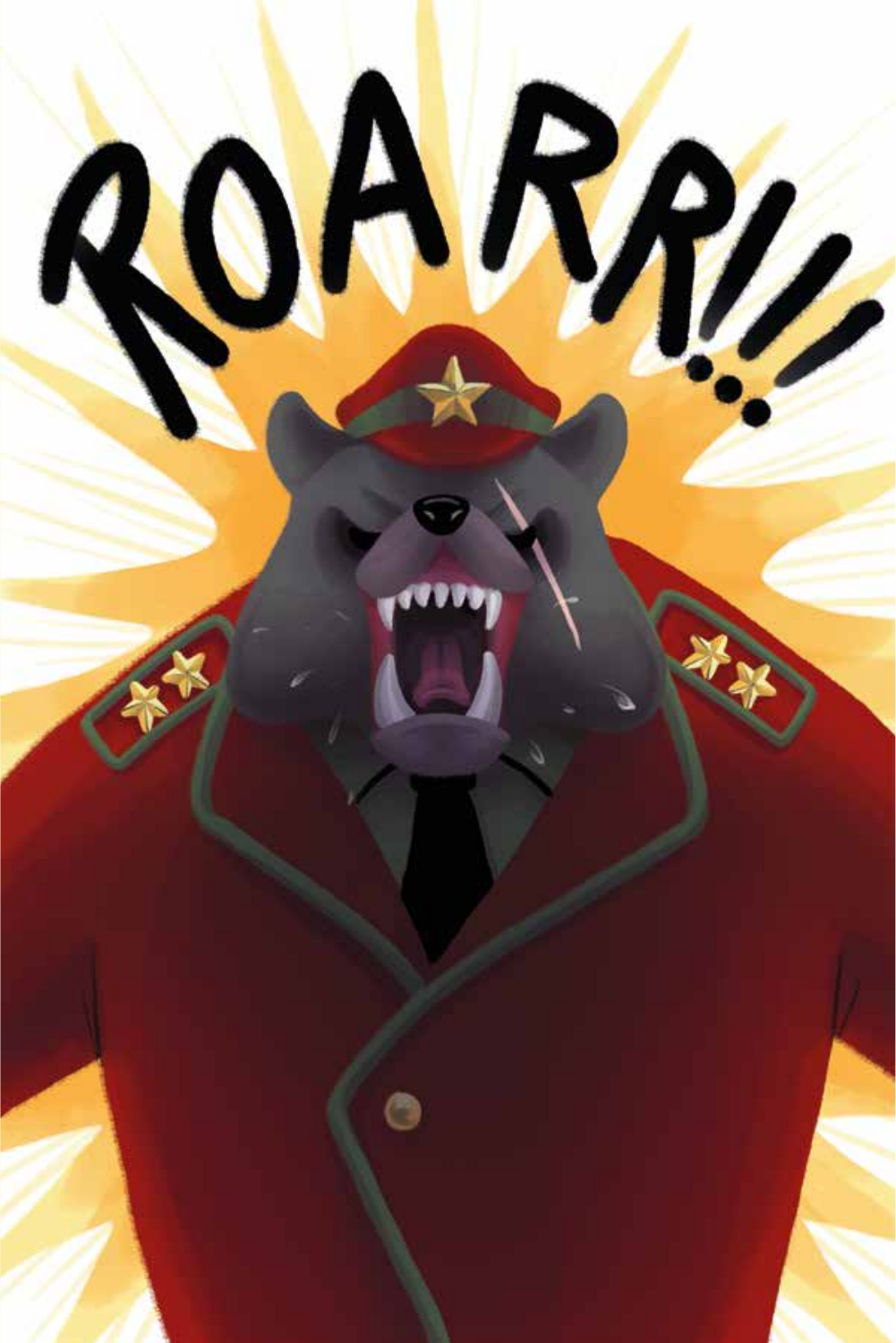ROARR!!!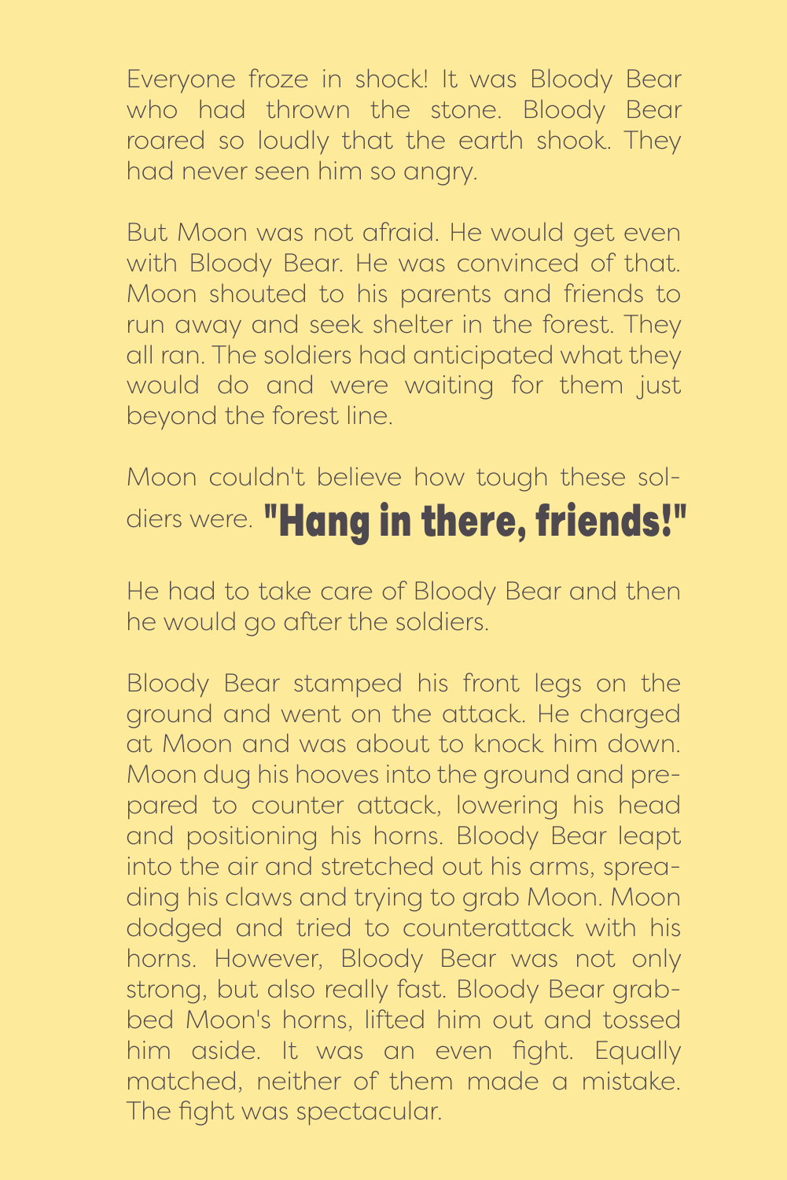Everyone froze in shock! It was Bloody Bear who had thrown the stone. Bloody Bear roared so loudly that the earth shook. They had never seen him so angry.

But Moon was not afraid. He would get even with Bloody Bear. He was convinced of that. Moon shouted to his parents and friends to run away and seek shelter in the forest. They all ran. The soldiers had anticipated what they would do and were waiting for them just beyond the forest line.

Moon couldn't believe how tough these soldiers were. **"Hang in there, friends!"**

He had to take care of Bloody Bear and then he would go after the soldiers.

Bloody Bear stamped his front legs on the ground and went on the attack. He charged at Moon and was about to knock him down. Moon dug his hooves into the ground and prepared to counter attack, lowering his head and positioning his horns. Bloody Bear leapt into the air and stretched out his arms, spreading his claws and trying to grab Moon. Moon dodged and tried to counterattack with his horns. However, Bloody Bear was not only strong, but also really fast. Bloody Bear grabbed Moon's horns, lifted him out and tossed him aside. It was an even fight. Equally matched, neither of them made a mistake. The fight was spectacular.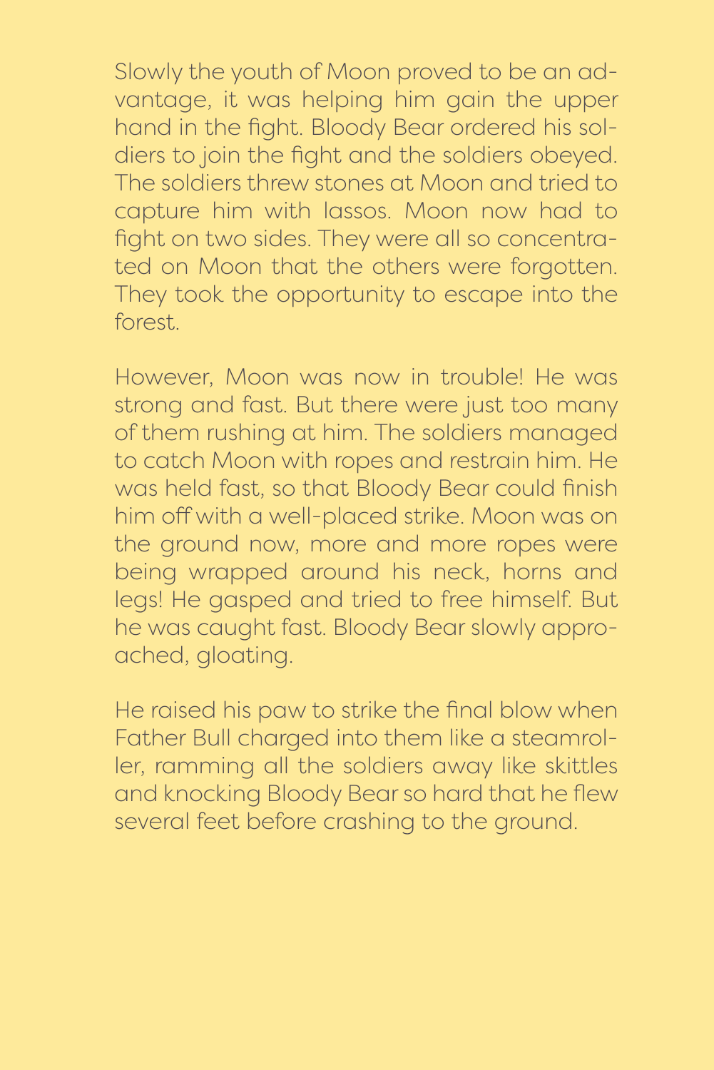Slowly the youth of Moon proved to be an advantage, it was helping him gain the upper hand in the fight. Bloody Bear ordered his soldiers to join the fight and the soldiers obeyed. The soldiers threw stones at Moon and tried to capture him with lassos. Moon now had to fight on two sides. They were all so concentrated on Moon that the others were forgotten. They took the opportunity to escape into the forest.

However, Moon was now in trouble! He was strong and fast. But there were just too many of them rushing at him. The soldiers managed to catch Moon with ropes and restrain him. He was held fast, so that Bloody Bear could finish him off with a well-placed strike. Moon was on the ground now, more and more ropes were being wrapped around his neck, horns and legs! He gasped and tried to free himself. But he was caught fast. Bloody Bear slowly approached, gloating.

He raised his paw to strike the final blow when Father Bull charged into them like a steamroller, ramming all the soldiers away like skittles and knocking Bloody Bear so hard that he flew several feet before crashing to the ground.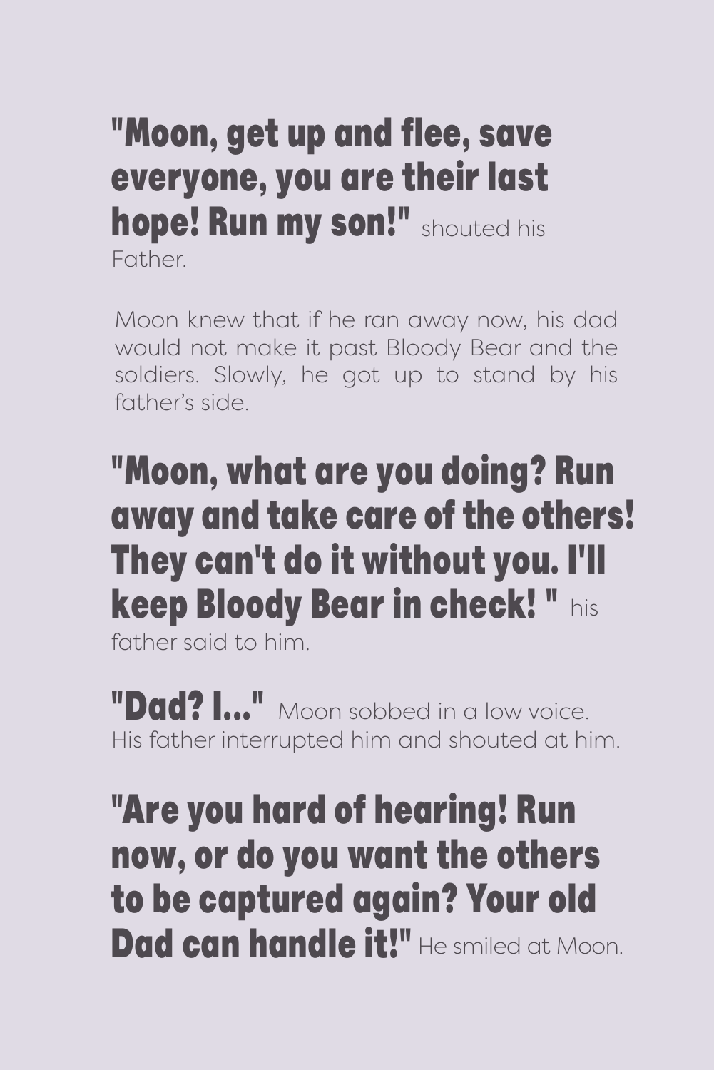**"Moon, get up and flee, save everyone, you are their last hope! Run my son!"** shouted his Father.

Moon knew that if he ran away now, his dad would not make it past Bloody Bear and the soldiers. Slowly, he got up to stand by his father's side.

**"Moon, what are you doing? Run away and take care of the others! They can't do it without you. I'll keep Bloody Bear in check! "** his father said to him.

**"Dad? I..."** Moon sobbed in a low voice. His father interrupted him and shouted at him.

**"Are you hard of hearing! Run now, or do you want the others to be captured again? Your old Dad can handle it!"** He smiled at Moon.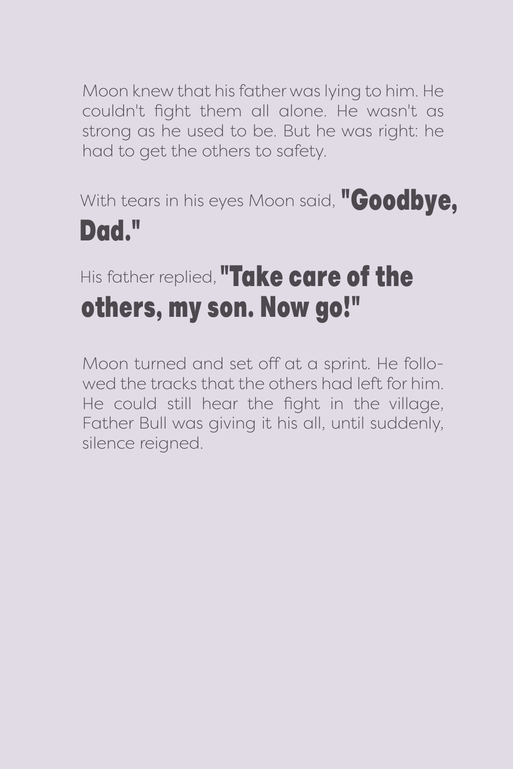Moon knew that his father was lying to him. He couldn't fight them all alone. He wasn't as strong as he used to be. But he was right: he had to get the others to safety.

With tears in his eyes Moon said, **"Goodbye, Dad."**

His father replied, **"Take care of the others, my son. Now go!"**

Moon turned and set off at a sprint. He followed the tracks that the others had left for him. He could still hear the fight in the village, Father Bull was giving it his all, until suddenly, silence reigned.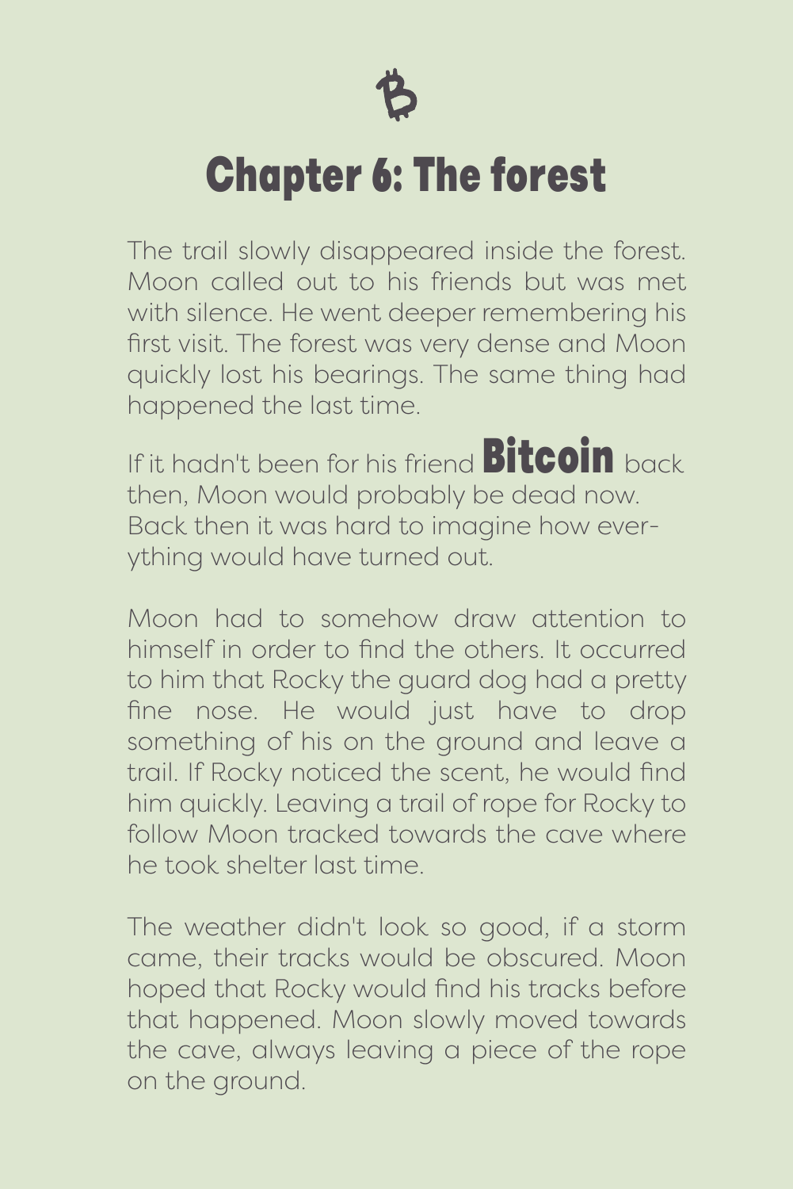# Chapter 6: The forest

The trail slowly disappeared inside the forest. Moon called out to his friends but was met with silence. He went deeper remembering his first visit. The forest was very dense and Moon quickly lost his bearings. The same thing had happened the last time.

If it hadn't been for his friend **Bitcoin** back then, Moon would probably be dead now. Back then it was hard to imagine how everything would have turned out.

Moon had to somehow draw attention to himself in order to find the others. It occurred to him that Rocky the guard dog had a pretty fine nose. He would just have to drop something of his on the ground and leave a trail. If Rocky noticed the scent, he would find him quickly. Leaving a trail of rope for Rocky to follow Moon tracked towards the cave where he took shelter last time.

The weather didn't look so good, if a storm came, their tracks would be obscured. Moon hoped that Rocky would find his tracks before that happened. Moon slowly moved towards the cave, always leaving a piece of the rope on the ground.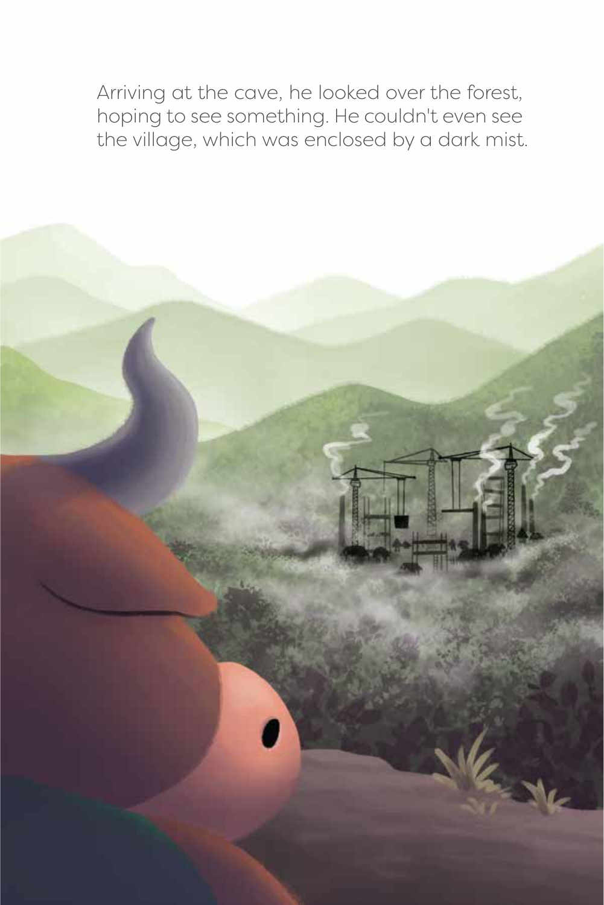Arriving at the cave, he looked over the forest, hoping to see something. He couldn't even see the village, which was enclosed by a dark mist.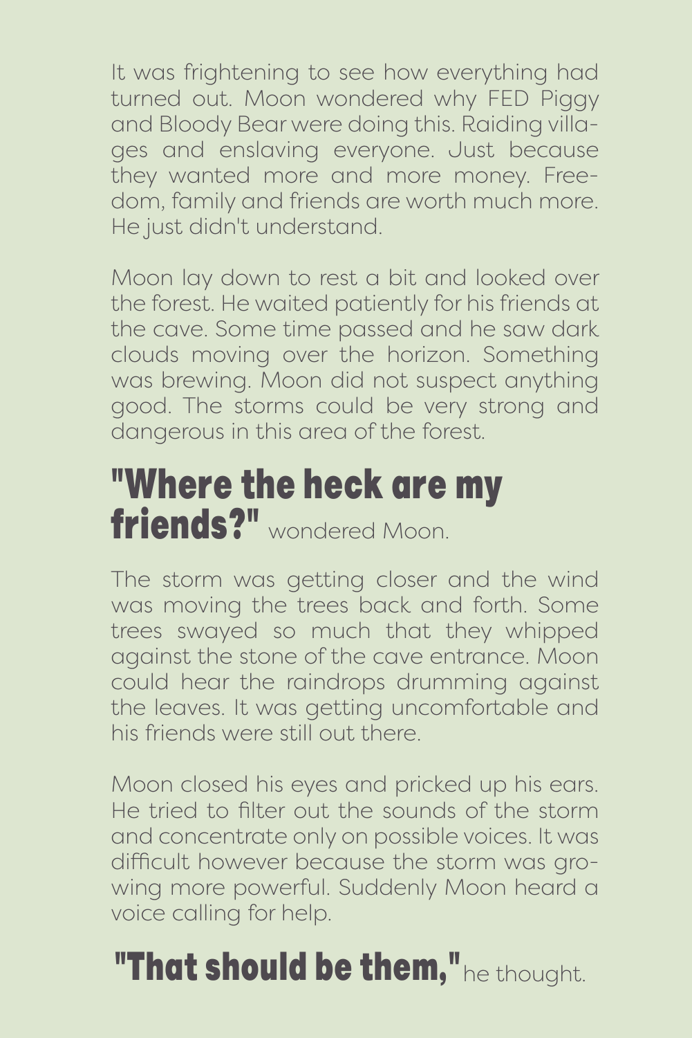It was frightening to see how everything had turned out. Moon wondered why FED Piggy and Bloody Bear were doing this. Raiding villages and enslaving everyone. Just because they wanted more and more money. Freedom, family and friends are worth much more. He just didn't understand.

Moon lay down to rest a bit and looked over the forest. He waited patiently for his friends at the cave. Some time passed and he saw dark clouds moving over the horizon. Something was brewing. Moon did not suspect anything good. The storms could be very strong and dangerous in this area of the forest.

**"Where the heck are my friends?"** wondered Moon.

The storm was getting closer and the wind was moving the trees back and forth. Some trees swayed so much that they whipped against the stone of the cave entrance. Moon could hear the raindrops drumming against the leaves. It was getting uncomfortable and his friends were still out there.

Moon closed his eyes and pricked up his ears. He tried to filter out the sounds of the storm and concentrate only on possible voices. It was difficult however because the storm was growing more powerful. Suddenly Moon heard a voice calling for help.

**"That should be them,"** he thought.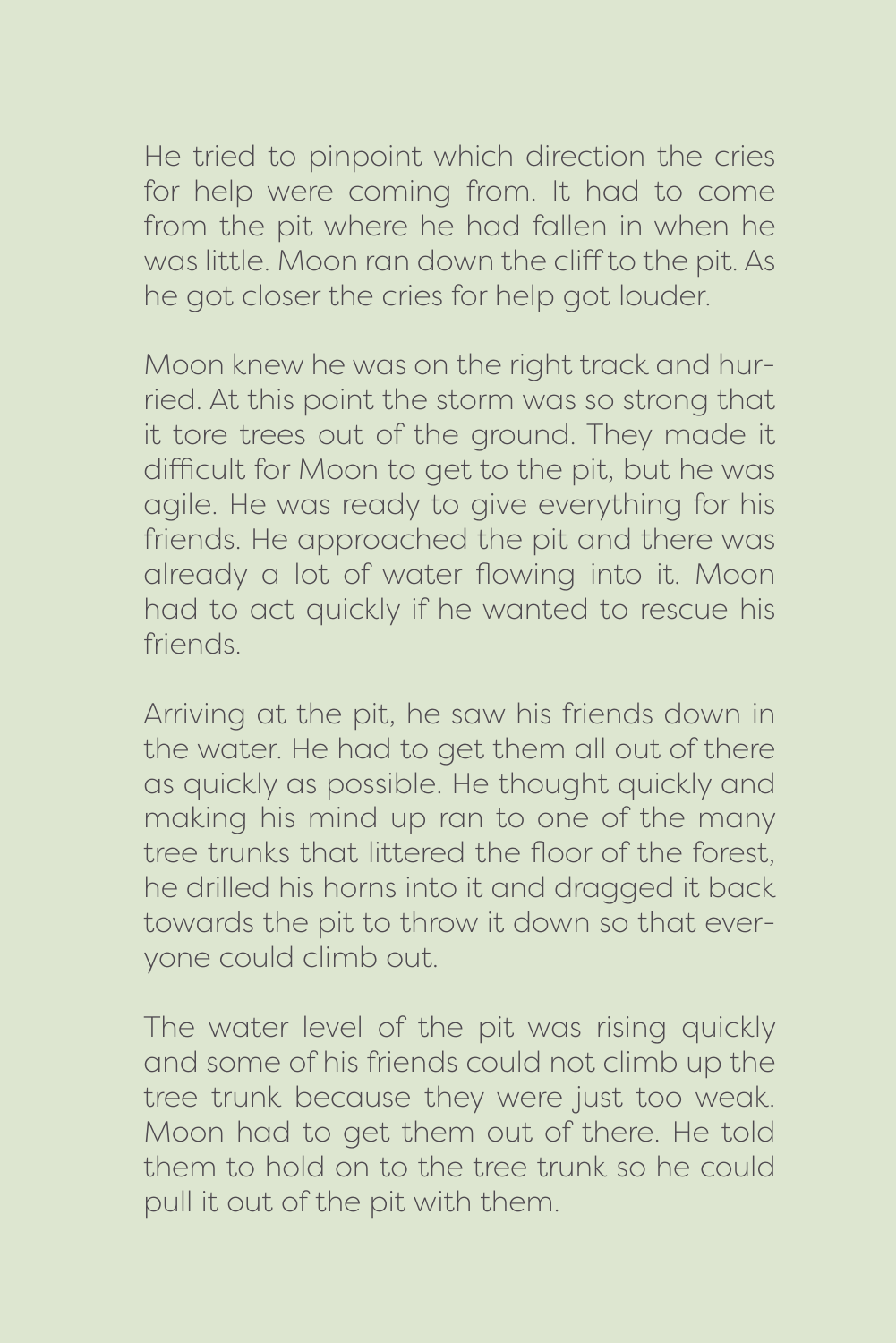He tried to pinpoint which direction the cries for help were coming from. It had to come from the pit where he had fallen in when he was little. Moon ran down the cliff to the pit. As he got closer the cries for help got louder.

Moon knew he was on the right track and hurried. At this point the storm was so strong that it tore trees out of the ground. They made it difficult for Moon to get to the pit, but he was agile. He was ready to give everything for his friends. He approached the pit and there was already a lot of water flowing into it. Moon had to act quickly if he wanted to rescue his friends.

Arriving at the pit, he saw his friends down in the water. He had to get them all out of there as quickly as possible. He thought quickly and making his mind up ran to one of the many tree trunks that littered the floor of the forest, he drilled his horns into it and dragged it back towards the pit to throw it down so that everyone could climb out.

The water level of the pit was rising quickly and some of his friends could not climb up the tree trunk because they were just too weak. Moon had to get them out of there. He told them to hold on to the tree trunk so he could pull it out of the pit with them.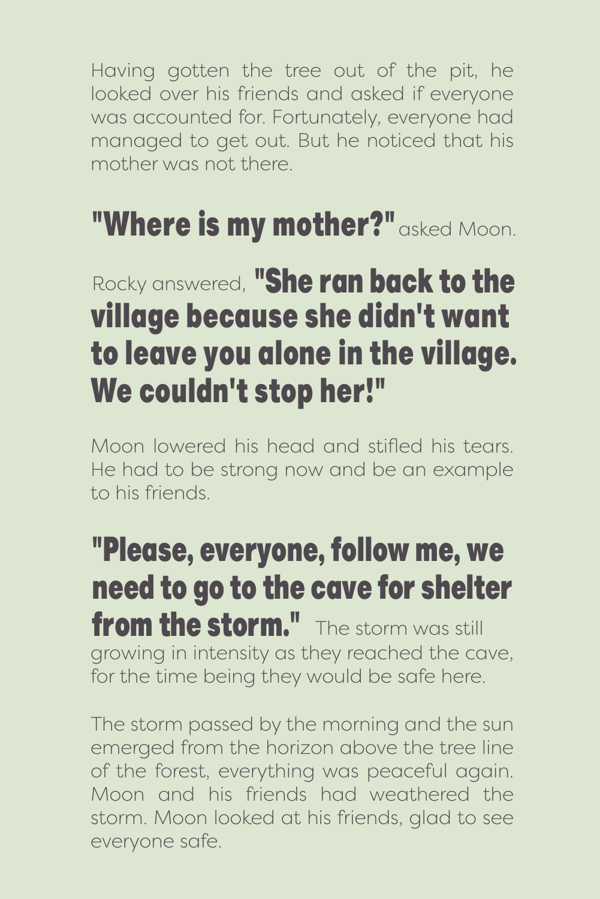Having gotten the tree out of the pit, he looked over his friends and asked if everyone was accounted for. Fortunately, everyone had managed to get out. But he noticed that his mother was not there.

**"Where is my mother?"** asked Moon.

Rocky answered, **"She ran back to the village because she didn't want to leave you alone in the village. We couldn't stop her!"**

Moon lowered his head and stifled his tears. He had to be strong now and be an example to his friends.

**"Please, everyone, follow me, we need to go to the cave for shelter from the storm."** The storm was still growing in intensity as they reached the cave, for the time being they would be safe here.

The storm passed by the morning and the sun emerged from the horizon above the tree line of the forest, everything was peaceful again. Moon and his friends had weathered the storm. Moon looked at his friends, glad to see everyone safe.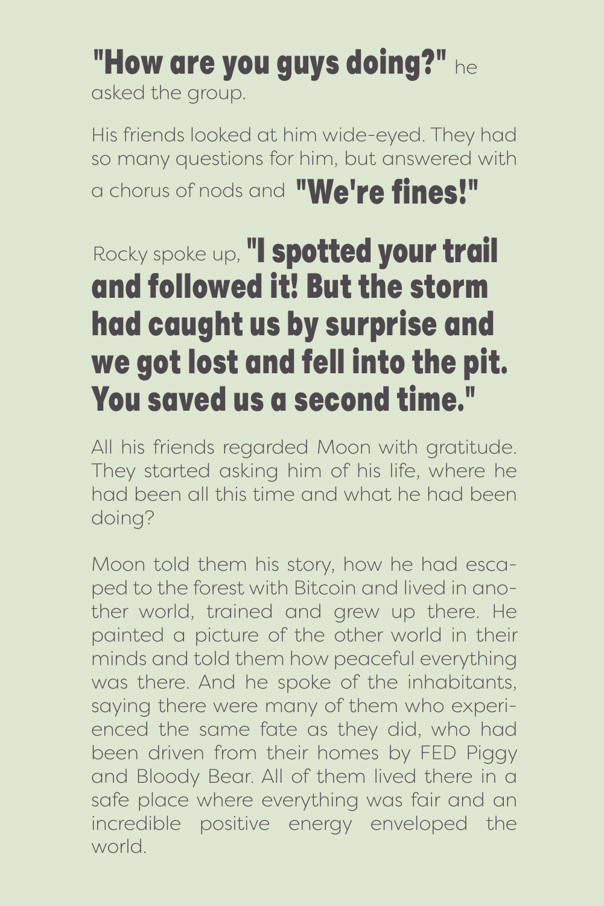**"How are you guys doing?"** he asked the group.

His friends looked at him wide-eyed. They had so many questions for him, but answered with a chorus of nods and **"We're fines!"**

Rocky spoke up, **"I spotted your trail and followed it! But the storm had caught us by surprise and we got lost and fell into the pit. You saved us a second time."**

All his friends regarded Moon with gratitude. They started asking him of his life, where he had been all this time and what he had been doing?

Moon told them his story, how he had escaped to the forest with Bitcoin and lived in another world, trained and grew up there. He painted a picture of the other world in their minds and told them how peaceful everything was there. And he spoke of the inhabitants, saying there were many of them who experienced the same fate as they did, who had been driven from their homes by FED Piggy and Bloody Bear. All of them lived there in a safe place where everything was fair and an incredible positive energy enveloped the world.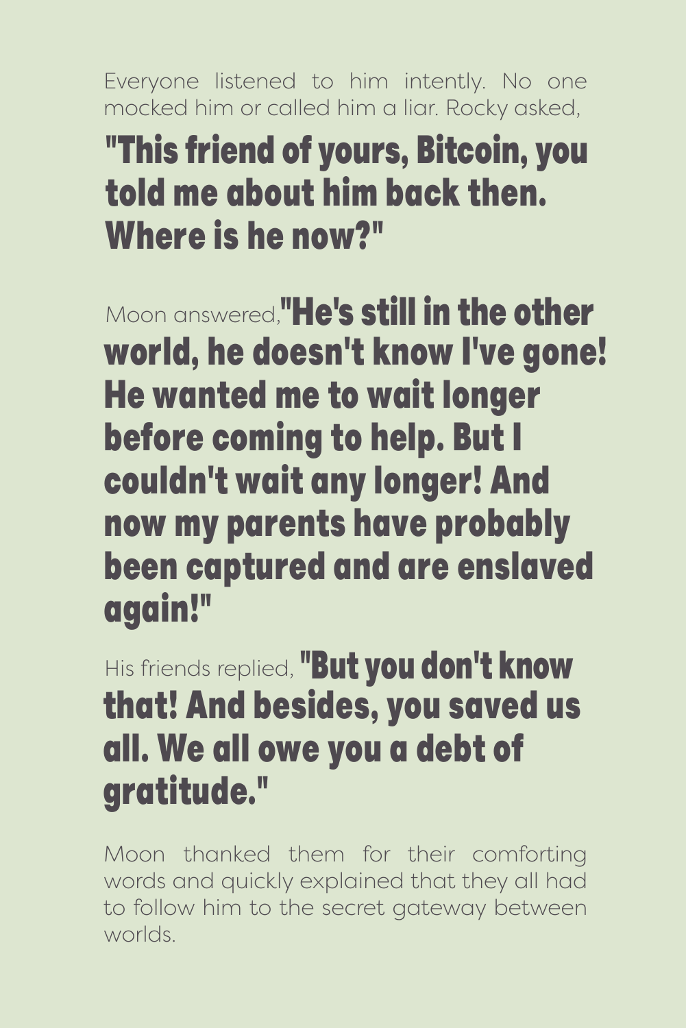Everyone listened to him intently. No one mocked him or called him a liar. Rocky asked,

**"This friend of yours, Bitcoin, you told me about him back then. Where is he now?"**

Moon answered, **"He's still in the other world, he doesn't know I've gone! He wanted me to wait longer before coming to help. But I couldn't wait any longer! And now my parents have probably been captured and are enslaved again!"**

His friends replied, **"But you don't know that! And besides, you saved us all. We all owe you a debt of gratitude."**

Moon thanked them for their comforting words and quickly explained that they all had to follow him to the secret gateway between worlds.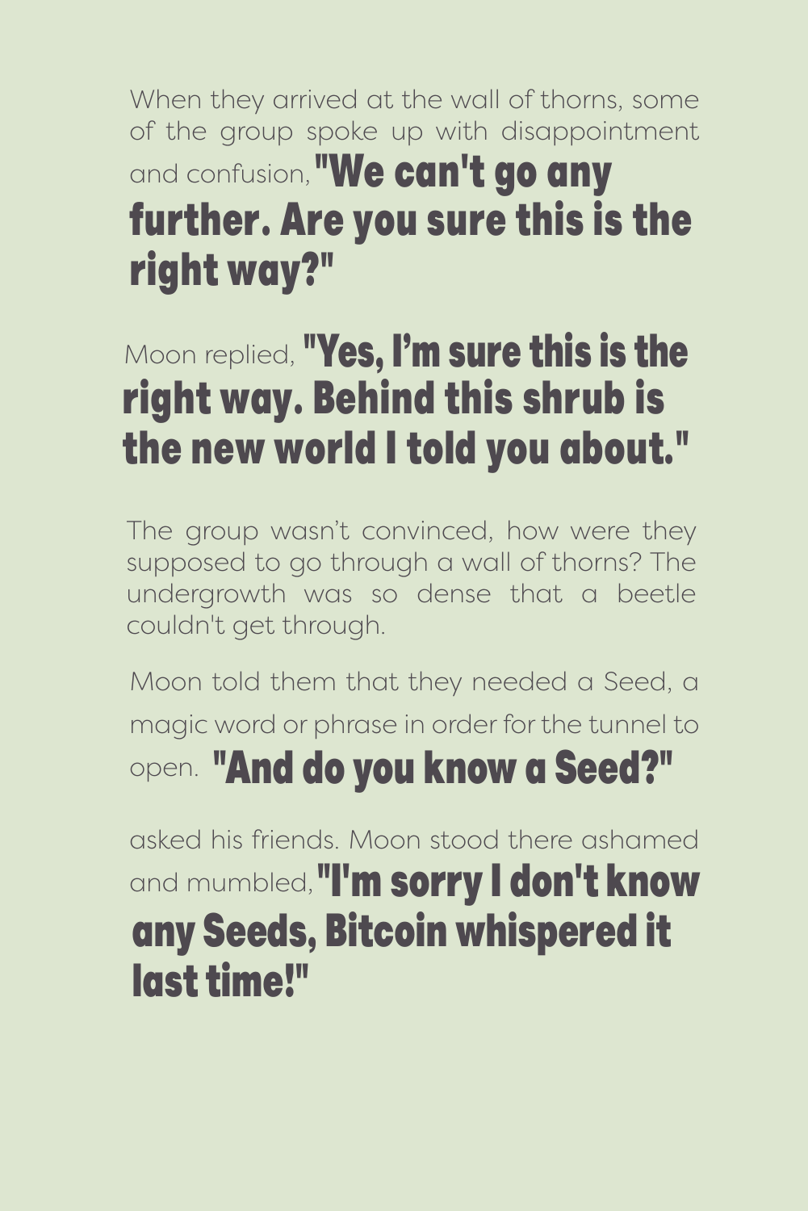When they arrived at the wall of thorns, some of the group spoke up with disappointment and confusion, **"We can't go any further. Are you sure this is the right way?"**

Moon replied, **"Yes, I'm sure this is the right way. Behind this shrub is the new world I told you about."**

The group wasn't convinced, how were they supposed to go through a wall of thorns? The undergrowth was so dense that a beetle couldn't get through.

Moon told them that they needed a Seed, a magic word or phrase in order for the tunnel to open. **"And do you know a Seed?"**

asked his friends. Moon stood there ashamed and mumbled, **"I'm sorry I don't know any Seeds, Bitcoin whispered it last time!"**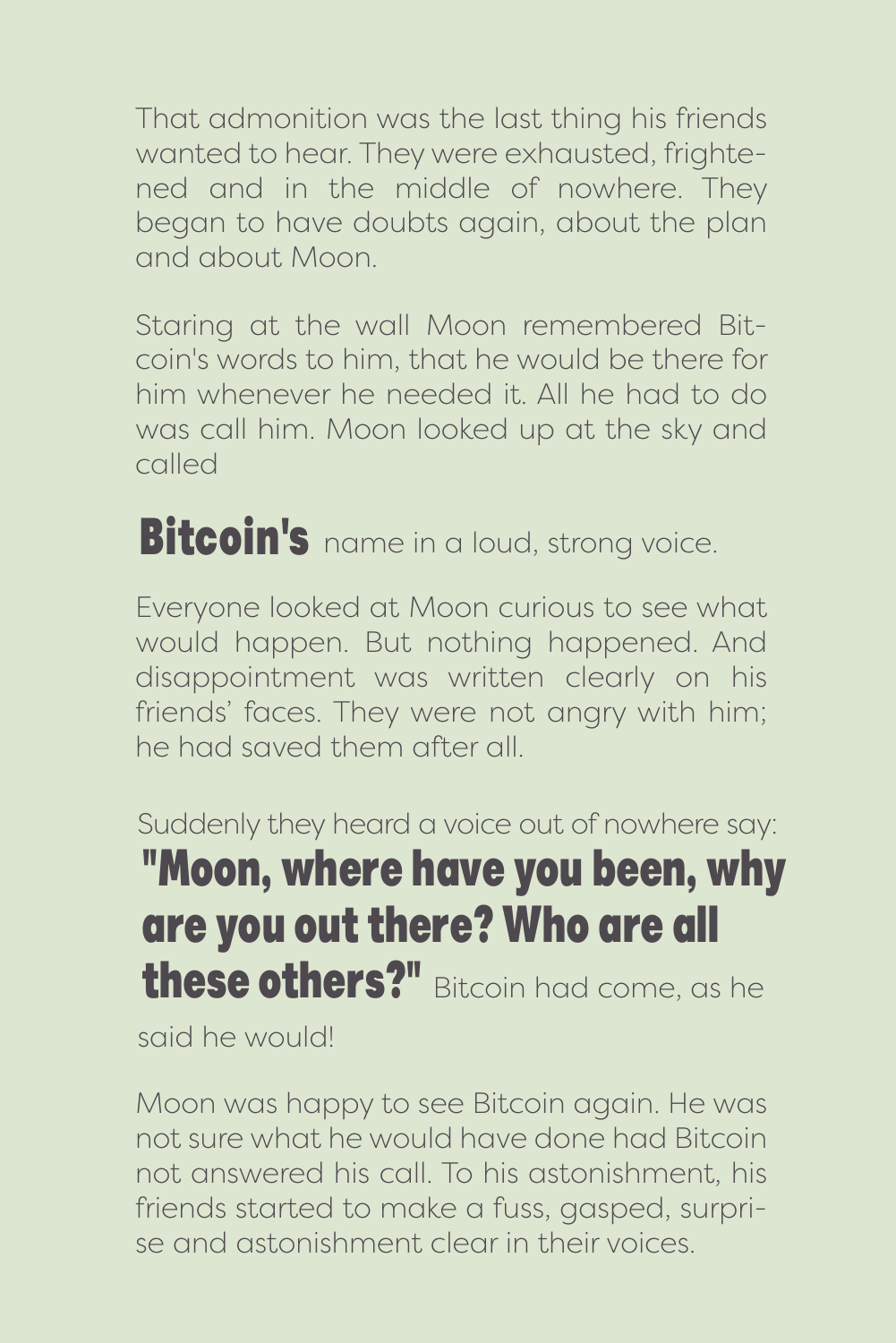That admonition was the last thing his friends wanted to hear. They were exhausted, frightened and in the middle of nowhere. They began to have doubts again, about the plan and about Moon.

Staring at the wall Moon remembered Bitcoin's words to him, that he would be there for him whenever he needed it. All he had to do was call him. Moon looked up at the sky and called

**Bitcoin's** name in a loud, strong voice.

Everyone looked at Moon curious to see what would happen. But nothing happened. And disappointment was written clearly on his friends' faces. They were not angry with him; he had saved them after all.

Suddenly they heard a voice out of nowhere say: **"Moon, where have you been, why are you out there? Who are all these others?"** Bitcoin had come, as he said he would!

Moon was happy to see Bitcoin again. He was not sure what he would have done had Bitcoin not answered his call. To his astonishment, his friends started to make a fuss, gasped, surprise and astonishment clear in their voices.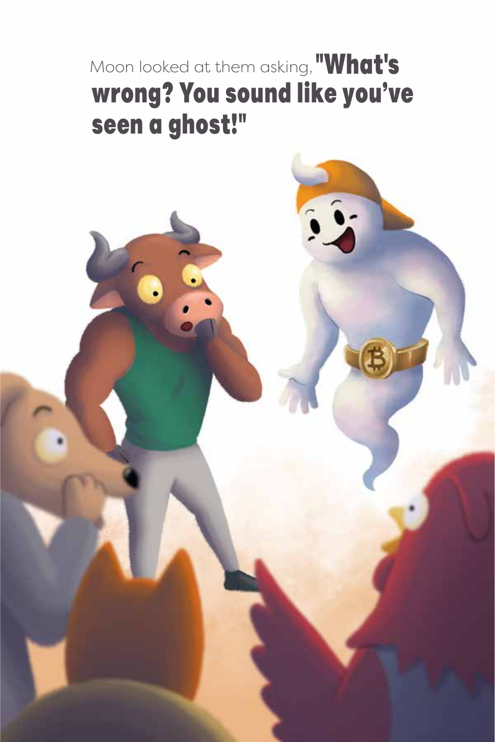Moon looked at them asking, **"What's wrong? You sound like you've seen a ghost!"**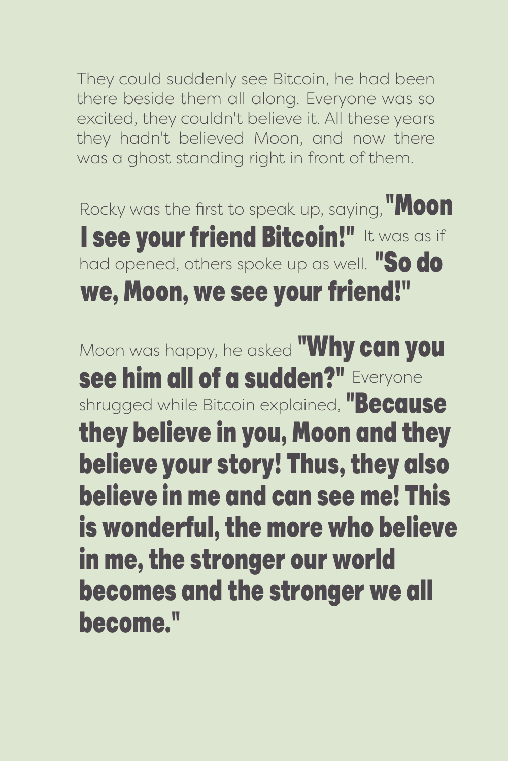They could suddenly see Bitcoin, he had been there beside them all along. Everyone was so excited, they couldn't believe it. All these years they hadn't believed Moon, and now there was a ghost standing right in front of them.

Rocky was the first to speak up, saying, **"Moon I see your friend Bitcoin!"** It was as if had opened, others spoke up as well. **"So do we, Moon, we see your friend!"**

Moon was happy, he asked **"Why can you see him all of a sudden?"** Everyone shrugged while Bitcoin explained, **"Because they believe in you, Moon and they believe your story! Thus, they also believe in me and can see me! This is wonderful, the more who believe in me, the stronger our world becomes and the stronger we all become."**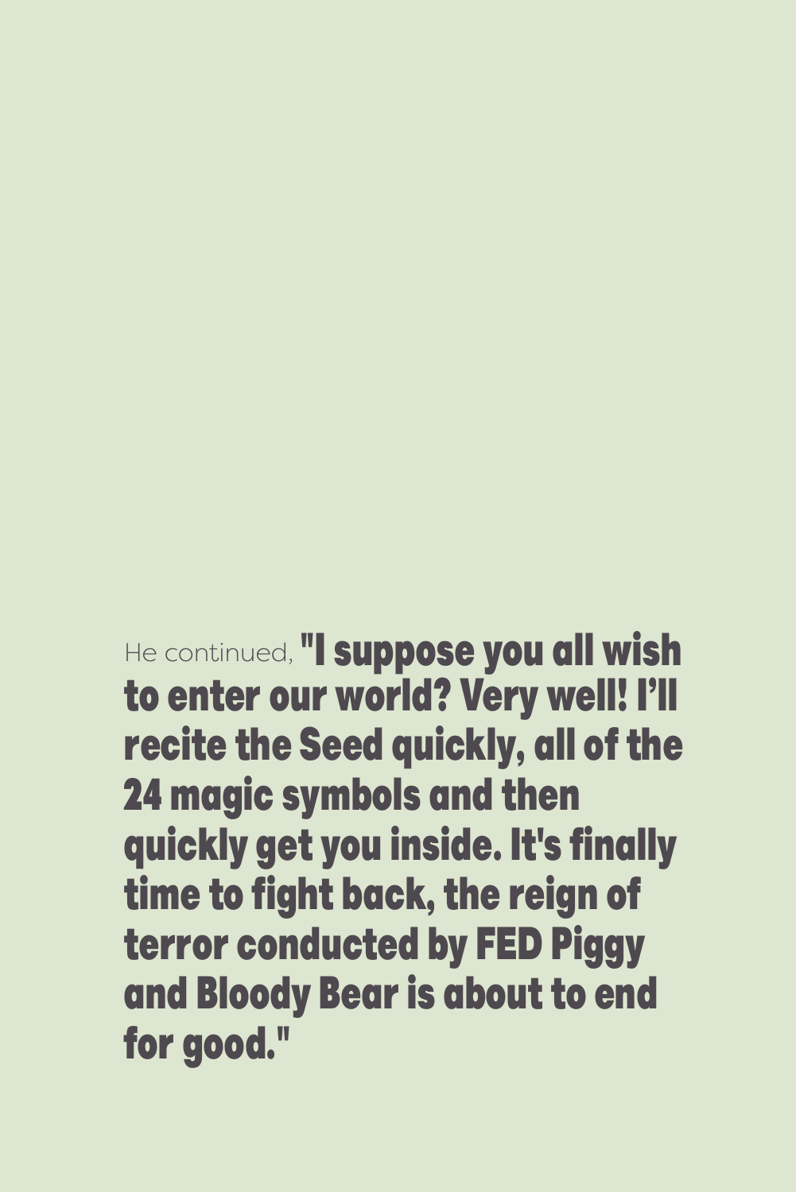He continued, **"I suppose you all wish to enter our world? Very well! I’ll recite the Seed quickly, all of the 24 magic symbols and then quickly get you inside. It's finally time to fight back, the reign of terror conducted by FED Piggy and Bloody Bear is about to end for good."**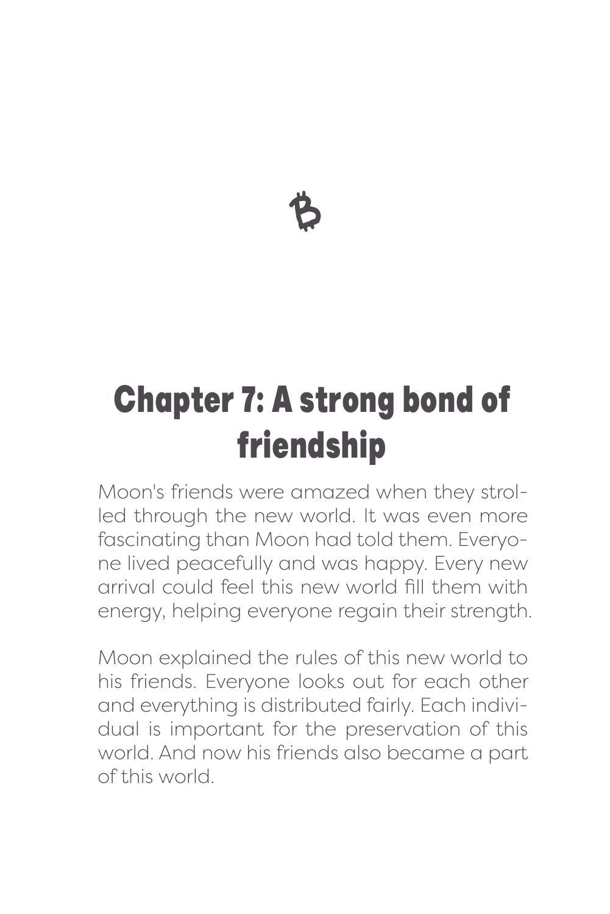# Chapter 7: A strong bond of friendship

Moon's friends were amazed when they strolled through the new world. It was even more fascinating than Moon had told them. Everyone lived peacefully and was happy. Every new arrival could feel this new world fill them with energy, helping everyone regain their strength.

Moon explained the rules of this new world to his friends. Everyone looks out for each other and everything is distributed fairly. Each individual is important for the preservation of this world. And now his friends also became a part of this world.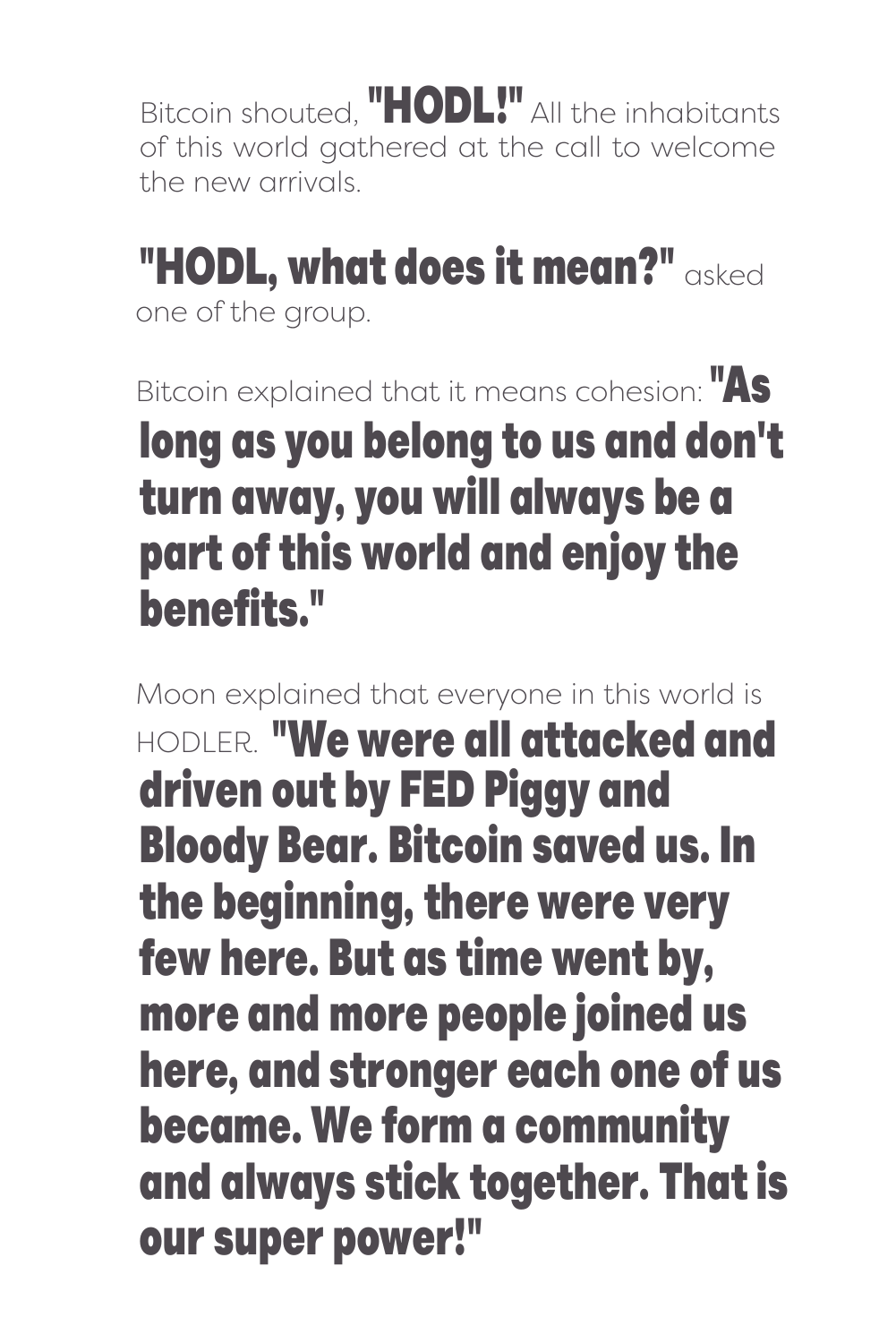Bitcoin shouted, **"HODL!"** All the inhabitants of this world gathered at the call to welcome the new arrivals.

**"HODL, what does it mean?"** asked one of the group.

Bitcoin explained that it means cohesion: **"As long as you belong to us and don't turn away, you will always be a part of this world and enjoy the benefits."**

Moon explained that everyone in this world is HODLER. **"We were all attacked and driven out by FED Piggy and Bloody Bear. Bitcoin saved us. In the beginning, there were very few here. But as time went by, more and more people joined us here, and stronger each one of us became. We form a community and always stick together. That is our super power!"**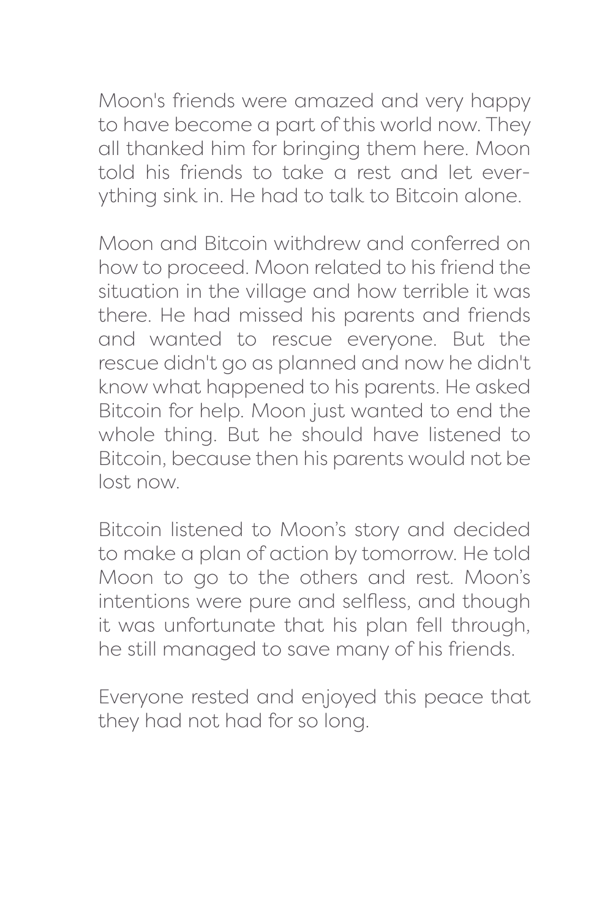Moon's friends were amazed and very happy to have become a part of this world now. They all thanked him for bringing them here. Moon told his friends to take a rest and let everything sink in. He had to talk to Bitcoin alone.

Moon and Bitcoin withdrew and conferred on how to proceed. Moon related to his friend the situation in the village and how terrible it was there. He had missed his parents and friends and wanted to rescue everyone. But the rescue didn't go as planned and now he didn't know what happened to his parents. He asked Bitcoin for help. Moon just wanted to end the whole thing. But he should have listened to Bitcoin, because then his parents would not be lost now.

Bitcoin listened to Moon's story and decided to make a plan of action by tomorrow. He told Moon to go to the others and rest. Moon's intentions were pure and selfless, and though it was unfortunate that his plan fell through, he still managed to save many of his friends.

Everyone rested and enjoyed this peace that they had not had for so long.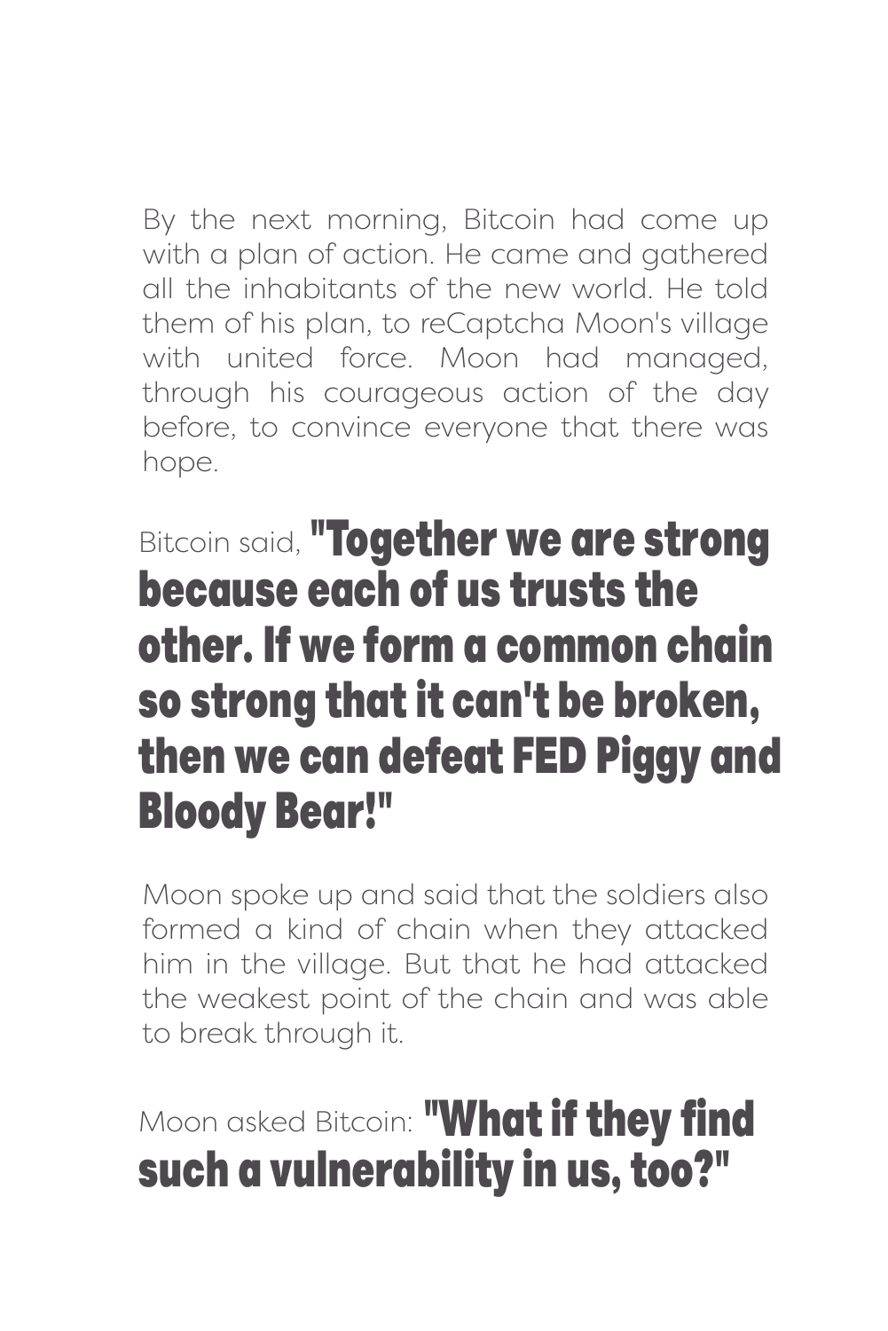By the next morning, Bitcoin had come up with a plan of action. He came and gathered all the inhabitants of the new world. He told them of his plan, to reCaptcha Moon's village with united force. Moon had managed, through his courageous action of the day before, to convince everyone that there was hope.

Bitcoin said, **"Together we are strong because each of us trusts the other. If we form a common chain so strong that it can't be broken, then we can defeat FED Piggy and Bloody Bear!"**

Moon spoke up and said that the soldiers also formed a kind of chain when they attacked him in the village. But that he had attacked the weakest point of the chain and was able to break through it.

Moon asked Bitcoin: **"What if they find such a vulnerability in us, too?"**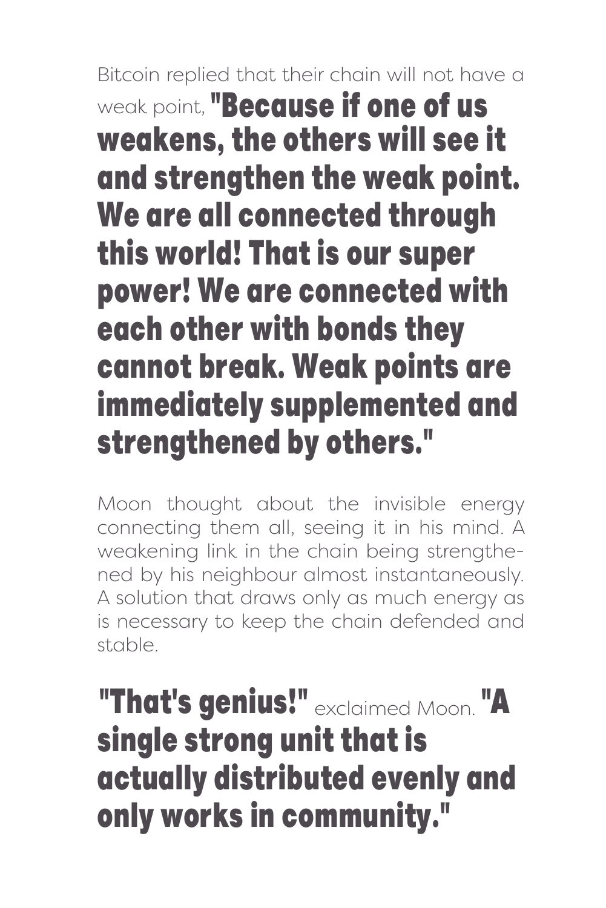Bitcoin replied that their chain will not have a weak point, **"Because if one of us weakens, the others will see it and strengthen the weak point. We are all connected through this world! That is our super power! We are connected with each other with bonds they cannot break. Weak points are immediately supplemented and strengthened by others."**

Moon thought about the invisible energy connecting them all, seeing it in his mind. A weakening link in the chain being strengthened by his neighbour almost instantaneously. A solution that draws only as much energy as is necessary to keep the chain defended and stable.

**"That's genius!"** exclaimed Moon. **"A single strong unit that is actually distributed evenly and only works in community."**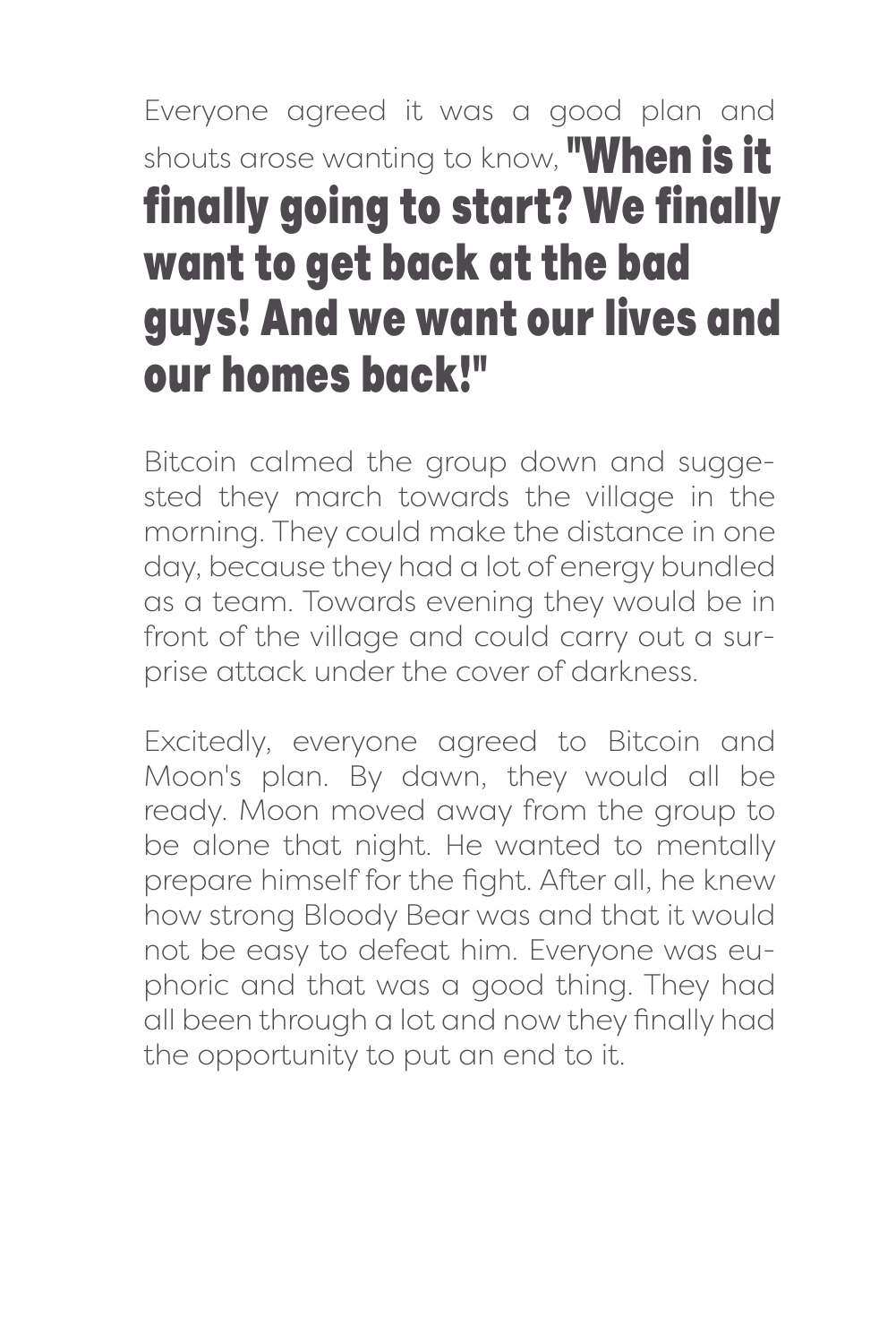Everyone agreed it was a good plan and shouts arose wanting to know, **"When is it finally going to start? We finally want to get back at the bad guys! And we want our lives and our homes back!"**

Bitcoin calmed the group down and suggested they march towards the village in the morning. They could make the distance in one day, because they had a lot of energy bundled as a team. Towards evening they would be in front of the village and could carry out a surprise attack under the cover of darkness.

Excitedly, everyone agreed to Bitcoin and Moon's plan. By dawn, they would all be ready. Moon moved away from the group to be alone that night. He wanted to mentally prepare himself for the fight. After all, he knew how strong Bloody Bear was and that it would not be easy to defeat him. Everyone was euphoric and that was a good thing. They had all been through a lot and now they finally had the opportunity to put an end to it.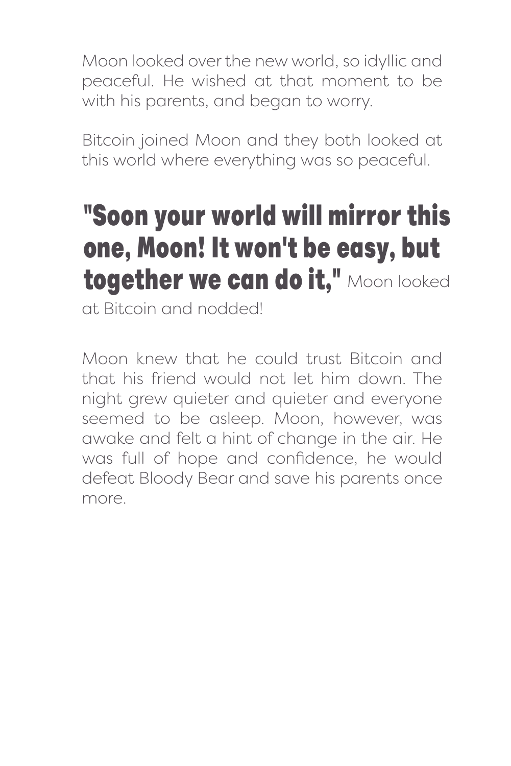Moon looked over the new world, so idyllic and peaceful. He wished at that moment to be with his parents, and began to worry.

Bitcoin joined Moon and they both looked at this world where everything was so peaceful.

**"Soon your world will mirror this one, Moon! It won't be easy, but together we can do it,"** Moon looked at Bitcoin and nodded!

Moon knew that he could trust Bitcoin and that his friend would not let him down. The night grew quieter and quieter and everyone seemed to be asleep. Moon, however, was awake and felt a hint of change in the air. He was full of hope and confidence, he would defeat Bloody Bear and save his parents once more.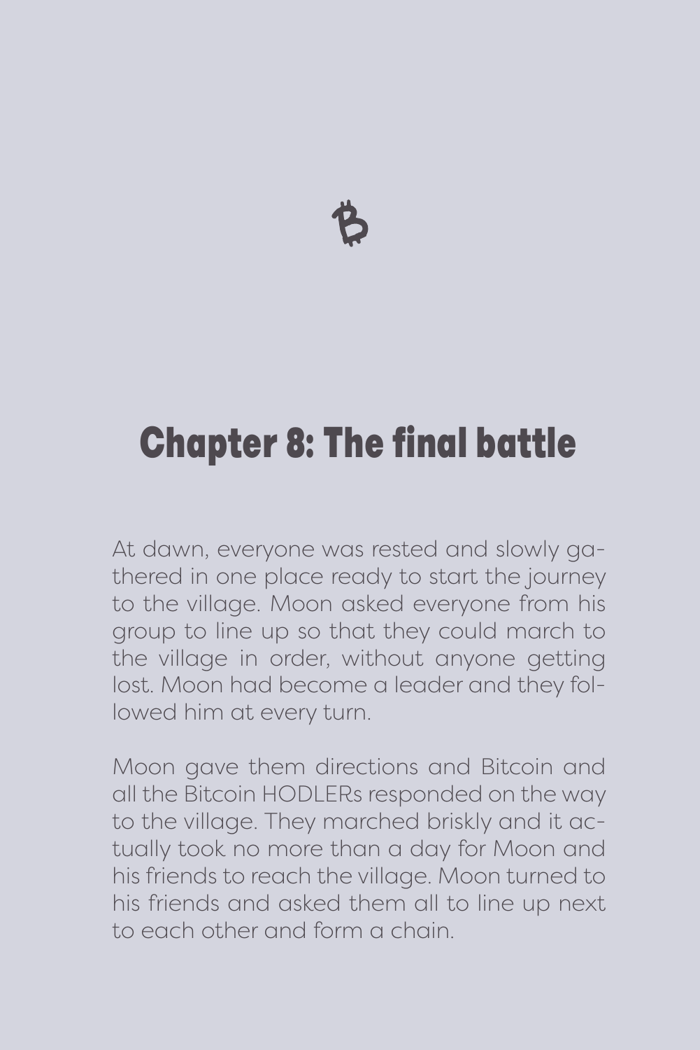# Chapter 8: The final battle

At dawn, everyone was rested and slowly gathered in one place ready to start the journey to the village. Moon asked everyone from his group to line up so that they could march to the village in order, without anyone getting lost. Moon had become a leader and they followed him at every turn.

Moon gave them directions and Bitcoin and all the Bitcoin HODLERs responded on the way to the village. They marched briskly and it actually took no more than a day for Moon and his friends to reach the village. Moon turned to his friends and asked them all to line up next to each other and form a chain.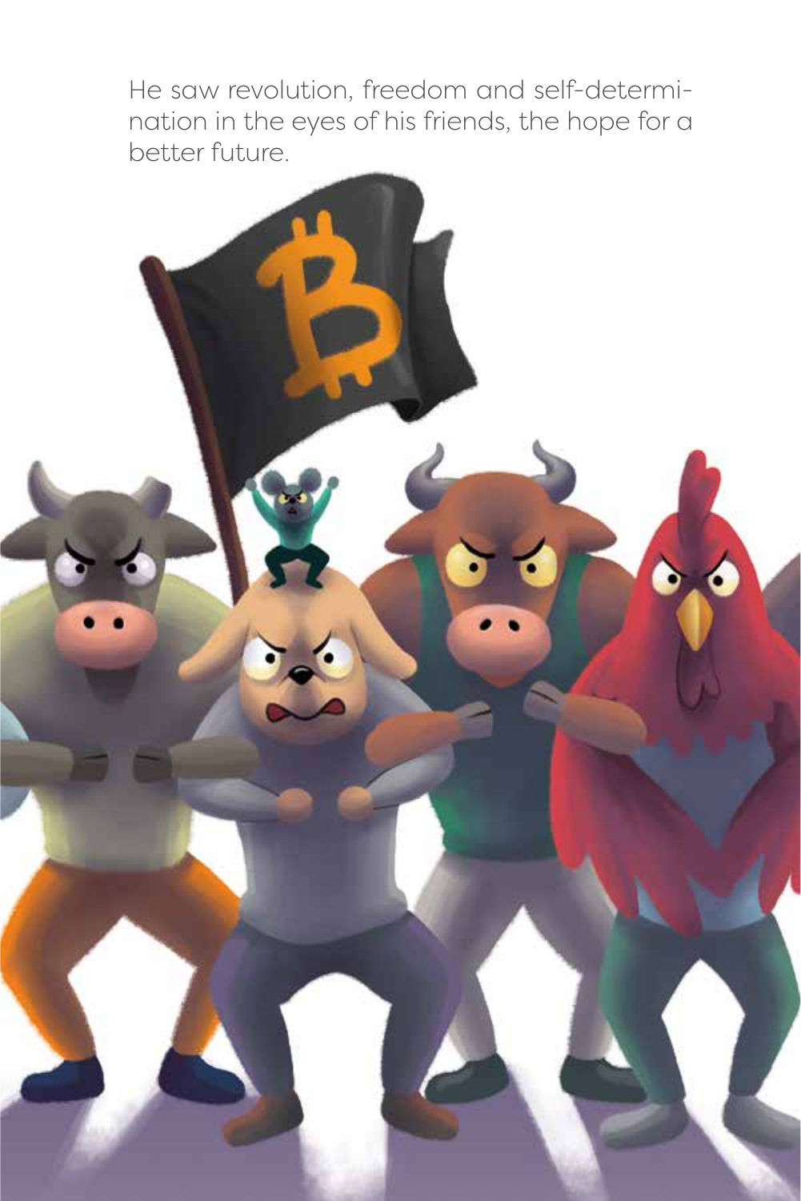He saw revolution, freedom and self-determination in the eyes of his friends, the hope for a better future.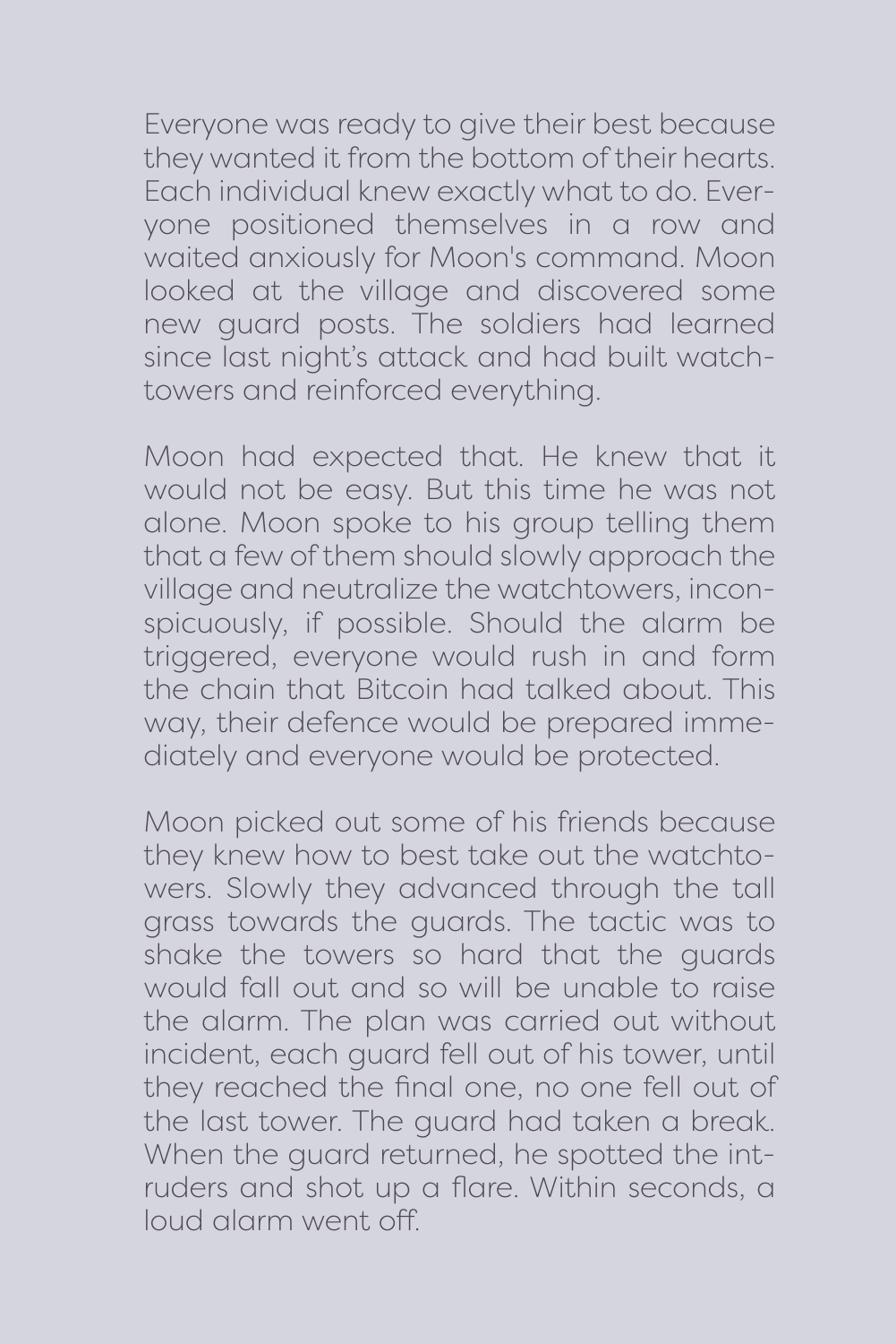Everyone was ready to give their best because they wanted it from the bottom of their hearts. Each individual knew exactly what to do. Everyone positioned themselves in a row and waited anxiously for Moon's command. Moon looked at the village and discovered some new guard posts. The soldiers had learned since last night's attack and had built watchtowers and reinforced everything.

Moon had expected that. He knew that it would not be easy. But this time he was not alone. Moon spoke to his group telling them that a few of them should slowly approach the village and neutralize the watchtowers, inconspicuously, if possible. Should the alarm be triggered, everyone would rush in and form the chain that Bitcoin had talked about. This way, their defence would be prepared immediately and everyone would be protected.

Moon picked out some of his friends because they knew how to best take out the watchtowers. Slowly they advanced through the tall grass towards the guards. The tactic was to shake the towers so hard that the guards would fall out and so will be unable to raise the alarm. The plan was carried out without incident, each guard fell out of his tower, until they reached the final one, no one fell out of the last tower. The guard had taken a break. When the guard returned, he spotted the intruders and shot up a flare. Within seconds, a loud alarm went off.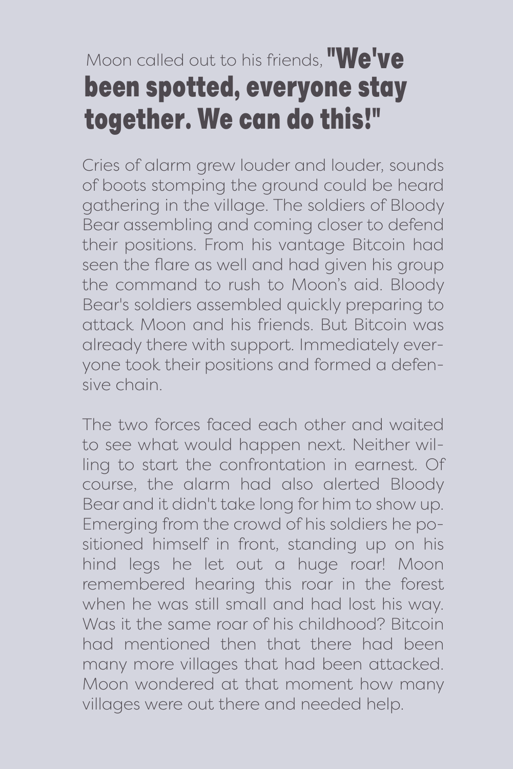Moon called out to his friends, **"We've been spotted, everyone stay together. We can do this!"**

Cries of alarm grew louder and louder, sounds of boots stomping the ground could be heard gathering in the village. The soldiers of Bloody Bear assembling and coming closer to defend their positions. From his vantage Bitcoin had seen the flare as well and had given his group the command to rush to Moon's aid. Bloody Bear's soldiers assembled quickly preparing to attack Moon and his friends. But Bitcoin was already there with support. Immediately everyone took their positions and formed a defensive chain.

The two forces faced each other and waited to see what would happen next. Neither willing to start the confrontation in earnest. Of course, the alarm had also alerted Bloody Bear and it didn't take long for him to show up. Emerging from the crowd of his soldiers he positioned himself in front, standing up on his hind legs he let out a huge roar! Moon remembered hearing this roar in the forest when he was still small and had lost his way. Was it the same roar of his childhood? Bitcoin had mentioned then that there had been many more villages that had been attacked. Moon wondered at that moment how many villages were out there and needed help.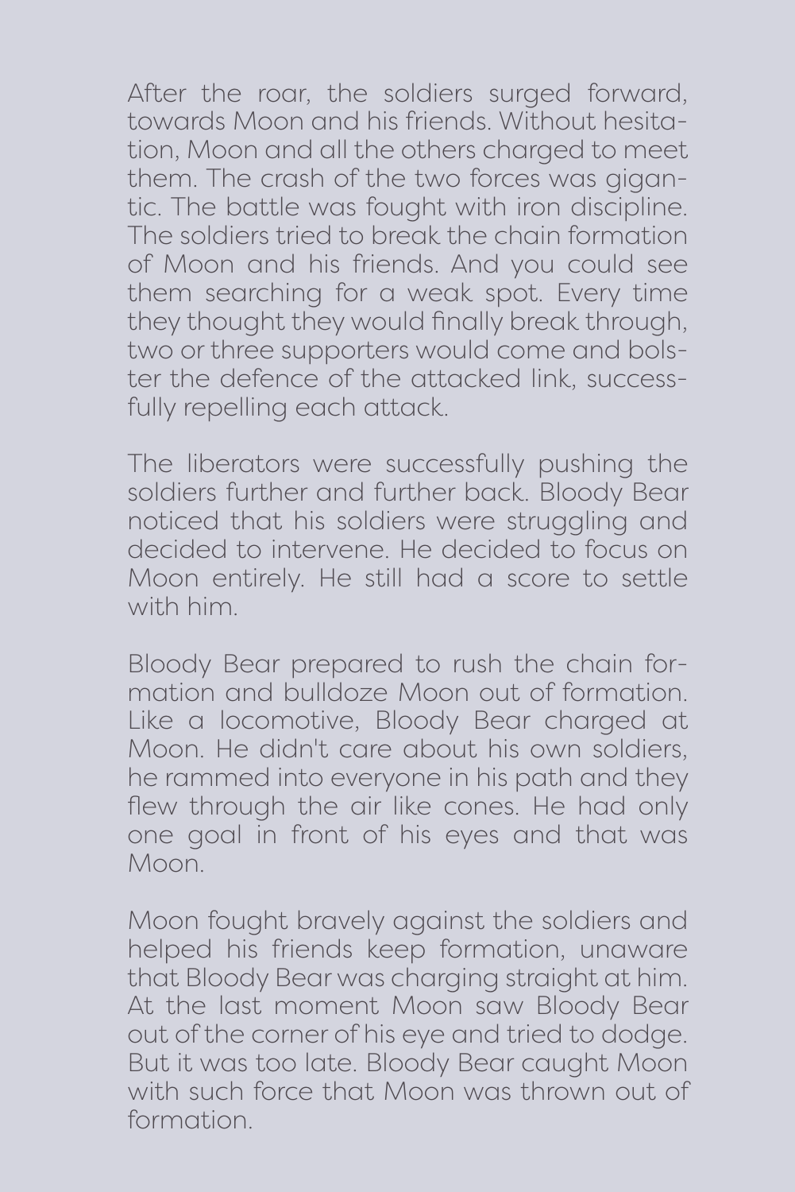After the roar, the soldiers surged forward, towards Moon and his friends. Without hesitation, Moon and all the others charged to meet them. The crash of the two forces was gigantic. The battle was fought with iron discipline. The soldiers tried to break the chain formation of Moon and his friends. And you could see them searching for a weak spot. Every time they thought they would finally break through, two or three supporters would come and bolster the defence of the attacked link, successfully repelling each attack.

The liberators were successfully pushing the soldiers further and further back. Bloody Bear noticed that his soldiers were struggling and decided to intervene. He decided to focus on Moon entirely. He still had a score to settle with him.

Bloody Bear prepared to rush the chain formation and bulldoze Moon out of formation. Like a locomotive, Bloody Bear charged at Moon. He didn't care about his own soldiers, he rammed into everyone in his path and they flew through the air like cones. He had only one goal in front of his eyes and that was Moon.

Moon fought bravely against the soldiers and helped his friends keep formation, unaware that Bloody Bear was charging straight at him. At the last moment Moon saw Bloody Bear out of the corner of his eye and tried to dodge. But it was too late. Bloody Bear caught Moon with such force that Moon was thrown out of formation.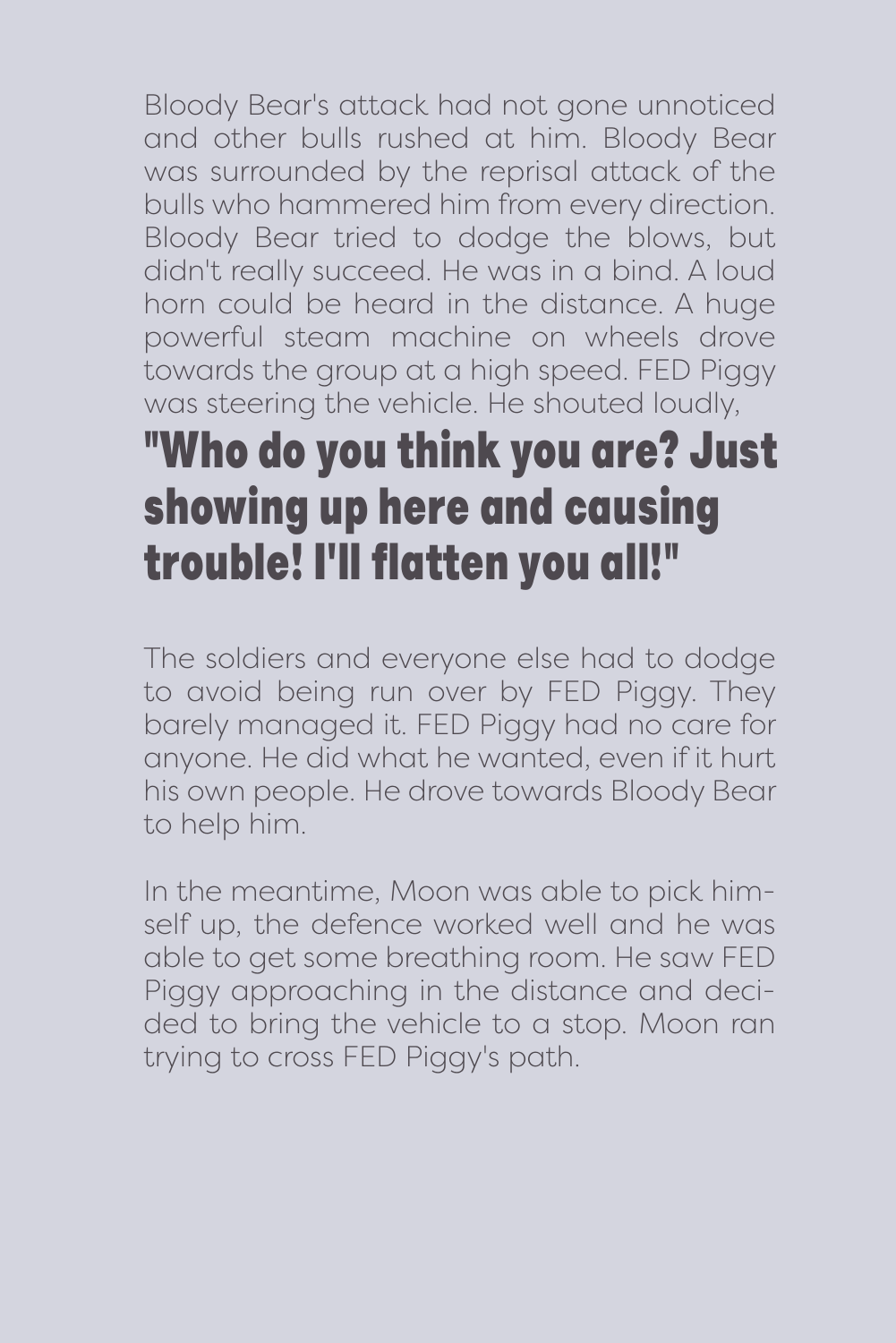Bloody Bear's attack had not gone unnoticed and other bulls rushed at him. Bloody Bear was surrounded by the reprisal attack of the bulls who hammered him from every direction. Bloody Bear tried to dodge the blows, but didn't really succeed. He was in a bind. A loud horn could be heard in the distance. A huge powerful steam machine on wheels drove towards the group at a high speed. FED Piggy was steering the vehicle. He shouted loudly,

**"Who do you think you are? Just showing up here and causing trouble! I'll flatten you all!"**

The soldiers and everyone else had to dodge to avoid being run over by FED Piggy. They barely managed it. FED Piggy had no care for anyone. He did what he wanted, even if it hurt his own people. He drove towards Bloody Bear to help him.

In the meantime, Moon was able to pick himself up, the defence worked well and he was able to get some breathing room. He saw FED Piggy approaching in the distance and decided to bring the vehicle to a stop. Moon ran trying to cross FED Piggy's path.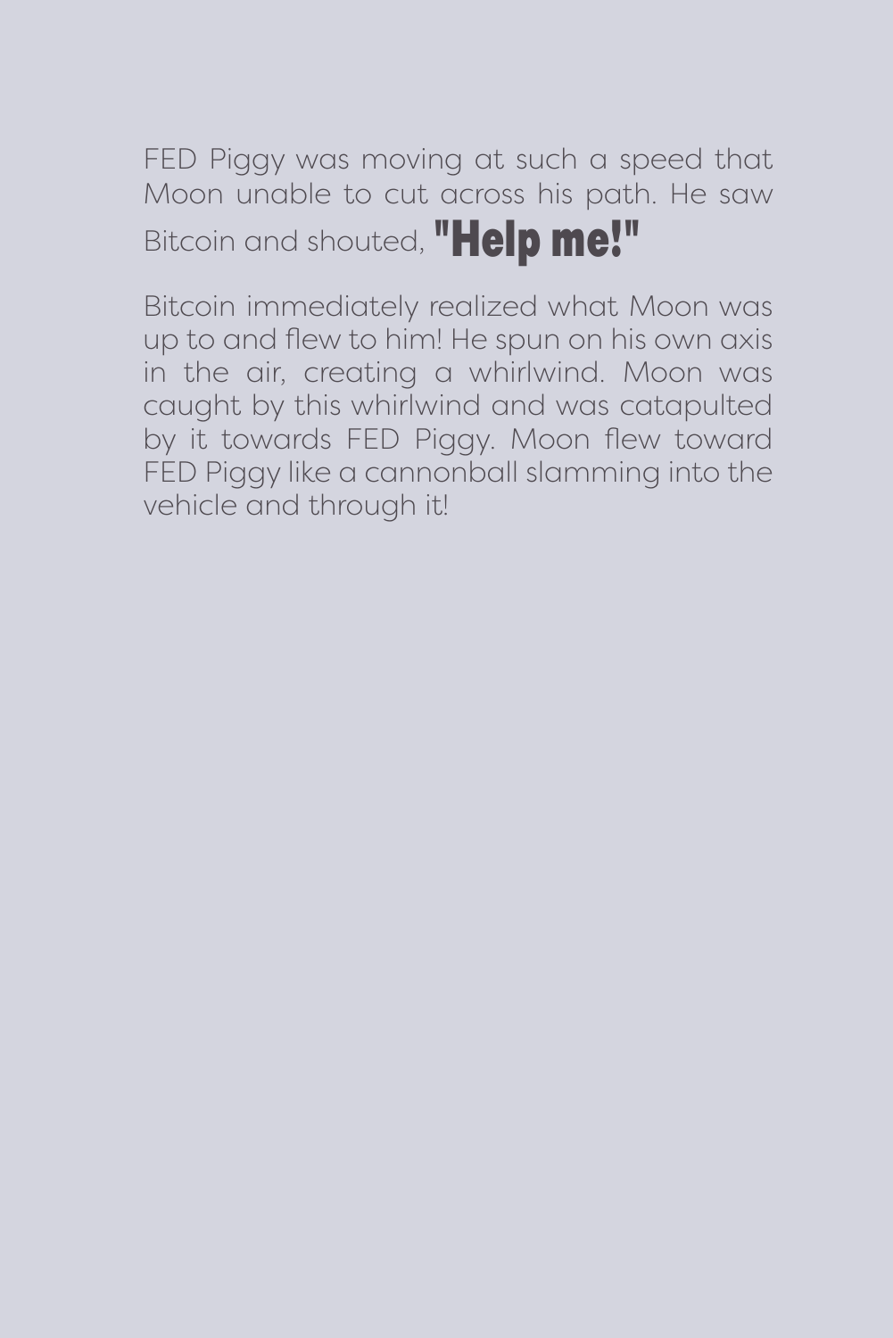FED Piggy was moving at such a speed that Moon unable to cut across his path. He saw Bitcoin and shouted, **"Help me!"**

Bitcoin immediately realized what Moon was up to and flew to him! He spun on his own axis in the air, creating a whirlwind. Moon was caught by this whirlwind and was catapulted by it towards FED Piggy. Moon flew toward FED Piggy like a cannonball slamming into the vehicle and through it!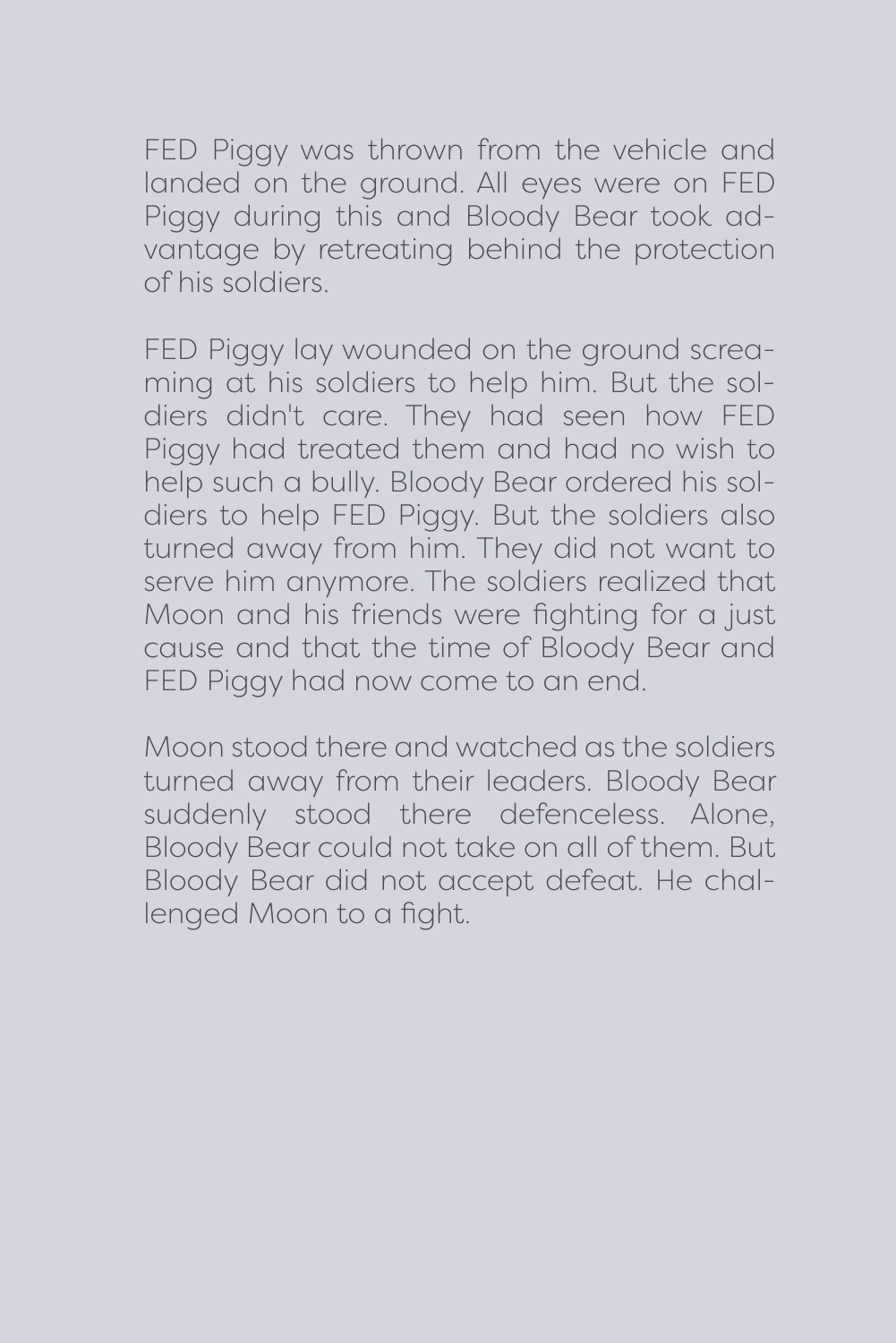FED Piggy was thrown from the vehicle and landed on the ground. All eyes were on FED Piggy during this and Bloody Bear took advantage by retreating behind the protection of his soldiers.

FED Piggy lay wounded on the ground screaming at his soldiers to help him. But the soldiers didn't care. They had seen how FED Piggy had treated them and had no wish to help such a bully. Bloody Bear ordered his soldiers to help FED Piggy. But the soldiers also turned away from him. They did not want to serve him anymore. The soldiers realized that Moon and his friends were fighting for a just cause and that the time of Bloody Bear and FED Piggy had now come to an end.

Moon stood there and watched as the soldiers turned away from their leaders. Bloody Bear suddenly stood there defenceless. Alone, Bloody Bear could not take on all of them. But Bloody Bear did not accept defeat. He challenged Moon to a fight.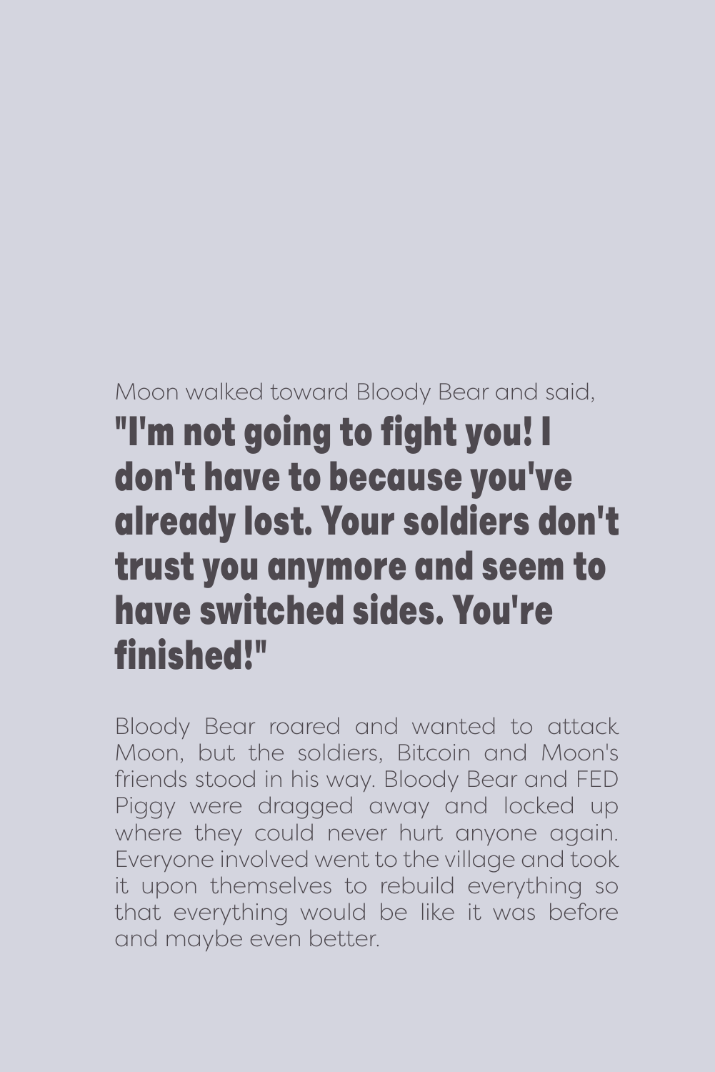Moon walked toward Bloody Bear and said,

**"I'm not going to fight you! I don't have to because you've already lost. Your soldiers don't trust you anymore and seem to have switched sides. You're finished!"**

Bloody Bear roared and wanted to attack Moon, but the soldiers, Bitcoin and Moon's friends stood in his way. Bloody Bear and FED Piggy were dragged away and locked up where they could never hurt anyone again. Everyone involved went to the village and took it upon themselves to rebuild everything so that everything would be like it was before and maybe even better.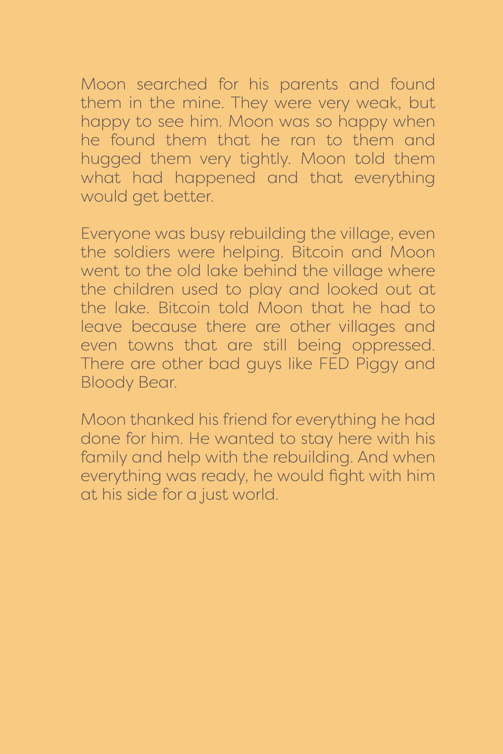Moon searched for his parents and found them in the mine. They were very weak, but happy to see him. Moon was so happy when he found them that he ran to them and hugged them very tightly. Moon told them what had happened and that everything would get better.

Everyone was busy rebuilding the village, even the soldiers were helping. Bitcoin and Moon went to the old lake behind the village where the children used to play and looked out at the lake. Bitcoin told Moon that he had to leave because there are other villages and even towns that are still being oppressed. There are other bad guys like FED Piggy and Bloody Bear.

Moon thanked his friend for everything he had done for him. He wanted to stay here with his family and help with the rebuilding. And when everything was ready, he would fight with him at his side for a just world.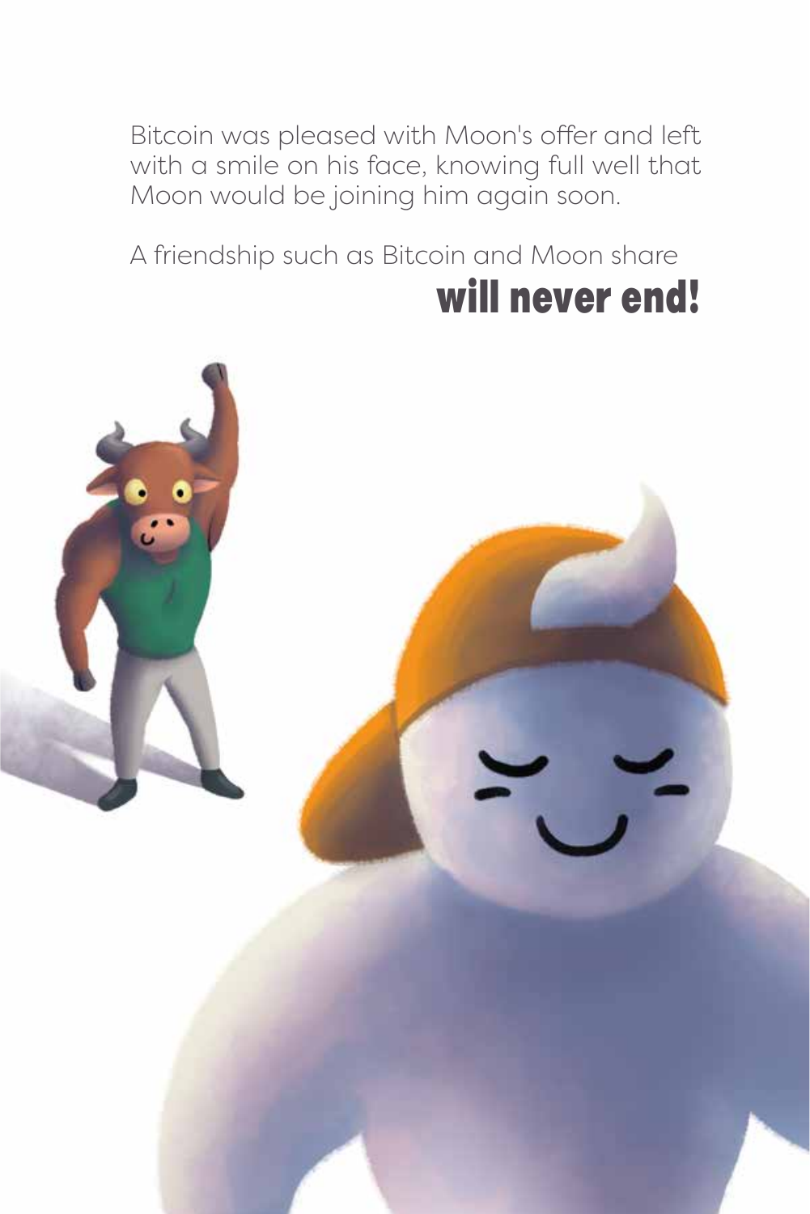Bitcoin was pleased with Moon's offer and left with a smile on his face, knowing full well that Moon would be joining him again soon.

A friendship such as Bitcoin and Moon share **will never end!**